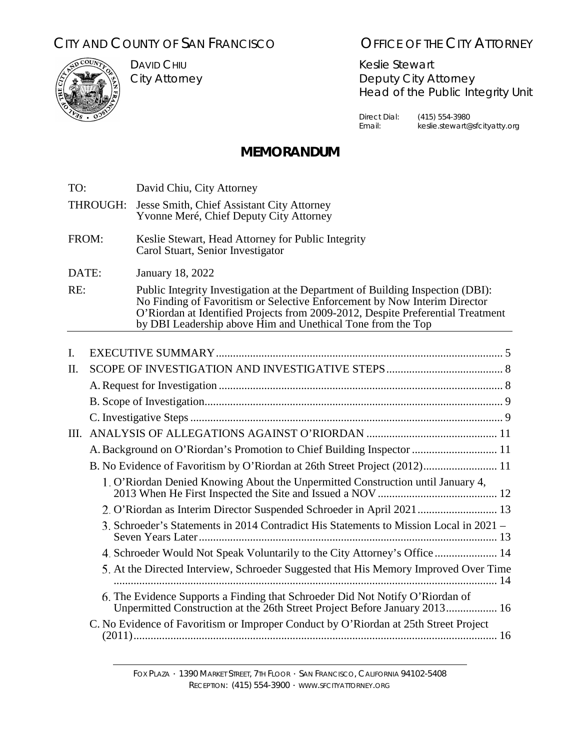CITY AND COUNTY OF SAN FRANCISCO

OFFICE OF THE CITY ATTORNEY

DAVID CHIU
City Attorney

Keslie Stewart
Deputy City Attorney
Head of the Public Integrity Unit

Direct Dial: (415) 554-3980
Email: keslie.stewart@sfcityatty.org

# MEMORANDUM

| | |
|---|---|
| TO: | David Chiu, City Attorney |
| THROUGH: | Jesse Smith, Chief Assistant City Attorney<br>Yvonne Meré, Chief Deputy City Attorney |
| FROM: | Keslie Stewart, Head Attorney for Public Integrity<br>Carol Stuart, Senior Investigator |
| DATE: | January 18, 2022 |
| RE: | Public Integrity Investigation at the Department of Building Inspection (DBI): No Finding of Favoritism or Selective Enforcement by Now Interim Director O'Riordan at Identified Projects from 2009-2012, Despite Preferential Treatment by DBI Leadership above Him and Unethical Tone from the Top |

I. EXECUTIVE SUMMARY ..... 5

II. SCOPE OF INVESTIGATION AND INVESTIGATIVE STEPS ..... 8

- A. Request for Investigation ..... 8
- B. Scope of Investigation ..... 9
- C. Investigative Steps ..... 9

III. ANALYSIS OF ALLEGATIONS AGAINST O'RIORDAN ..... 11

- A. Background on O'Riordan's Promotion to Chief Building Inspector ..... 11
- B. No Evidence of Favoritism by O'Riordan at 26th Street Project (2012) ..... 11
  1. O'Riordan Denied Knowing About the Unpermitted Construction until January 4, 2013 When He First Inspected the Site and Issued a NOV ..... 12
  2. O'Riordan as Interim Director Suspended Schroeder in April 2021 ..... 13
  3. Schroeder's Statements in 2014 Contradict His Statements to Mission Local in 2021 – Seven Years Later ..... 13
  4. Schroeder Would Not Speak Voluntarily to the City Attorney's Office ..... 14
  5. At the Directed Interview, Schroeder Suggested that His Memory Improved Over Time ..... 14
  6. The Evidence Supports a Finding that Schroeder Did Not Notify O'Riordan of Unpermitted Construction at the 26th Street Project Before January 2013 ..... 16
- C. No Evidence of Favoritism or Improper Conduct by O'Riordan at 25th Street Project (2011) ..... 16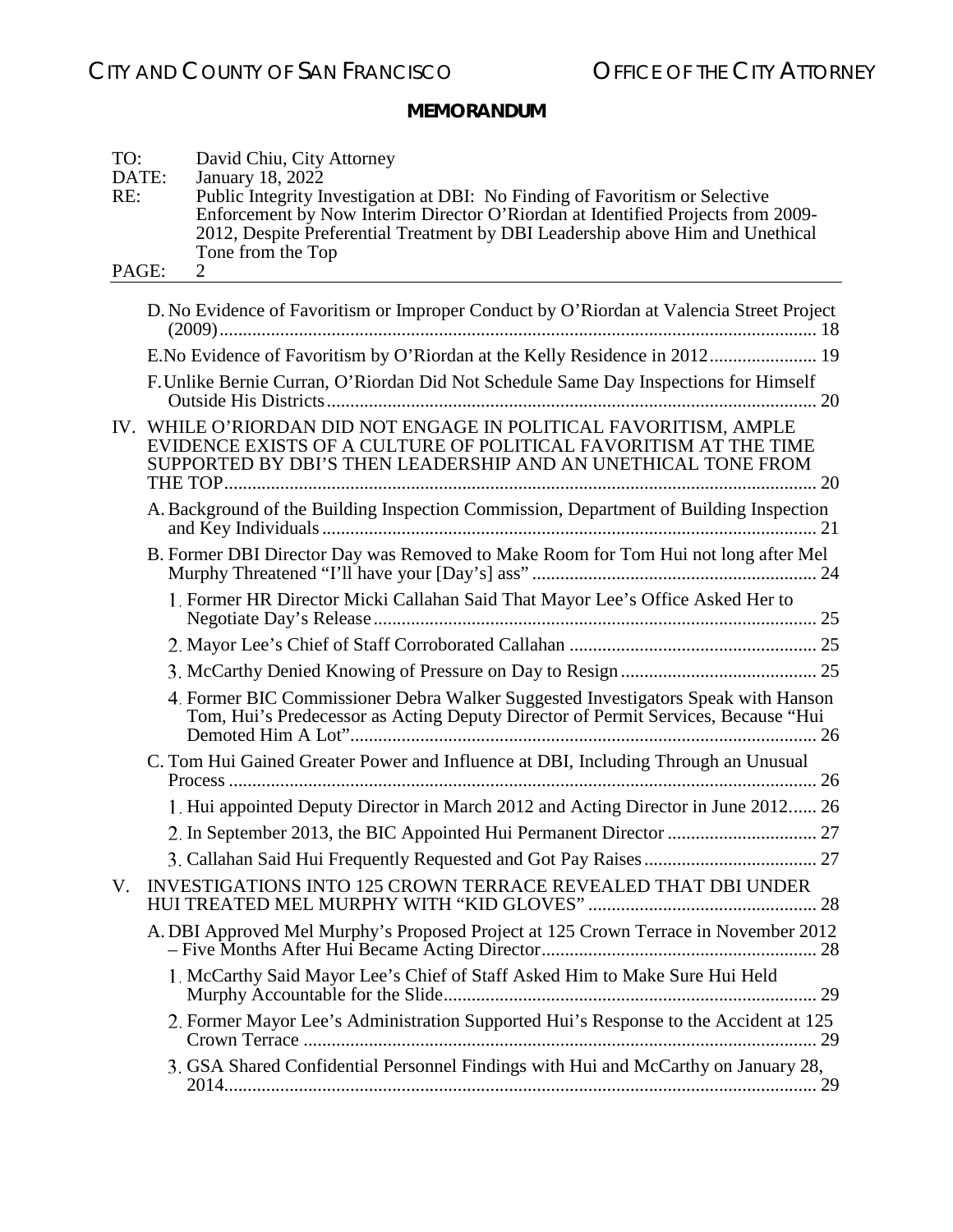# CITY AND COUNTY OF SAN FRANCISCO — OFFICE OF THE CITY ATTORNEY

**MEMORANDUM**

TO: David Chiu, City Attorney
DATE: January 18, 2022
RE: Public Integrity Investigation at DBI: No Finding of Favoritism or Selective Enforcement by Now Interim Director O'Riordan at Identified Projects from 2009-2012, Despite Preferential Treatment by DBI Leadership above Him and Unethical Tone from the Top
PAGE: 2

---

- D. No Evidence of Favoritism or Improper Conduct by O'Riordan at Valencia Street Project (2009) .......... 18
- E. No Evidence of Favoritism by O'Riordan at the Kelly Residence in 2012 .......... 19
- F. Unlike Bernie Curran, O'Riordan Did Not Schedule Same Day Inspections for Himself Outside His Districts .......... 20

IV. WHILE O'RIORDAN DID NOT ENGAGE IN POLITICAL FAVORITISM, AMPLE EVIDENCE EXISTS OF A CULTURE OF POLITICAL FAVORITISM AT THE TIME SUPPORTED BY DBI'S THEN LEADERSHIP AND AN UNETHICAL TONE FROM THE TOP .......... 20

- A. Background of the Building Inspection Commission, Department of Building Inspection and Key Individuals .......... 21
- B. Former DBI Director Day was Removed to Make Room for Tom Hui not long after Mel Murphy Threatened "I'll have your [Day's] ass" .......... 24
  1. Former HR Director Micki Callahan Said That Mayor Lee's Office Asked Her to Negotiate Day's Release .......... 25
  2. Mayor Lee's Chief of Staff Corroborated Callahan .......... 25
  3. McCarthy Denied Knowing of Pressure on Day to Resign .......... 25
  4. Former BIC Commissioner Debra Walker Suggested Investigators Speak with Hanson Tom, Hui's Predecessor as Acting Deputy Director of Permit Services, Because "Hui Demoted Him A Lot" .......... 26
- C. Tom Hui Gained Greater Power and Influence at DBI, Including Through an Unusual Process .......... 26
  1. Hui appointed Deputy Director in March 2012 and Acting Director in June 2012 .......... 26
  2. In September 2013, the BIC Appointed Hui Permanent Director .......... 27
  3. Callahan Said Hui Frequently Requested and Got Pay Raises .......... 27

V. INVESTIGATIONS INTO 125 CROWN TERRACE REVEALED THAT DBI UNDER HUI TREATED MEL MURPHY WITH "KID GLOVES" .......... 28

- A. DBI Approved Mel Murphy's Proposed Project at 125 Crown Terrace in November 2012 – Five Months After Hui Became Acting Director .......... 28
  1. McCarthy Said Mayor Lee's Chief of Staff Asked Him to Make Sure Hui Held Murphy Accountable for the Slide .......... 29
  2. Former Mayor Lee's Administration Supported Hui's Response to the Accident at 125 Crown Terrace .......... 29
  3. GSA Shared Confidential Personnel Findings with Hui and McCarthy on January 28, 2014 .......... 29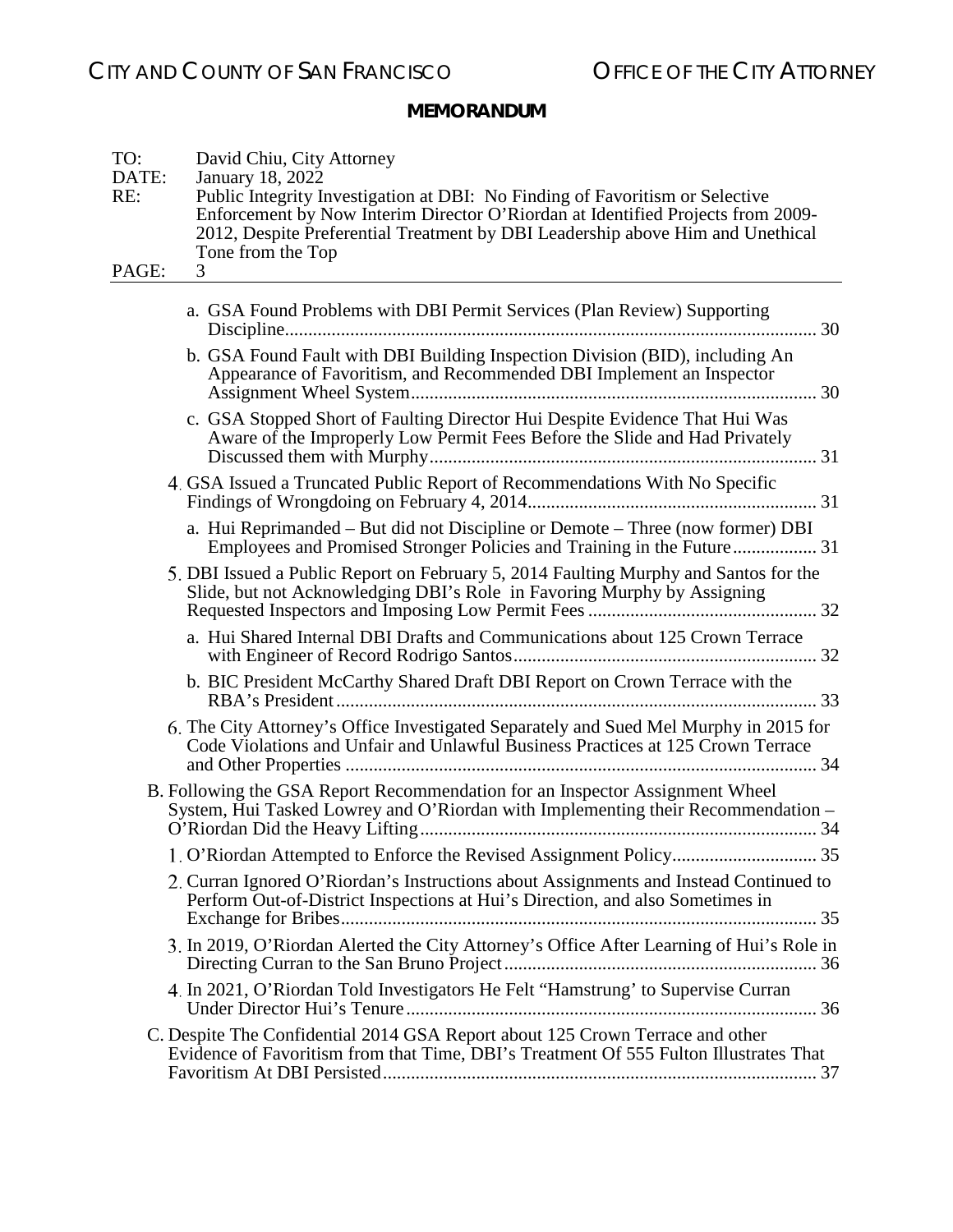a. GSA Found Problems with DBI Permit Services (Plan Review) Supporting Discipline ..... 30

b. GSA Found Fault with DBI Building Inspection Division (BID), including An Appearance of Favoritism, and Recommended DBI Implement an Inspector Assignment Wheel System ..... 30

c. GSA Stopped Short of Faulting Director Hui Despite Evidence That Hui Was Aware of the Improperly Low Permit Fees Before the Slide and Had Privately Discussed them with Murphy ..... 31

4. GSA Issued a Truncated Public Report of Recommendations With No Specific Findings of Wrongdoing on February 4, 2014 ..... 31

a. Hui Reprimanded – But did not Discipline or Demote – Three (now former) DBI Employees and Promised Stronger Policies and Training in the Future ..... 31

5. DBI Issued a Public Report on February 5, 2014 Faulting Murphy and Santos for the Slide, but not Acknowledging DBI's Role in Favoring Murphy by Assigning Requested Inspectors and Imposing Low Permit Fees ..... 32

a. Hui Shared Internal DBI Drafts and Communications about 125 Crown Terrace with Engineer of Record Rodrigo Santos ..... 32

b. BIC President McCarthy Shared Draft DBI Report on Crown Terrace with the RBA's President ..... 33

6. The City Attorney's Office Investigated Separately and Sued Mel Murphy in 2015 for Code Violations and Unfair and Unlawful Business Practices at 125 Crown Terrace and Other Properties ..... 34

B. Following the GSA Report Recommendation for an Inspector Assignment Wheel System, Hui Tasked Lowrey and O'Riordan with Implementing their Recommendation – O'Riordan Did the Heavy Lifting ..... 34

1. O'Riordan Attempted to Enforce the Revised Assignment Policy ..... 35

2. Curran Ignored O'Riordan's Instructions about Assignments and Instead Continued to Perform Out-of-District Inspections at Hui's Direction, and also Sometimes in Exchange for Bribes ..... 35

3. In 2019, O'Riordan Alerted the City Attorney's Office After Learning of Hui's Role in Directing Curran to the San Bruno Project ..... 36

4. In 2021, O'Riordan Told Investigators He Felt "Hamstrung' to Supervise Curran Under Director Hui's Tenure ..... 36

C. Despite The Confidential 2014 GSA Report about 125 Crown Terrace and other Evidence of Favoritism from that Time, DBI's Treatment Of 555 Fulton Illustrates That Favoritism At DBI Persisted ..... 37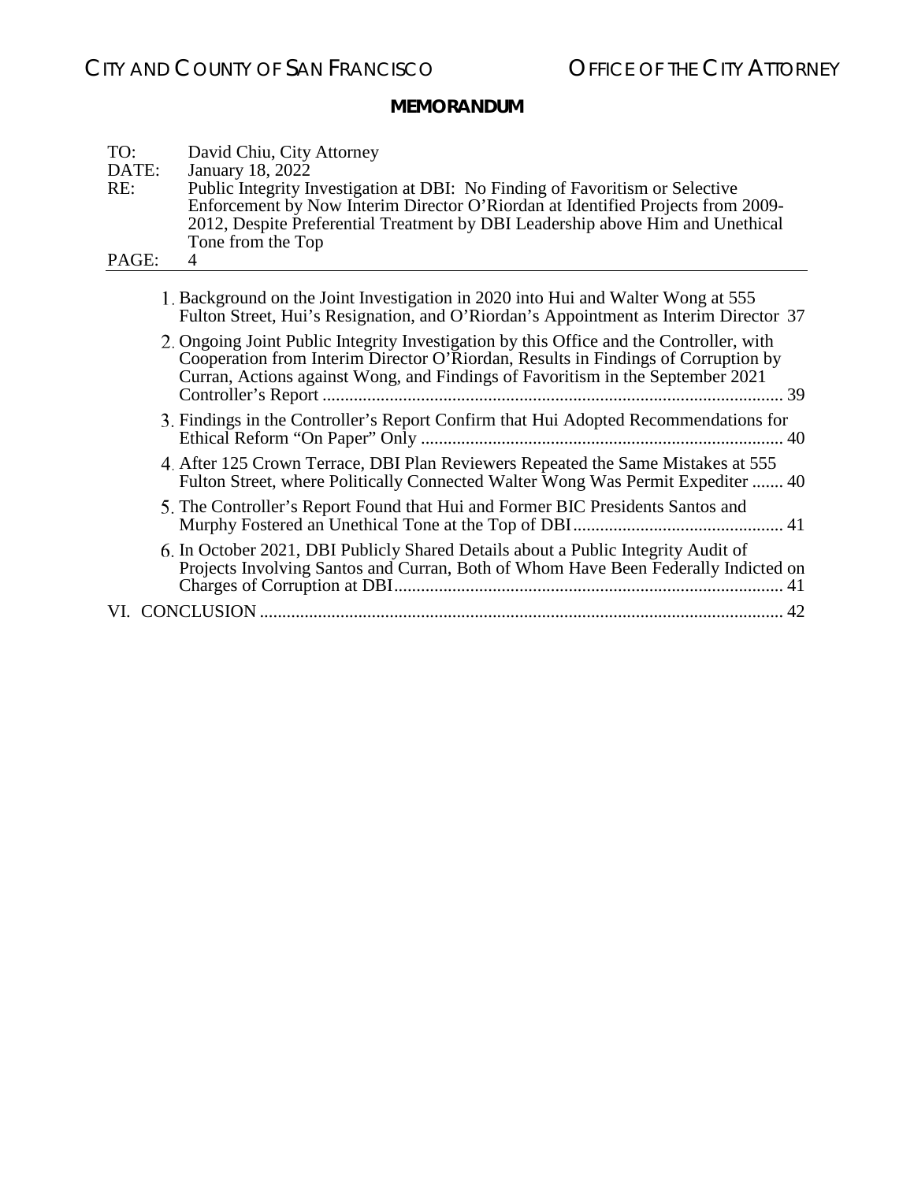1. Background on the Joint Investigation in 2020 into Hui and Walter Wong at 555 Fulton Street, Hui's Resignation, and O'Riordan's Appointment as Interim Director 37
2. Ongoing Joint Public Integrity Investigation by this Office and the Controller, with Cooperation from Interim Director O'Riordan, Results in Findings of Corruption by Curran, Actions against Wong, and Findings of Favoritism in the September 2021 Controller's Report ........ 39
3. Findings in the Controller's Report Confirm that Hui Adopted Recommendations for Ethical Reform "On Paper" Only ........ 40
4. After 125 Crown Terrace, DBI Plan Reviewers Repeated the Same Mistakes at 555 Fulton Street, where Politically Connected Walter Wong Was Permit Expediter ....... 40
5. The Controller's Report Found that Hui and Former BIC Presidents Santos and Murphy Fostered an Unethical Tone at the Top of DBI ........ 41
6. In October 2021, DBI Publicly Shared Details about a Public Integrity Audit of Projects Involving Santos and Curran, Both of Whom Have Been Federally Indicted on Charges of Corruption at DBI ........ 41

VI. CONCLUSION ........ 42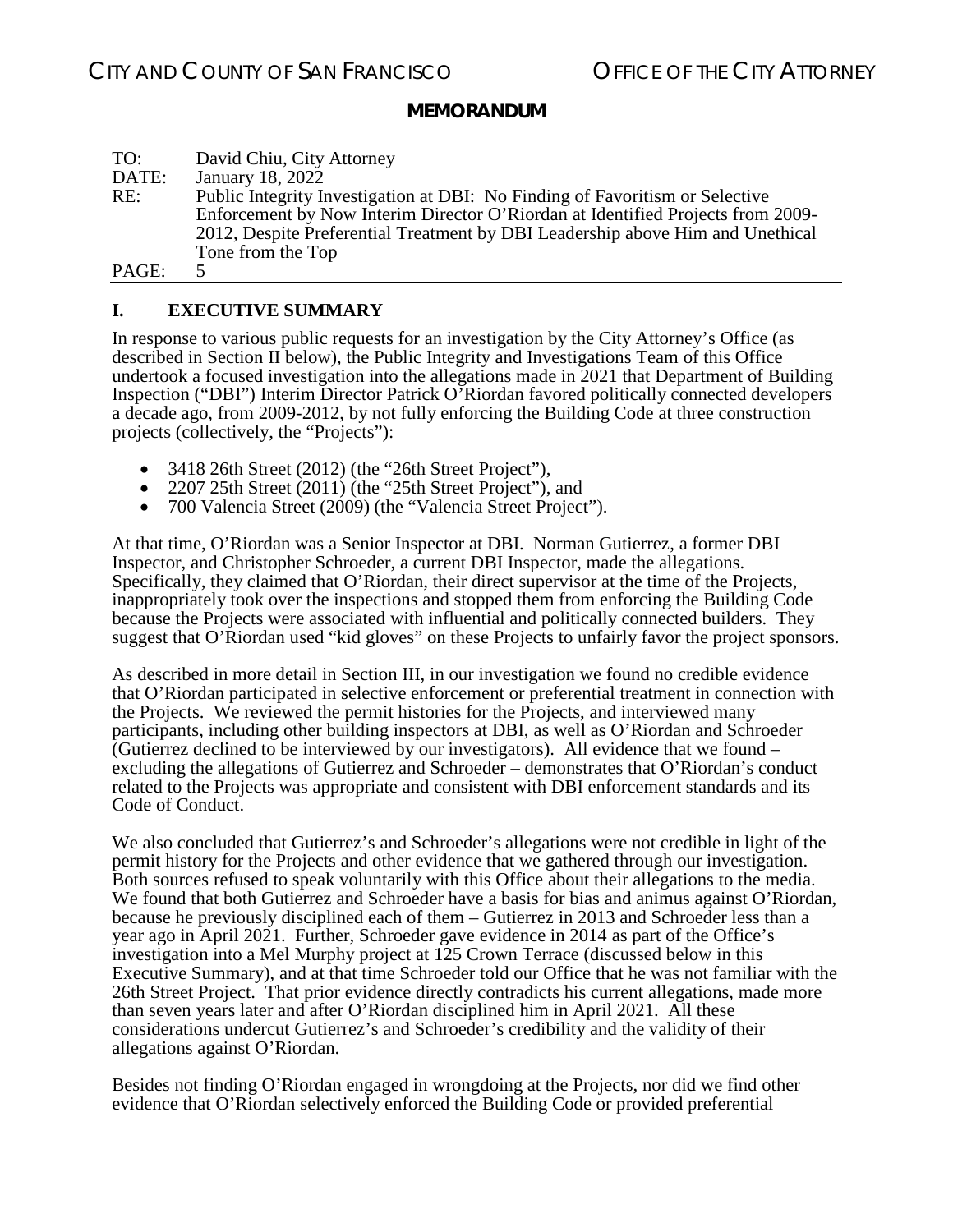**MEMORANDUM**

TO: David Chiu, City Attorney
DATE: January 18, 2022
RE: Public Integrity Investigation at DBI: No Finding of Favoritism or Selective Enforcement by Now Interim Director O'Riordan at Identified Projects from 2009-2012, Despite Preferential Treatment by DBI Leadership above Him and Unethical Tone from the Top

## I. EXECUTIVE SUMMARY

In response to various public requests for an investigation by the City Attorney's Office (as described in Section II below), the Public Integrity and Investigations Team of this Office undertook a focused investigation into the allegations made in 2021 that Department of Building Inspection ("DBI") Interim Director Patrick O'Riordan favored politically connected developers a decade ago, from 2009-2012, by not fully enforcing the Building Code at three construction projects (collectively, the "Projects"):

- 3418 26th Street (2012) (the "26th Street Project"),
- 2207 25th Street (2011) (the "25th Street Project"), and
- 700 Valencia Street (2009) (the "Valencia Street Project").

At that time, O'Riordan was a Senior Inspector at DBI. Norman Gutierrez, a former DBI Inspector, and Christopher Schroeder, a current DBI Inspector, made the allegations. Specifically, they claimed that O'Riordan, their direct supervisor at the time of the Projects, inappropriately took over the inspections and stopped them from enforcing the Building Code because the Projects were associated with influential and politically connected builders. They suggest that O'Riordan used "kid gloves" on these Projects to unfairly favor the project sponsors.

As described in more detail in Section III, in our investigation we found no credible evidence that O'Riordan participated in selective enforcement or preferential treatment in connection with the Projects. We reviewed the permit histories for the Projects, and interviewed many participants, including other building inspectors at DBI, as well as O'Riordan and Schroeder (Gutierrez declined to be interviewed by our investigators). All evidence that we found – excluding the allegations of Gutierrez and Schroeder – demonstrates that O'Riordan's conduct related to the Projects was appropriate and consistent with DBI enforcement standards and its Code of Conduct.

We also concluded that Gutierrez's and Schroeder's allegations were not credible in light of the permit history for the Projects and other evidence that we gathered through our investigation. Both sources refused to speak voluntarily with this Office about their allegations to the media. We found that both Gutierrez and Schroeder have a basis for bias and animus against O'Riordan, because he previously disciplined each of them – Gutierrez in 2013 and Schroeder less than a year ago in April 2021. Further, Schroeder gave evidence in 2014 as part of the Office's investigation into a Mel Murphy project at 125 Crown Terrace (discussed below in this Executive Summary), and at that time Schroeder told our Office that he was not familiar with the 26th Street Project. That prior evidence directly contradicts his current allegations, made more than seven years later and after O'Riordan disciplined him in April 2021. All these considerations undercut Gutierrez's and Schroeder's credibility and the validity of their allegations against O'Riordan.

Besides not finding O'Riordan engaged in wrongdoing at the Projects, nor did we find other evidence that O'Riordan selectively enforced the Building Code or provided preferential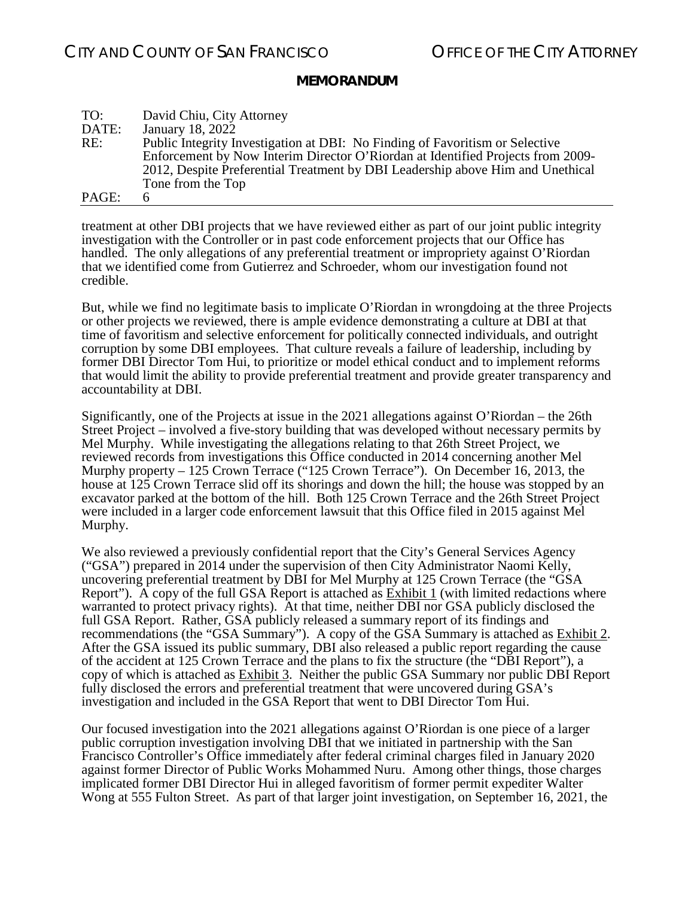treatment at other DBI projects that we have reviewed either as part of our joint public integrity investigation with the Controller or in past code enforcement projects that our Office has handled. The only allegations of any preferential treatment or impropriety against O'Riordan that we identified come from Gutierrez and Schroeder, whom our investigation found not credible.

But, while we find no legitimate basis to implicate O'Riordan in wrongdoing at the three Projects or other projects we reviewed, there is ample evidence demonstrating a culture at DBI at that time of favoritism and selective enforcement for politically connected individuals, and outright corruption by some DBI employees. That culture reveals a failure of leadership, including by former DBI Director Tom Hui, to prioritize or model ethical conduct and to implement reforms that would limit the ability to provide preferential treatment and provide greater transparency and accountability at DBI.

Significantly, one of the Projects at issue in the 2021 allegations against O'Riordan – the 26th Street Project – involved a five-story building that was developed without necessary permits by Mel Murphy. While investigating the allegations relating to that 26th Street Project, we reviewed records from investigations this Office conducted in 2014 concerning another Mel Murphy property – 125 Crown Terrace ("125 Crown Terrace"). On December 16, 2013, the house at 125 Crown Terrace slid off its shorings and down the hill; the house was stopped by an excavator parked at the bottom of the hill. Both 125 Crown Terrace and the 26th Street Project were included in a larger code enforcement lawsuit that this Office filed in 2015 against Mel Murphy.

We also reviewed a previously confidential report that the City's General Services Agency ("GSA") prepared in 2014 under the supervision of then City Administrator Naomi Kelly, uncovering preferential treatment by DBI for Mel Murphy at 125 Crown Terrace (the "GSA Report"). A copy of the full GSA Report is attached as Exhibit 1 (with limited redactions where warranted to protect privacy rights). At that time, neither DBI nor GSA publicly disclosed the full GSA Report. Rather, GSA publicly released a summary report of its findings and recommendations (the "GSA Summary"). A copy of the GSA Summary is attached as Exhibit 2. After the GSA issued its public summary, DBI also released a public report regarding the cause of the accident at 125 Crown Terrace and the plans to fix the structure (the "DBI Report"), a copy of which is attached as Exhibit 3. Neither the public GSA Summary nor public DBI Report fully disclosed the errors and preferential treatment that were uncovered during GSA's investigation and included in the GSA Report that went to DBI Director Tom Hui.

Our focused investigation into the 2021 allegations against O'Riordan is one piece of a larger public corruption investigation involving DBI that we initiated in partnership with the San Francisco Controller's Office immediately after federal criminal charges filed in January 2020 against former Director of Public Works Mohammed Nuru. Among other things, those charges implicated former DBI Director Hui in alleged favoritism of former permit expediter Walter Wong at 555 Fulton Street. As part of that larger joint investigation, on September 16, 2021, the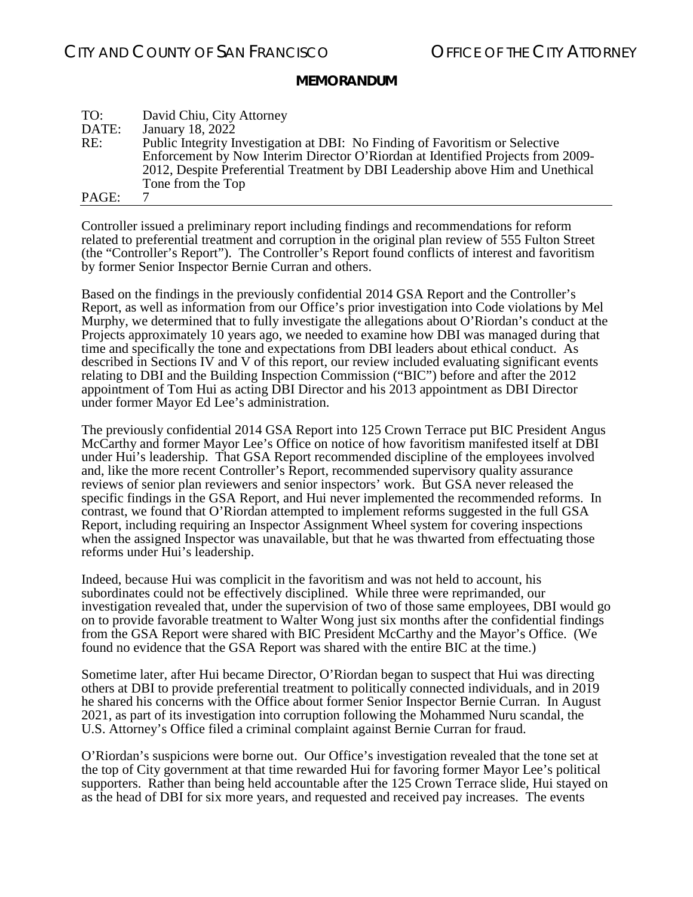Controller issued a preliminary report including findings and recommendations for reform related to preferential treatment and corruption in the original plan review of 555 Fulton Street (the "Controller's Report"). The Controller's Report found conflicts of interest and favoritism by former Senior Inspector Bernie Curran and others.

Based on the findings in the previously confidential 2014 GSA Report and the Controller's Report, as well as information from our Office's prior investigation into Code violations by Mel Murphy, we determined that to fully investigate the allegations about O'Riordan's conduct at the Projects approximately 10 years ago, we needed to examine how DBI was managed during that time and specifically the tone and expectations from DBI leaders about ethical conduct. As described in Sections IV and V of this report, our review included evaluating significant events relating to DBI and the Building Inspection Commission ("BIC") before and after the 2012 appointment of Tom Hui as acting DBI Director and his 2013 appointment as DBI Director under former Mayor Ed Lee's administration.

The previously confidential 2014 GSA Report into 125 Crown Terrace put BIC President Angus McCarthy and former Mayor Lee's Office on notice of how favoritism manifested itself at DBI under Hui's leadership. That GSA Report recommended discipline of the employees involved and, like the more recent Controller's Report, recommended supervisory quality assurance reviews of senior plan reviewers and senior inspectors' work. But GSA never released the specific findings in the GSA Report, and Hui never implemented the recommended reforms. In contrast, we found that O'Riordan attempted to implement reforms suggested in the full GSA Report, including requiring an Inspector Assignment Wheel system for covering inspections when the assigned Inspector was unavailable, but that he was thwarted from effectuating those reforms under Hui's leadership.

Indeed, because Hui was complicit in the favoritism and was not held to account, his subordinates could not be effectively disciplined. While three were reprimanded, our investigation revealed that, under the supervision of two of those same employees, DBI would go on to provide favorable treatment to Walter Wong just six months after the confidential findings from the GSA Report were shared with BIC President McCarthy and the Mayor's Office. (We found no evidence that the GSA Report was shared with the entire BIC at the time.)

Sometime later, after Hui became Director, O'Riordan began to suspect that Hui was directing others at DBI to provide preferential treatment to politically connected individuals, and in 2019 he shared his concerns with the Office about former Senior Inspector Bernie Curran. In August 2021, as part of its investigation into corruption following the Mohammed Nuru scandal, the U.S. Attorney's Office filed a criminal complaint against Bernie Curran for fraud.

O'Riordan's suspicions were borne out. Our Office's investigation revealed that the tone set at the top of City government at that time rewarded Hui for favoring former Mayor Lee's political supporters. Rather than being held accountable after the 125 Crown Terrace slide, Hui stayed on as the head of DBI for six more years, and requested and received pay increases. The events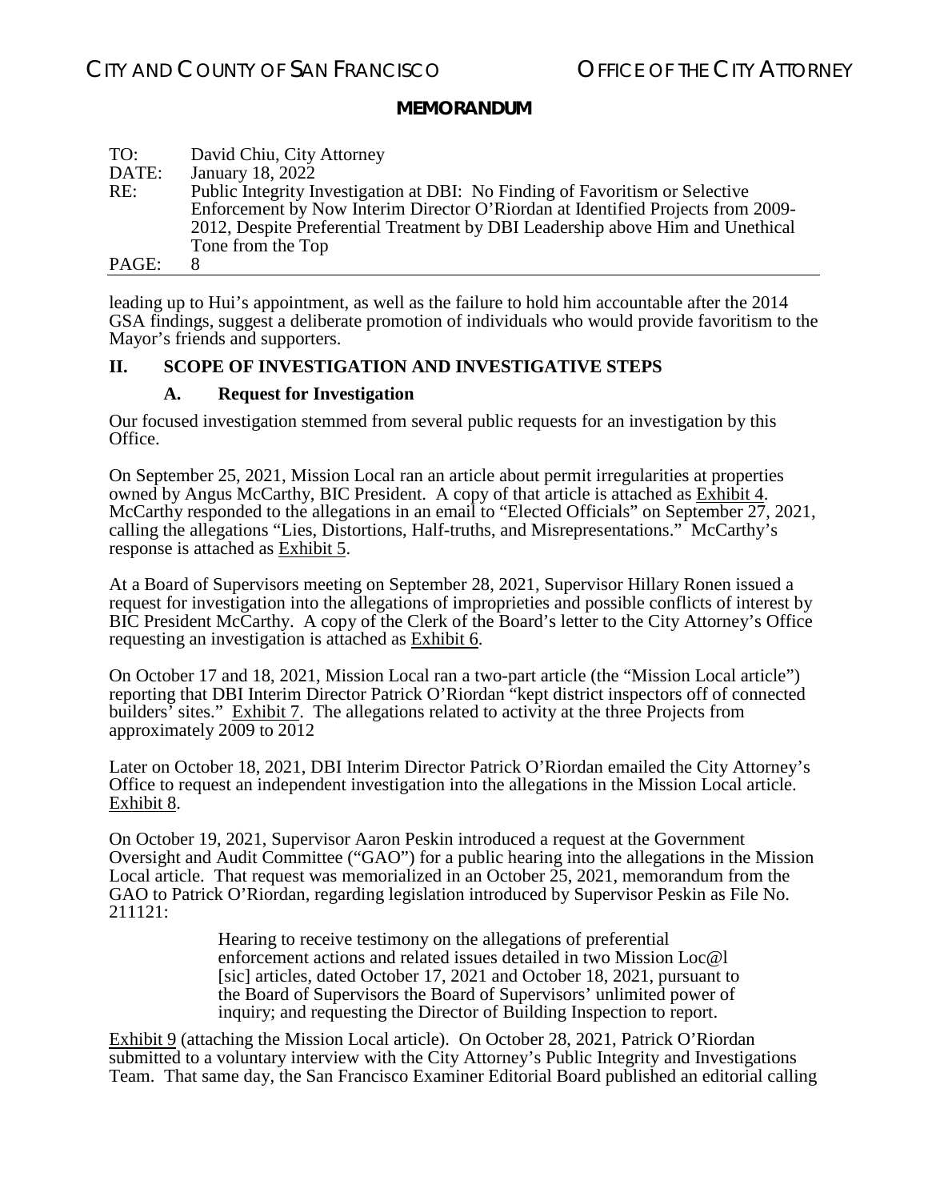leading up to Hui's appointment, as well as the failure to hold him accountable after the 2014 GSA findings, suggest a deliberate promotion of individuals who would provide favoritism to the Mayor's friends and supporters.

## II. SCOPE OF INVESTIGATION AND INVESTIGATIVE STEPS

### A. Request for Investigation

Our focused investigation stemmed from several public requests for an investigation by this Office.

On September 25, 2021, Mission Local ran an article about permit irregularities at properties owned by Angus McCarthy, BIC President. A copy of that article is attached as Exhibit 4. McCarthy responded to the allegations in an email to "Elected Officials" on September 27, 2021, calling the allegations "Lies, Distortions, Half-truths, and Misrepresentations." McCarthy's response is attached as Exhibit 5.

At a Board of Supervisors meeting on September 28, 2021, Supervisor Hillary Ronen issued a request for investigation into the allegations of improprieties and possible conflicts of interest by BIC President McCarthy. A copy of the Clerk of the Board's letter to the City Attorney's Office requesting an investigation is attached as Exhibit 6.

On October 17 and 18, 2021, Mission Local ran a two-part article (the "Mission Local article") reporting that DBI Interim Director Patrick O'Riordan "kept district inspectors off of connected builders' sites." Exhibit 7. The allegations related to activity at the three Projects from approximately 2009 to 2012

Later on October 18, 2021, DBI Interim Director Patrick O'Riordan emailed the City Attorney's Office to request an independent investigation into the allegations in the Mission Local article. Exhibit 8.

On October 19, 2021, Supervisor Aaron Peskin introduced a request at the Government Oversight and Audit Committee ("GAO") for a public hearing into the allegations in the Mission Local article. That request was memorialized in an October 25, 2021, memorandum from the GAO to Patrick O'Riordan, regarding legislation introduced by Supervisor Peskin as File No. 211121:

> Hearing to receive testimony on the allegations of preferential enforcement actions and related issues detailed in two Mission Loc@l [sic] articles, dated October 17, 2021 and October 18, 2021, pursuant to the Board of Supervisors the Board of Supervisors' unlimited power of inquiry; and requesting the Director of Building Inspection to report.

Exhibit 9 (attaching the Mission Local article). On October 28, 2021, Patrick O'Riordan submitted to a voluntary interview with the City Attorney's Public Integrity and Investigations Team. That same day, the San Francisco Examiner Editorial Board published an editorial calling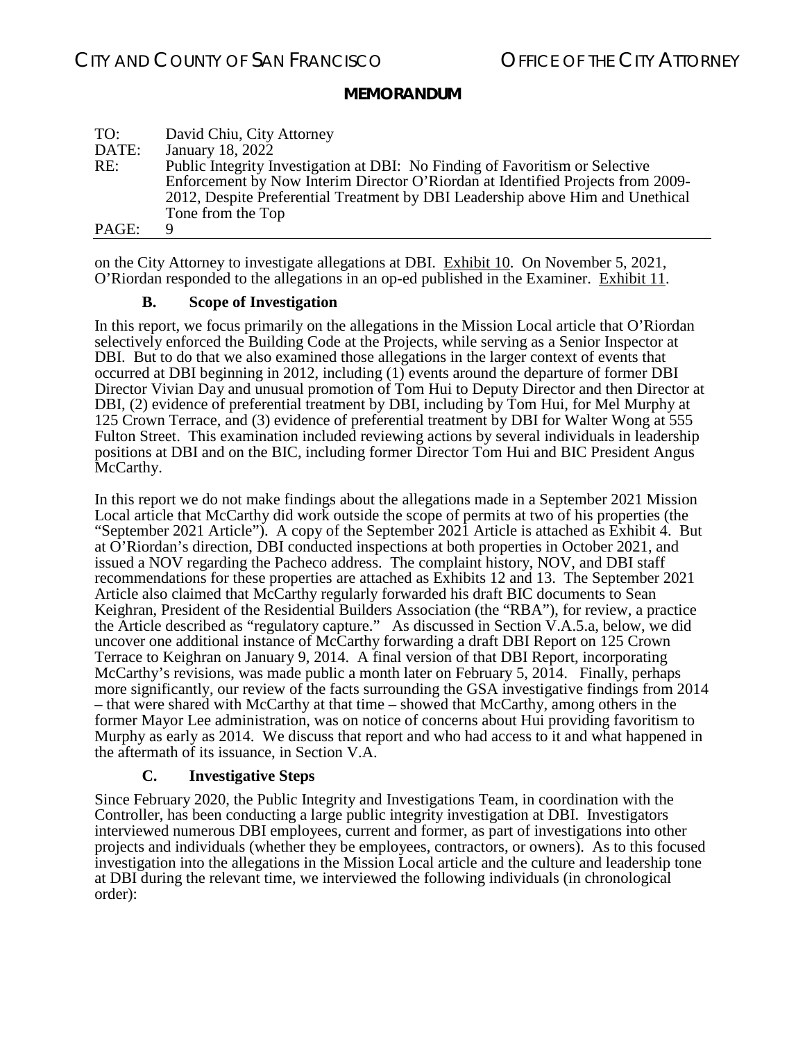on the City Attorney to investigate allegations at DBI. Exhibit 10. On November 5, 2021, O'Riordan responded to the allegations in an op-ed published in the Examiner. Exhibit 11.

### B. Scope of Investigation

In this report, we focus primarily on the allegations in the Mission Local article that O'Riordan selectively enforced the Building Code at the Projects, while serving as a Senior Inspector at DBI. But to do that we also examined those allegations in the larger context of events that occurred at DBI beginning in 2012, including (1) events around the departure of former DBI Director Vivian Day and unusual promotion of Tom Hui to Deputy Director and then Director at DBI, (2) evidence of preferential treatment by DBI, including by Tom Hui, for Mel Murphy at 125 Crown Terrace, and (3) evidence of preferential treatment by DBI for Walter Wong at 555 Fulton Street. This examination included reviewing actions by several individuals in leadership positions at DBI and on the BIC, including former Director Tom Hui and BIC President Angus McCarthy.

In this report we do not make findings about the allegations made in a September 2021 Mission Local article that McCarthy did work outside the scope of permits at two of his properties (the "September 2021 Article"). A copy of the September 2021 Article is attached as Exhibit 4. But at O'Riordan's direction, DBI conducted inspections at both properties in October 2021, and issued a NOV regarding the Pacheco address. The complaint history, NOV, and DBI staff recommendations for these properties are attached as Exhibits 12 and 13. The September 2021 Article also claimed that McCarthy regularly forwarded his draft BIC documents to Sean Keighran, President of the Residential Builders Association (the "RBA"), for review, a practice the Article described as "regulatory capture." As discussed in Section V.A.5.a, below, we did uncover one additional instance of McCarthy forwarding a draft DBI Report on 125 Crown Terrace to Keighran on January 9, 2014. A final version of that DBI Report, incorporating McCarthy's revisions, was made public a month later on February 5, 2014. Finally, perhaps more significantly, our review of the facts surrounding the GSA investigative findings from 2014 – that were shared with McCarthy at that time – showed that McCarthy, among others in the former Mayor Lee administration, was on notice of concerns about Hui providing favoritism to Murphy as early as 2014. We discuss that report and who had access to it and what happened in the aftermath of its issuance, in Section V.A.

### C. Investigative Steps

Since February 2020, the Public Integrity and Investigations Team, in coordination with the Controller, has been conducting a large public integrity investigation at DBI. Investigators interviewed numerous DBI employees, current and former, as part of investigations into other projects and individuals (whether they be employees, contractors, or owners). As to this focused investigation into the allegations in the Mission Local article and the culture and leadership tone at DBI during the relevant time, we interviewed the following individuals (in chronological order):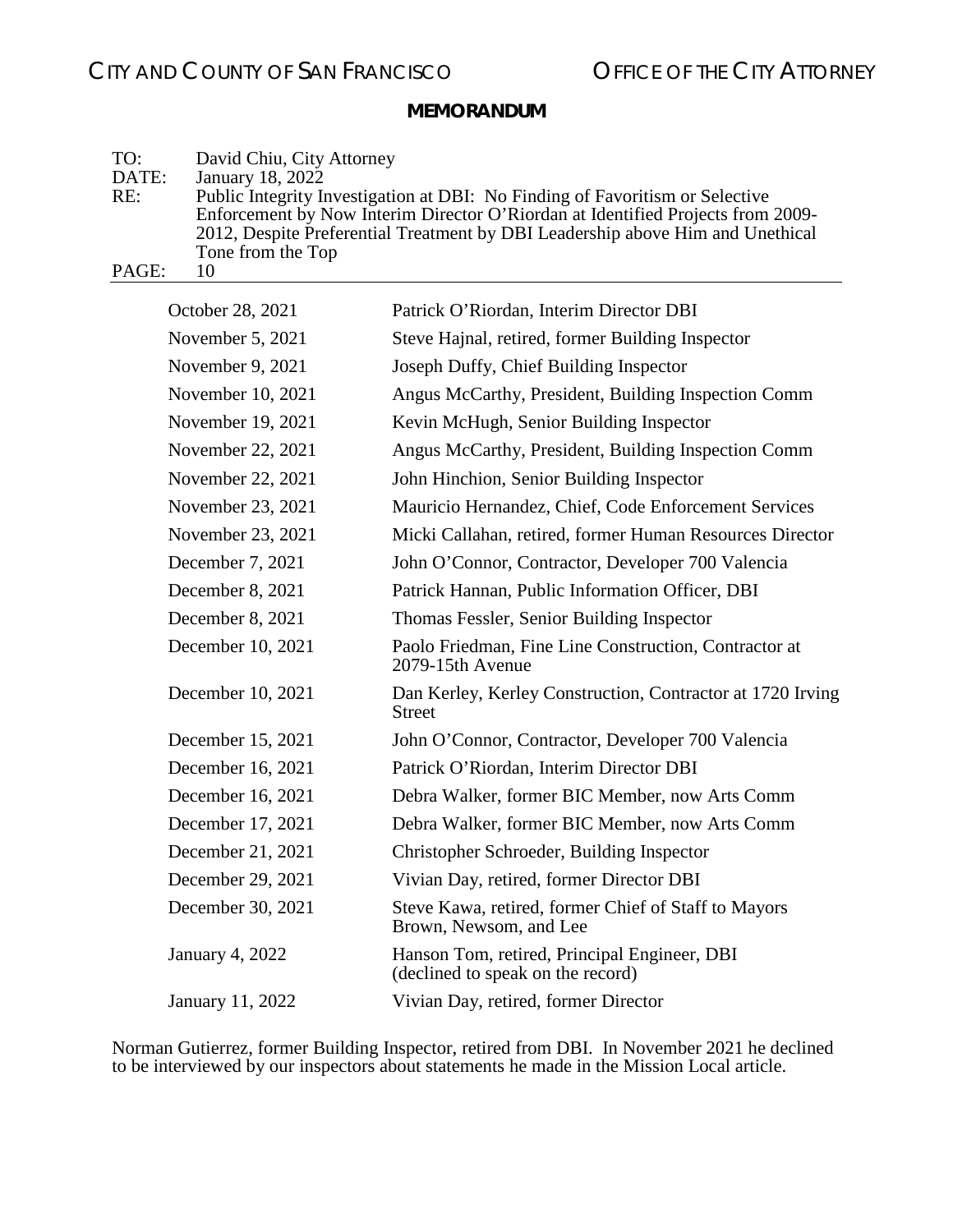| | |
|---|---|
| October 28, 2021 | Patrick O'Riordan, Interim Director DBI |
| November 5, 2021 | Steve Hajnal, retired, former Building Inspector |
| November 9, 2021 | Joseph Duffy, Chief Building Inspector |
| November 10, 2021 | Angus McCarthy, President, Building Inspection Comm |
| November 19, 2021 | Kevin McHugh, Senior Building Inspector |
| November 22, 2021 | Angus McCarthy, President, Building Inspection Comm |
| November 22, 2021 | John Hinchion, Senior Building Inspector |
| November 23, 2021 | Mauricio Hernandez, Chief, Code Enforcement Services |
| November 23, 2021 | Micki Callahan, retired, former Human Resources Director |
| December 7, 2021 | John O'Connor, Contractor, Developer 700 Valencia |
| December 8, 2021 | Patrick Hannan, Public Information Officer, DBI |
| December 8, 2021 | Thomas Fessler, Senior Building Inspector |
| December 10, 2021 | Paolo Friedman, Fine Line Construction, Contractor at 2079-15th Avenue |
| December 10, 2021 | Dan Kerley, Kerley Construction, Contractor at 1720 Irving Street |
| December 15, 2021 | John O'Connor, Contractor, Developer 700 Valencia |
| December 16, 2021 | Patrick O'Riordan, Interim Director DBI |
| December 16, 2021 | Debra Walker, former BIC Member, now Arts Comm |
| December 17, 2021 | Debra Walker, former BIC Member, now Arts Comm |
| December 21, 2021 | Christopher Schroeder, Building Inspector |
| December 29, 2021 | Vivian Day, retired, former Director DBI |
| December 30, 2021 | Steve Kawa, retired, former Chief of Staff to Mayors Brown, Newsom, and Lee |
| January 4, 2022 | Hanson Tom, retired, Principal Engineer, DBI (declined to speak on the record) |
| January 11, 2022 | Vivian Day, retired, former Director |

Norman Gutierrez, former Building Inspector, retired from DBI. In November 2021 he declined to be interviewed by our inspectors about statements he made in the Mission Local article.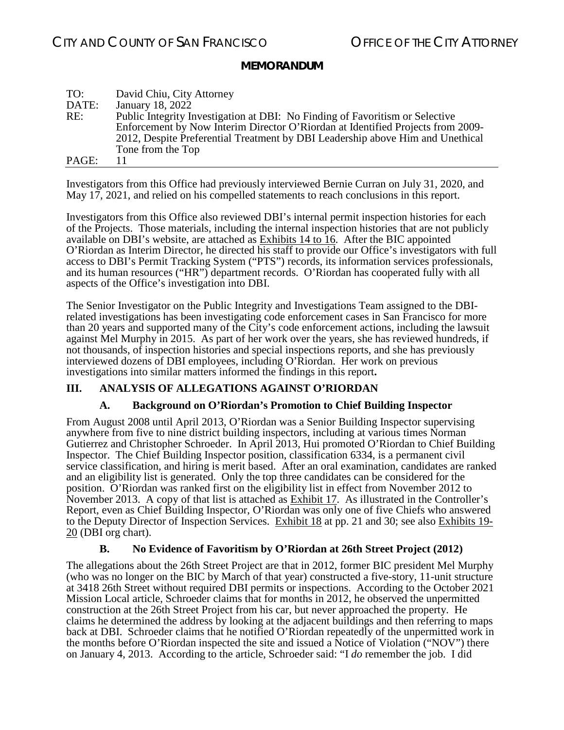Investigators from this Office had previously interviewed Bernie Curran on July 31, 2020, and May 17, 2021, and relied on his compelled statements to reach conclusions in this report.

Investigators from this Office also reviewed DBI's internal permit inspection histories for each of the Projects. Those materials, including the internal inspection histories that are not publicly available on DBI's website, are attached as Exhibits 14 to 16. After the BIC appointed O'Riordan as Interim Director, he directed his staff to provide our Office's investigators with full access to DBI's Permit Tracking System ("PTS") records, its information services professionals, and its human resources ("HR") department records. O'Riordan has cooperated fully with all aspects of the Office's investigation into DBI.

The Senior Investigator on the Public Integrity and Investigations Team assigned to the DBI-related investigations has been investigating code enforcement cases in San Francisco for more than 20 years and supported many of the City's code enforcement actions, including the lawsuit against Mel Murphy in 2015. As part of her work over the years, she has reviewed hundreds, if not thousands, of inspection histories and special inspections reports, and she has previously interviewed dozens of DBI employees, including O'Riordan. Her work on previous investigations into similar matters informed the findings in this report.

## III. ANALYSIS OF ALLEGATIONS AGAINST O'RIORDAN

### A. Background on O'Riordan's Promotion to Chief Building Inspector

From August 2008 until April 2013, O'Riordan was a Senior Building Inspector supervising anywhere from five to nine district building inspectors, including at various times Norman Gutierrez and Christopher Schroeder. In April 2013, Hui promoted O'Riordan to Chief Building Inspector. The Chief Building Inspector position, classification 6334, is a permanent civil service classification, and hiring is merit based. After an oral examination, candidates are ranked and an eligibility list is generated. Only the top three candidates can be considered for the position. O'Riordan was ranked first on the eligibility list in effect from November 2012 to November 2013. A copy of that list is attached as Exhibit 17. As illustrated in the Controller's Report, even as Chief Building Inspector, O'Riordan was only one of five Chiefs who answered to the Deputy Director of Inspection Services. Exhibit 18 at pp. 21 and 30; see also Exhibits 19-20 (DBI org chart).

### B. No Evidence of Favoritism by O'Riordan at 26th Street Project (2012)

The allegations about the 26th Street Project are that in 2012, former BIC president Mel Murphy (who was no longer on the BIC by March of that year) constructed a five-story, 11-unit structure at 3418 26th Street without required DBI permits or inspections. According to the October 2021 Mission Local article, Schroeder claims that for months in 2012, he observed the unpermitted construction at the 26th Street Project from his car, but never approached the property. He claims he determined the address by looking at the adjacent buildings and then referring to maps back at DBI. Schroeder claims that he notified O'Riordan repeatedly of the unpermitted work in the months before O'Riordan inspected the site and issued a Notice of Violation ("NOV") there on January 4, 2013. According to the article, Schroeder said: "I *do* remember the job. I did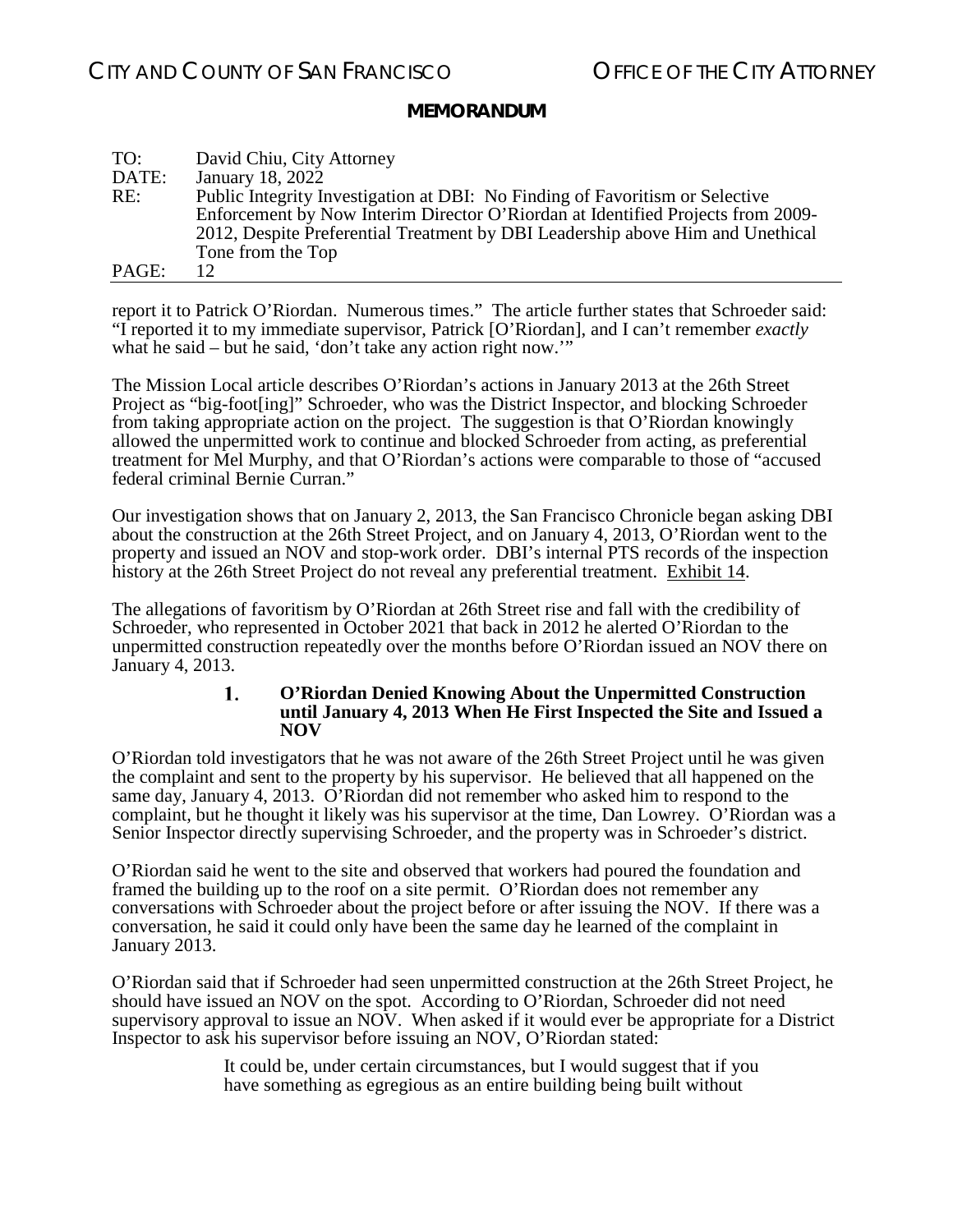report it to Patrick O'Riordan. Numerous times." The article further states that Schroeder said: "I reported it to my immediate supervisor, Patrick [O'Riordan], and I can't remember *exactly* what he said – but he said, 'don't take any action right now.'"

The Mission Local article describes O'Riordan's actions in January 2013 at the 26th Street Project as "big-foot[ing]" Schroeder, who was the District Inspector, and blocking Schroeder from taking appropriate action on the project. The suggestion is that O'Riordan knowingly allowed the unpermitted work to continue and blocked Schroeder from acting, as preferential treatment for Mel Murphy, and that O'Riordan's actions were comparable to those of "accused federal criminal Bernie Curran."

Our investigation shows that on January 2, 2013, the San Francisco Chronicle began asking DBI about the construction at the 26th Street Project, and on January 4, 2013, O'Riordan went to the property and issued an NOV and stop-work order. DBI's internal PTS records of the inspection history at the 26th Street Project do not reveal any preferential treatment. Exhibit 14.

The allegations of favoritism by O'Riordan at 26th Street rise and fall with the credibility of Schroeder, who represented in October 2021 that back in 2012 he alerted O'Riordan to the unpermitted construction repeatedly over the months before O'Riordan issued an NOV there on January 4, 2013.

#### 1. O'Riordan Denied Knowing About the Unpermitted Construction until January 4, 2013 When He First Inspected the Site and Issued a NOV

O'Riordan told investigators that he was not aware of the 26th Street Project until he was given the complaint and sent to the property by his supervisor. He believed that all happened on the same day, January 4, 2013. O'Riordan did not remember who asked him to respond to the complaint, but he thought it likely was his supervisor at the time, Dan Lowrey. O'Riordan was a Senior Inspector directly supervising Schroeder, and the property was in Schroeder's district.

O'Riordan said he went to the site and observed that workers had poured the foundation and framed the building up to the roof on a site permit. O'Riordan does not remember any conversations with Schroeder about the project before or after issuing the NOV. If there was a conversation, he said it could only have been the same day he learned of the complaint in January 2013.

O'Riordan said that if Schroeder had seen unpermitted construction at the 26th Street Project, he should have issued an NOV on the spot. According to O'Riordan, Schroeder did not need supervisory approval to issue an NOV. When asked if it would ever be appropriate for a District Inspector to ask his supervisor before issuing an NOV, O'Riordan stated:

> It could be, under certain circumstances, but I would suggest that if you have something as egregious as an entire building being built without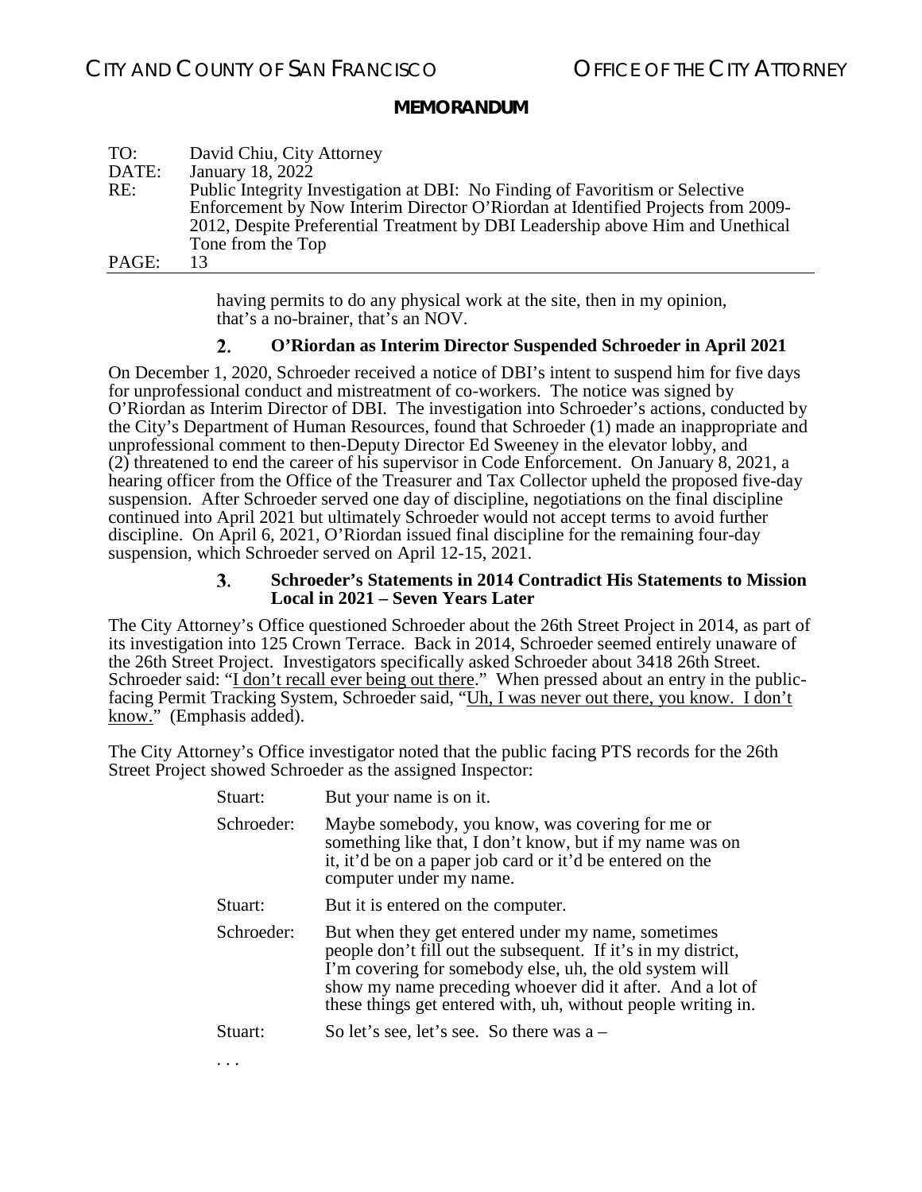having permits to do any physical work at the site, then in my opinion, that's a no-brainer, that's an NOV.

### 2. O'Riordan as Interim Director Suspended Schroeder in April 2021

On December 1, 2020, Schroeder received a notice of DBI's intent to suspend him for five days for unprofessional conduct and mistreatment of co-workers. The notice was signed by O'Riordan as Interim Director of DBI. The investigation into Schroeder's actions, conducted by the City's Department of Human Resources, found that Schroeder (1) made an inappropriate and unprofessional comment to then-Deputy Director Ed Sweeney in the elevator lobby, and (2) threatened to end the career of his supervisor in Code Enforcement. On January 8, 2021, a hearing officer from the Office of the Treasurer and Tax Collector upheld the proposed five-day suspension. After Schroeder served one day of discipline, negotiations on the final discipline continued into April 2021 but ultimately Schroeder would not accept terms to avoid further discipline. On April 6, 2021, O'Riordan issued final discipline for the remaining four-day suspension, which Schroeder served on April 12-15, 2021.

### 3. Schroeder's Statements in 2014 Contradict His Statements to Mission Local in 2021 – Seven Years Later

The City Attorney's Office questioned Schroeder about the 26th Street Project in 2014, as part of its investigation into 125 Crown Terrace. Back in 2014, Schroeder seemed entirely unaware of the 26th Street Project. Investigators specifically asked Schroeder about 3418 26th Street. Schroeder said: "<u>I don't recall ever being out there</u>." When pressed about an entry in the public-facing Permit Tracking System, Schroeder said, "<u>Uh, I was never out there, you know. I don't know.</u>" (Emphasis added).

The City Attorney's Office investigator noted that the public facing PTS records for the 26th Street Project showed Schroeder as the assigned Inspector:

> Stuart: But your name is on it.
>
> Schroeder: Maybe somebody, you know, was covering for me or something like that, I don't know, but if my name was on it, it'd be on a paper job card or it'd be entered on the computer under my name.
>
> Stuart: But it is entered on the computer.
>
> Schroeder: But when they get entered under my name, sometimes people don't fill out the subsequent. If it's in my district, I'm covering for somebody else, uh, the old system will show my name preceding whoever did it after. And a lot of these things get entered with, uh, without people writing in.
>
> Stuart: So let's see, let's see. So there was a –
>
> . . .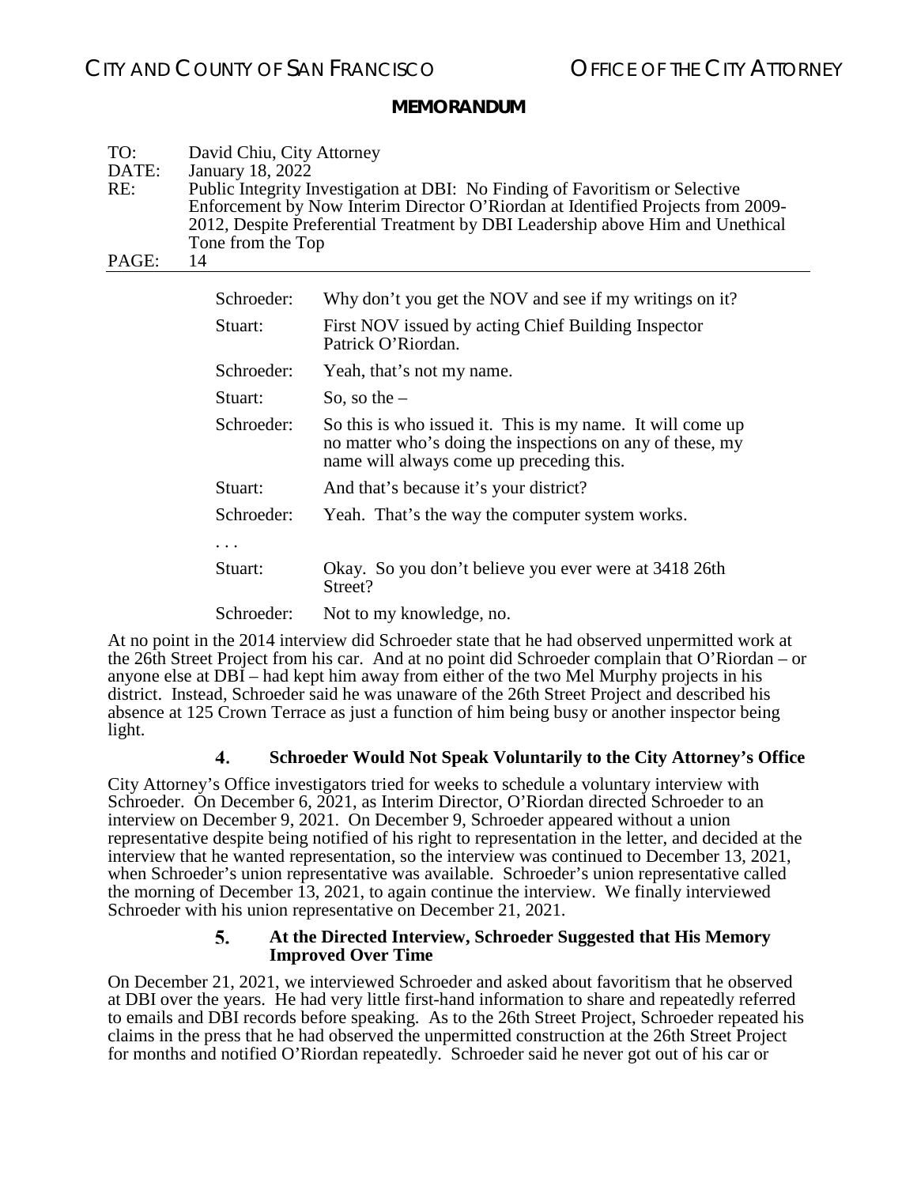| | |
|---|---|
| Schroeder: | Why don’t you get the NOV and see if my writings on it? |
| Stuart: | First NOV issued by acting Chief Building Inspector Patrick O’Riordan. |
| Schroeder: | Yeah, that’s not my name. |
| Stuart: | So, so the – |
| Schroeder: | So this is who issued it. This is my name. It will come up no matter who’s doing the inspections on any of these, my name will always come up preceding this. |
| Stuart: | And that’s because it’s your district? |
| Schroeder: | Yeah. That’s the way the computer system works. |
| . . . | |
| Stuart: | Okay. So you don’t believe you ever were at 3418 26th Street? |
| Schroeder: | Not to my knowledge, no. |

At no point in the 2014 interview did Schroeder state that he had observed unpermitted work at the 26th Street Project from his car. And at no point did Schroeder complain that O’Riordan – or anyone else at DBI – had kept him away from either of the two Mel Murphy projects in his district. Instead, Schroeder said he was unaware of the 26th Street Project and described his absence at 125 Crown Terrace as just a function of him being busy or another inspector being light.

#### 4. Schroeder Would Not Speak Voluntarily to the City Attorney’s Office

City Attorney’s Office investigators tried for weeks to schedule a voluntary interview with Schroeder. On December 6, 2021, as Interim Director, O’Riordan directed Schroeder to an interview on December 9, 2021. On December 9, Schroeder appeared without a union representative despite being notified of his right to representation in the letter, and decided at the interview that he wanted representation, so the interview was continued to December 13, 2021, when Schroeder’s union representative was available. Schroeder’s union representative called the morning of December 13, 2021, to again continue the interview. We finally interviewed Schroeder with his union representative on December 21, 2021.

#### 5. At the Directed Interview, Schroeder Suggested that His Memory Improved Over Time

On December 21, 2021, we interviewed Schroeder and asked about favoritism that he observed at DBI over the years. He had very little first-hand information to share and repeatedly referred to emails and DBI records before speaking. As to the 26th Street Project, Schroeder repeated his claims in the press that he had observed the unpermitted construction at the 26th Street Project for months and notified O’Riordan repeatedly. Schroeder said he never got out of his car or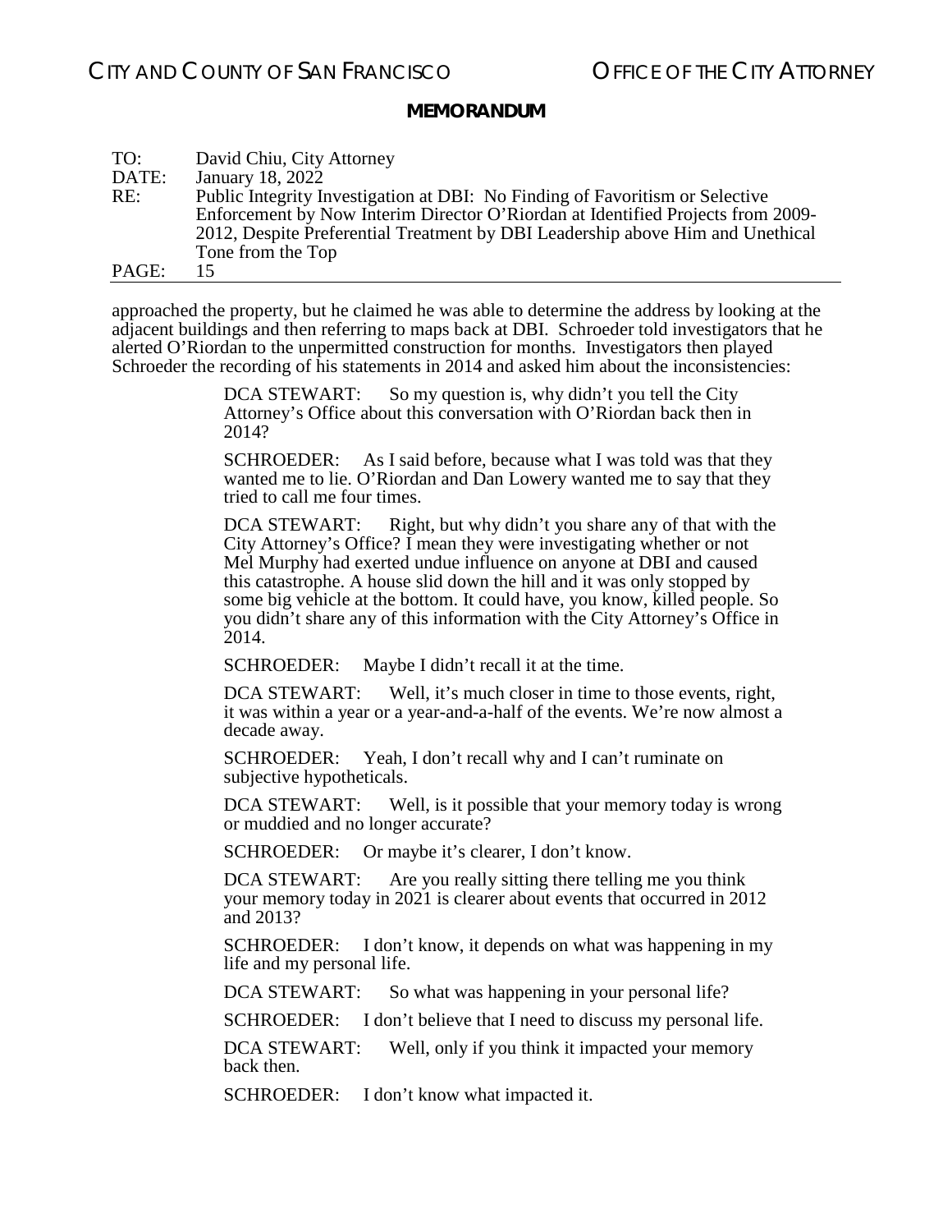approached the property, but he claimed he was able to determine the address by looking at the adjacent buildings and then referring to maps back at DBI. Schroeder told investigators that he alerted O'Riordan to the unpermitted construction for months. Investigators then played Schroeder the recording of his statements in 2014 and asked him about the inconsistencies:

> DCA STEWART: So my question is, why didn't you tell the City Attorney's Office about this conversation with O'Riordan back then in 2014?
>
> SCHROEDER: As I said before, because what I was told was that they wanted me to lie. O'Riordan and Dan Lowery wanted me to say that they tried to call me four times.
>
> DCA STEWART: Right, but why didn't you share any of that with the City Attorney's Office? I mean they were investigating whether or not Mel Murphy had exerted undue influence on anyone at DBI and caused this catastrophe. A house slid down the hill and it was only stopped by some big vehicle at the bottom. It could have, you know, killed people. So you didn't share any of this information with the City Attorney's Office in 2014.
>
> SCHROEDER: Maybe I didn't recall it at the time.
>
> DCA STEWART: Well, it's much closer in time to those events, right, it was within a year or a year-and-a-half of the events. We're now almost a decade away.
>
> SCHROEDER: Yeah, I don't recall why and I can't ruminate on subjective hypotheticals.
>
> DCA STEWART: Well, is it possible that your memory today is wrong or muddied and no longer accurate?
>
> SCHROEDER: Or maybe it's clearer, I don't know.
>
> DCA STEWART: Are you really sitting there telling me you think your memory today in 2021 is clearer about events that occurred in 2012 and 2013?
>
> SCHROEDER: I don't know, it depends on what was happening in my life and my personal life.
>
> DCA STEWART: So what was happening in your personal life?
>
> SCHROEDER: I don't believe that I need to discuss my personal life.
>
> DCA STEWART: Well, only if you think it impacted your memory back then.
>
> SCHROEDER: I don't know what impacted it.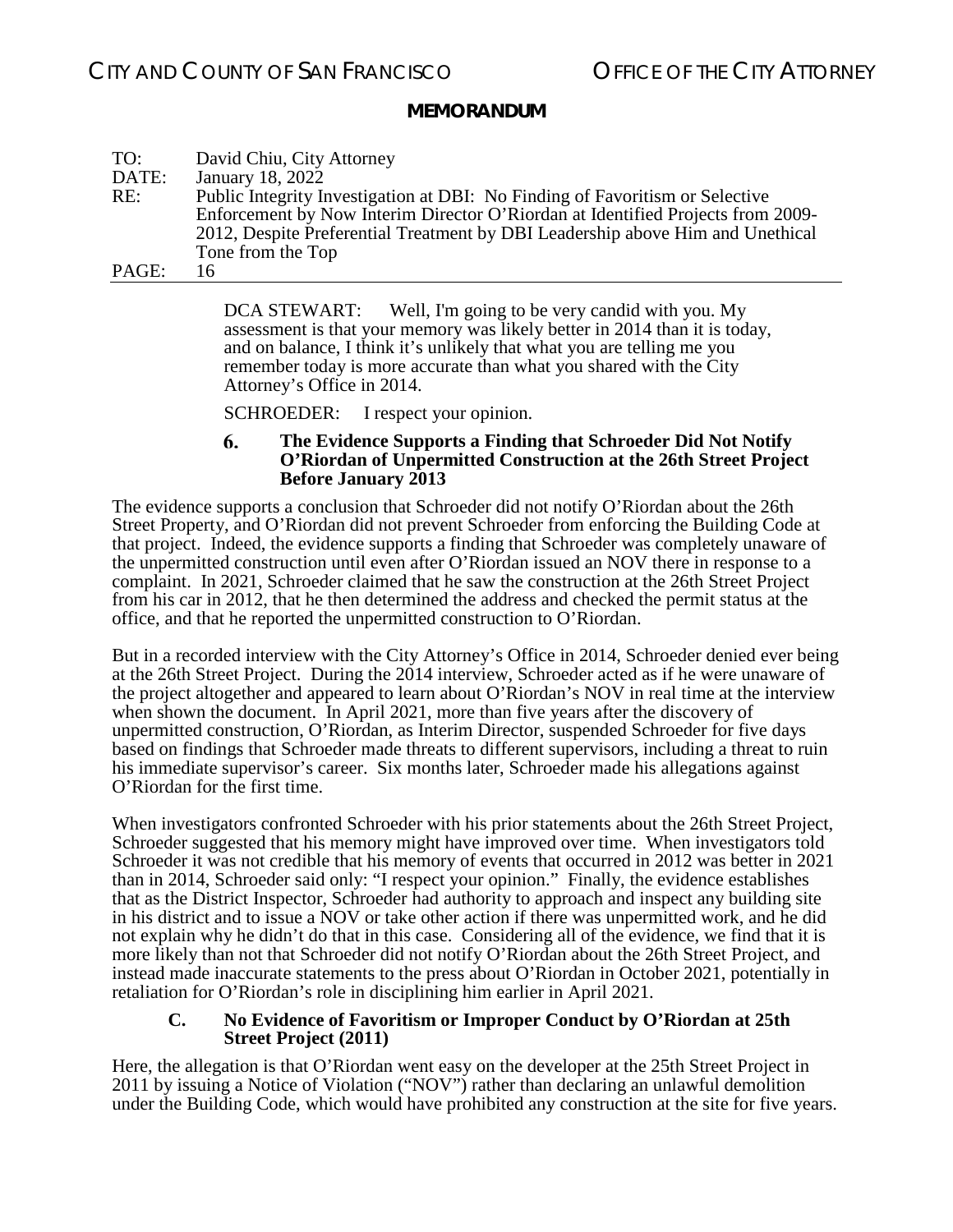DCA STEWART: Well, I'm going to be very candid with you. My assessment is that your memory was likely better in 2014 than it is today, and on balance, I think it's unlikely that what you are telling me you remember today is more accurate than what you shared with the City Attorney's Office in 2014.

SCHROEDER: I respect your opinion.

#### 6. The Evidence Supports a Finding that Schroeder Did Not Notify O'Riordan of Unpermitted Construction at the 26th Street Project Before January 2013

The evidence supports a conclusion that Schroeder did not notify O'Riordan about the 26th Street Property, and O'Riordan did not prevent Schroeder from enforcing the Building Code at that project. Indeed, the evidence supports a finding that Schroeder was completely unaware of the unpermitted construction until even after O'Riordan issued an NOV there in response to a complaint. In 2021, Schroeder claimed that he saw the construction at the 26th Street Project from his car in 2012, that he then determined the address and checked the permit status at the office, and that he reported the unpermitted construction to O'Riordan.

But in a recorded interview with the City Attorney's Office in 2014, Schroeder denied ever being at the 26th Street Project. During the 2014 interview, Schroeder acted as if he were unaware of the project altogether and appeared to learn about O'Riordan's NOV in real time at the interview when shown the document. In April 2021, more than five years after the discovery of unpermitted construction, O'Riordan, as Interim Director, suspended Schroeder for five days based on findings that Schroeder made threats to different supervisors, including a threat to ruin his immediate supervisor's career. Six months later, Schroeder made his allegations against O'Riordan for the first time.

When investigators confronted Schroeder with his prior statements about the 26th Street Project, Schroeder suggested that his memory might have improved over time. When investigators told Schroeder it was not credible that his memory of events that occurred in 2012 was better in 2021 than in 2014, Schroeder said only: "I respect your opinion." Finally, the evidence establishes that as the District Inspector, Schroeder had authority to approach and inspect any building site in his district and to issue a NOV or take other action if there was unpermitted work, and he did not explain why he didn't do that in this case. Considering all of the evidence, we find that it is more likely than not that Schroeder did not notify O'Riordan about the 26th Street Project, and instead made inaccurate statements to the press about O'Riordan in October 2021, potentially in retaliation for O'Riordan's role in disciplining him earlier in April 2021.

### C. No Evidence of Favoritism or Improper Conduct by O'Riordan at 25th Street Project (2011)

Here, the allegation is that O'Riordan went easy on the developer at the 25th Street Project in 2011 by issuing a Notice of Violation ("NOV") rather than declaring an unlawful demolition under the Building Code, which would have prohibited any construction at the site for five years.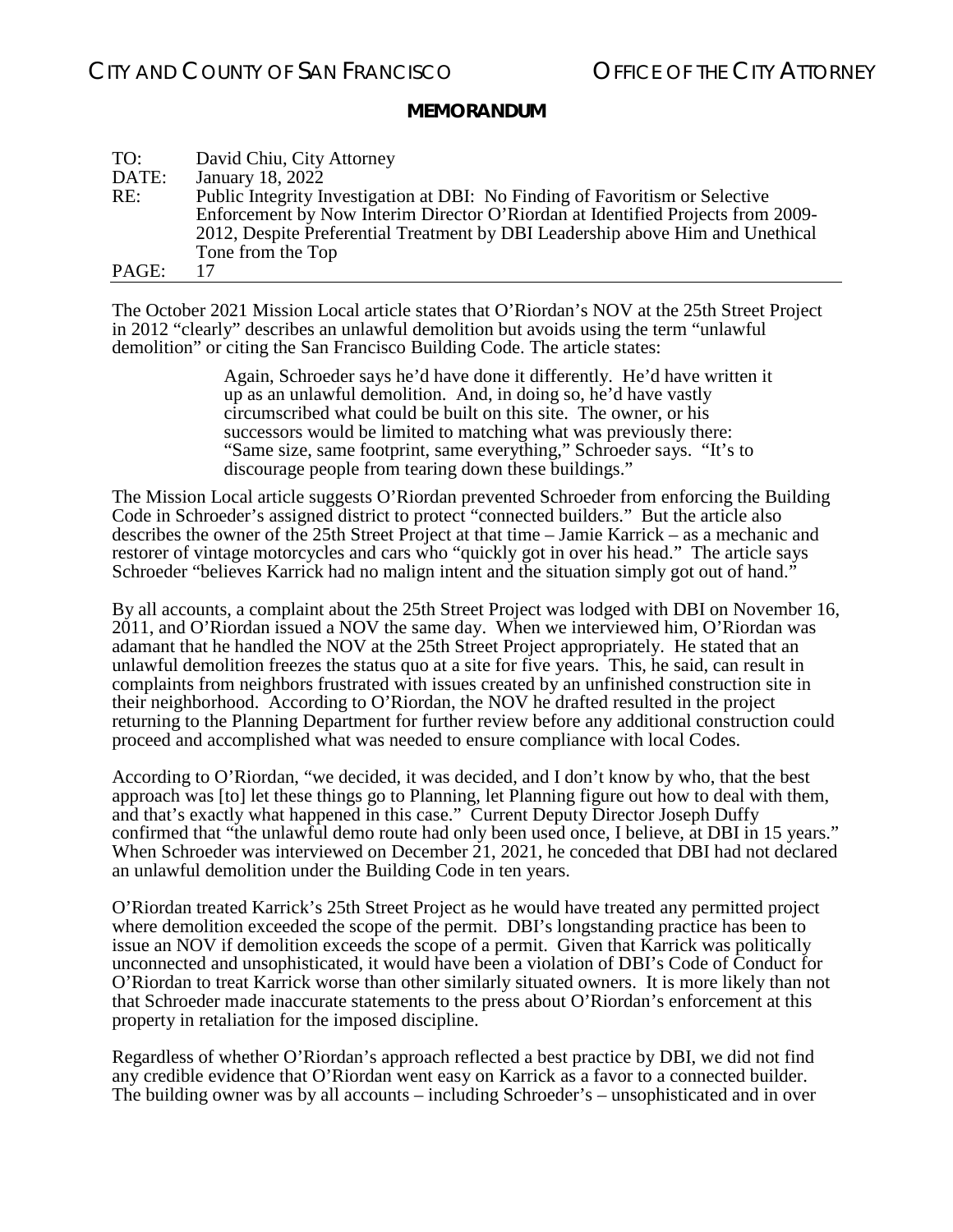The October 2021 Mission Local article states that O'Riordan's NOV at the 25th Street Project in 2012 "clearly" describes an unlawful demolition but avoids using the term "unlawful demolition" or citing the San Francisco Building Code. The article states:

> Again, Schroeder says he'd have done it differently. He'd have written it up as an unlawful demolition. And, in doing so, he'd have vastly circumscribed what could be built on this site. The owner, or his successors would be limited to matching what was previously there: "Same size, same footprint, same everything," Schroeder says. "It's to discourage people from tearing down these buildings."

The Mission Local article suggests O'Riordan prevented Schroeder from enforcing the Building Code in Schroeder's assigned district to protect "connected builders." But the article also describes the owner of the 25th Street Project at that time – Jamie Karrick – as a mechanic and restorer of vintage motorcycles and cars who "quickly got in over his head." The article says Schroeder "believes Karrick had no malign intent and the situation simply got out of hand."

By all accounts, a complaint about the 25th Street Project was lodged with DBI on November 16, 2011, and O'Riordan issued a NOV the same day. When we interviewed him, O'Riordan was adamant that he handled the NOV at the 25th Street Project appropriately. He stated that an unlawful demolition freezes the status quo at a site for five years. This, he said, can result in complaints from neighbors frustrated with issues created by an unfinished construction site in their neighborhood. According to O'Riordan, the NOV he drafted resulted in the project returning to the Planning Department for further review before any additional construction could proceed and accomplished what was needed to ensure compliance with local Codes.

According to O'Riordan, "we decided, it was decided, and I don't know by who, that the best approach was [to] let these things go to Planning, let Planning figure out how to deal with them, and that's exactly what happened in this case." Current Deputy Director Joseph Duffy confirmed that "the unlawful demo route had only been used once, I believe, at DBI in 15 years." When Schroeder was interviewed on December 21, 2021, he conceded that DBI had not declared an unlawful demolition under the Building Code in ten years.

O'Riordan treated Karrick's 25th Street Project as he would have treated any permitted project where demolition exceeded the scope of the permit. DBI's longstanding practice has been to issue an NOV if demolition exceeds the scope of a permit. Given that Karrick was politically unconnected and unsophisticated, it would have been a violation of DBI's Code of Conduct for O'Riordan to treat Karrick worse than other similarly situated owners. It is more likely than not that Schroeder made inaccurate statements to the press about O'Riordan's enforcement at this property in retaliation for the imposed discipline.

Regardless of whether O'Riordan's approach reflected a best practice by DBI, we did not find any credible evidence that O'Riordan went easy on Karrick as a favor to a connected builder. The building owner was by all accounts – including Schroeder's – unsophisticated and in over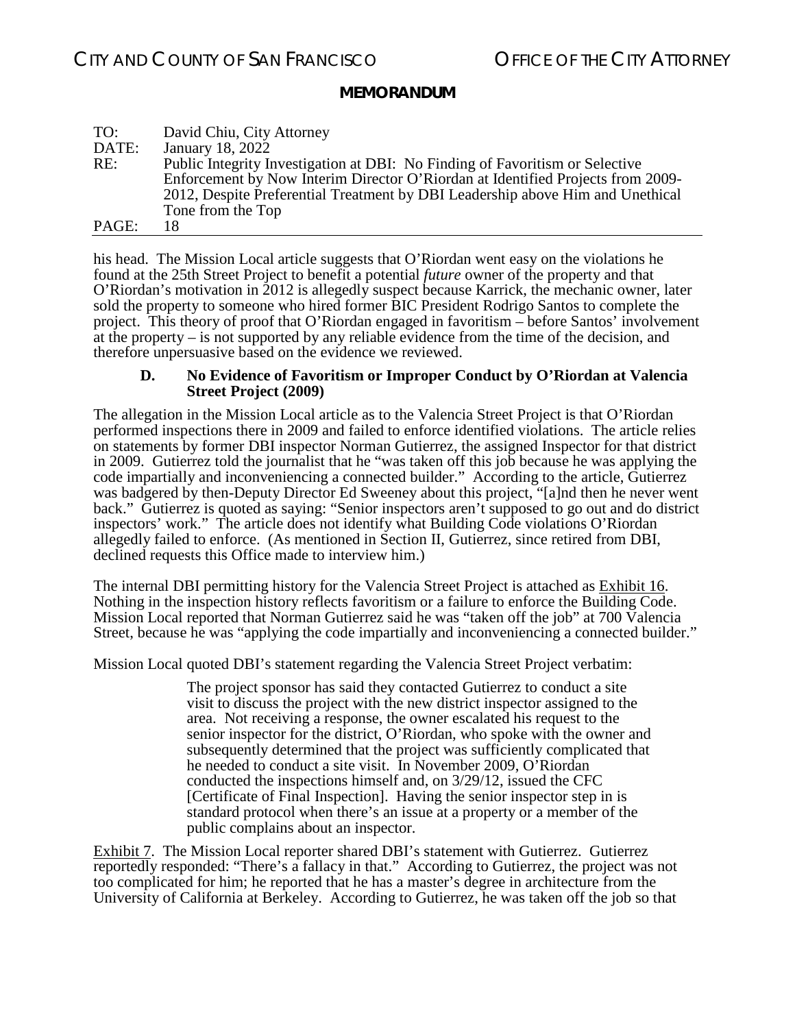his head. The Mission Local article suggests that O'Riordan went easy on the violations he found at the 25th Street Project to benefit a potential *future* owner of the property and that O'Riordan's motivation in 2012 is allegedly suspect because Karrick, the mechanic owner, later sold the property to someone who hired former BIC President Rodrigo Santos to complete the project. This theory of proof that O'Riordan engaged in favoritism – before Santos' involvement at the property – is not supported by any reliable evidence from the time of the decision, and therefore unpersuasive based on the evidence we reviewed.

### D. No Evidence of Favoritism or Improper Conduct by O'Riordan at Valencia Street Project (2009)

The allegation in the Mission Local article as to the Valencia Street Project is that O'Riordan performed inspections there in 2009 and failed to enforce identified violations. The article relies on statements by former DBI inspector Norman Gutierrez, the assigned Inspector for that district in 2009. Gutierrez told the journalist that he "was taken off this job because he was applying the code impartially and inconveniencing a connected builder." According to the article, Gutierrez was badgered by then-Deputy Director Ed Sweeney about this project, "[a]nd then he never went back." Gutierrez is quoted as saying: "Senior inspectors aren't supposed to go out and do district inspectors' work." The article does not identify what Building Code violations O'Riordan allegedly failed to enforce. (As mentioned in Section II, Gutierrez, since retired from DBI, declined requests this Office made to interview him.)

The internal DBI permitting history for the Valencia Street Project is attached as Exhibit 16. Nothing in the inspection history reflects favoritism or a failure to enforce the Building Code. Mission Local reported that Norman Gutierrez said he was "taken off the job" at 700 Valencia Street, because he was "applying the code impartially and inconveniencing a connected builder."

Mission Local quoted DBI's statement regarding the Valencia Street Project verbatim:

> The project sponsor has said they contacted Gutierrez to conduct a site visit to discuss the project with the new district inspector assigned to the area. Not receiving a response, the owner escalated his request to the senior inspector for the district, O'Riordan, who spoke with the owner and subsequently determined that the project was sufficiently complicated that he needed to conduct a site visit. In November 2009, O'Riordan conducted the inspections himself and, on 3/29/12, issued the CFC [Certificate of Final Inspection]. Having the senior inspector step in is standard protocol when there's an issue at a property or a member of the public complains about an inspector.

Exhibit 7. The Mission Local reporter shared DBI's statement with Gutierrez. Gutierrez reportedly responded: "There's a fallacy in that." According to Gutierrez, the project was not too complicated for him; he reported that he has a master's degree in architecture from the University of California at Berkeley. According to Gutierrez, he was taken off the job so that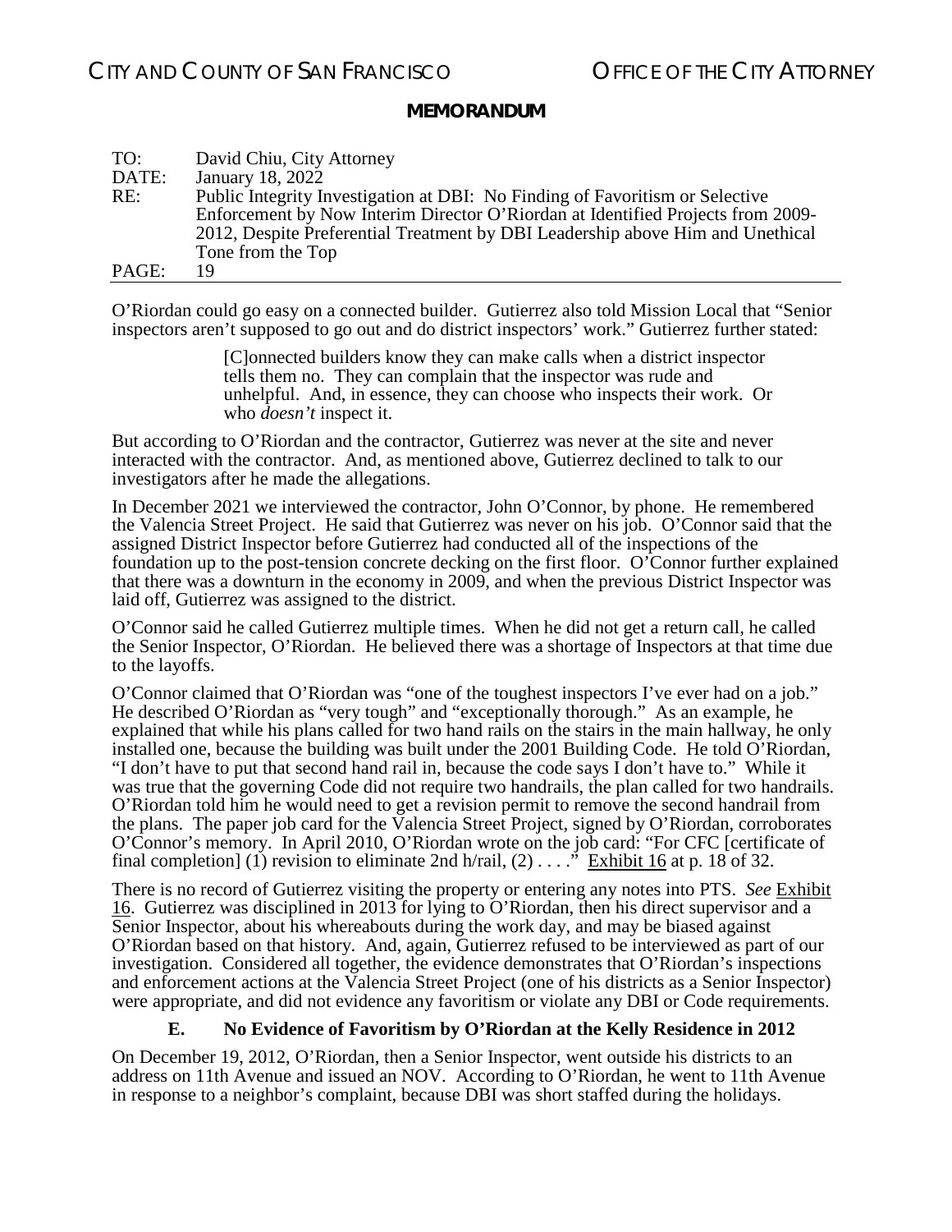O'Riordan could go easy on a connected builder. Gutierrez also told Mission Local that "Senior inspectors aren't supposed to go out and do district inspectors' work." Gutierrez further stated:

> [C]onnected builders know they can make calls when a district inspector tells them no. They can complain that the inspector was rude and unhelpful. And, in essence, they can choose who inspects their work. Or who *doesn't* inspect it.

But according to O'Riordan and the contractor, Gutierrez was never at the site and never interacted with the contractor. And, as mentioned above, Gutierrez declined to talk to our investigators after he made the allegations.

In December 2021 we interviewed the contractor, John O'Connor, by phone. He remembered the Valencia Street Project. He said that Gutierrez was never on his job. O'Connor said that the assigned District Inspector before Gutierrez had conducted all of the inspections of the foundation up to the post-tension concrete decking on the first floor. O'Connor further explained that there was a downturn in the economy in 2009, and when the previous District Inspector was laid off, Gutierrez was assigned to the district.

O'Connor said he called Gutierrez multiple times. When he did not get a return call, he called the Senior Inspector, O'Riordan. He believed there was a shortage of Inspectors at that time due to the layoffs.

O'Connor claimed that O'Riordan was "one of the toughest inspectors I've ever had on a job." He described O'Riordan as "very tough" and "exceptionally thorough." As an example, he explained that while his plans called for two hand rails on the stairs in the main hallway, he only installed one, because the building was built under the 2001 Building Code. He told O'Riordan, "I don't have to put that second hand rail in, because the code says I don't have to." While it was true that the governing Code did not require two handrails, the plan called for two handrails. O'Riordan told him he would need to get a revision permit to remove the second handrail from the plans. The paper job card for the Valencia Street Project, signed by O'Riordan, corroborates O'Connor's memory. In April 2010, O'Riordan wrote on the job card: "For CFC [certificate of final completion] (1) revision to eliminate 2nd h/rail, (2) . . . ." Exhibit 16 at p. 18 of 32.

There is no record of Gutierrez visiting the property or entering any notes into PTS. *See* Exhibit 16. Gutierrez was disciplined in 2013 for lying to O'Riordan, then his direct supervisor and a Senior Inspector, about his whereabouts during the work day, and may be biased against O'Riordan based on that history. And, again, Gutierrez refused to be interviewed as part of our investigation. Considered all together, the evidence demonstrates that O'Riordan's inspections and enforcement actions at the Valencia Street Project (one of his districts as a Senior Inspector) were appropriate, and did not evidence any favoritism or violate any DBI or Code requirements.

### E. No Evidence of Favoritism by O'Riordan at the Kelly Residence in 2012

On December 19, 2012, O'Riordan, then a Senior Inspector, went outside his districts to an address on 11th Avenue and issued an NOV. According to O'Riordan, he went to 11th Avenue in response to a neighbor's complaint, because DBI was short staffed during the holidays.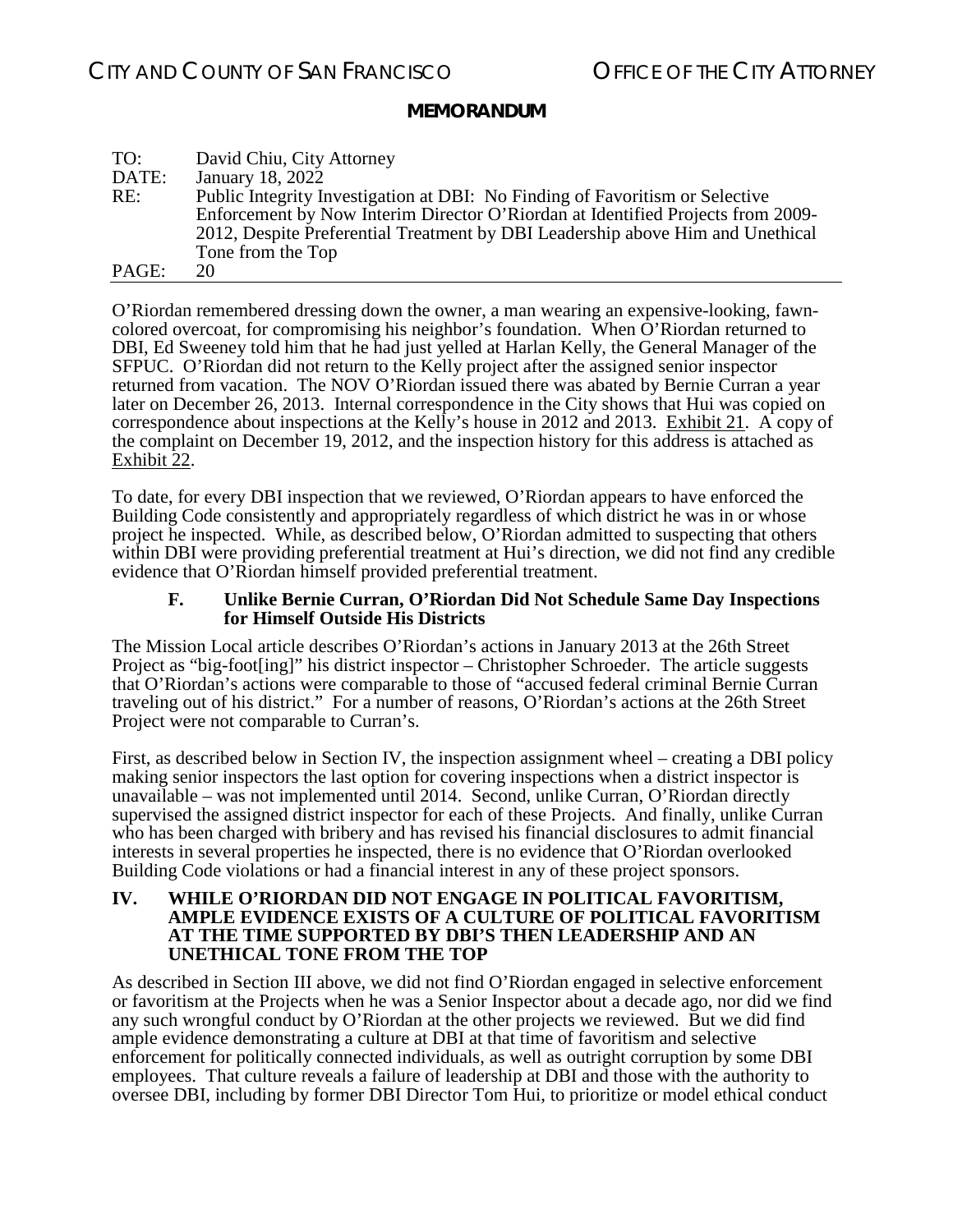O'Riordan remembered dressing down the owner, a man wearing an expensive-looking, fawn-colored overcoat, for compromising his neighbor's foundation. When O'Riordan returned to DBI, Ed Sweeney told him that he had just yelled at Harlan Kelly, the General Manager of the SFPUC. O'Riordan did not return to the Kelly project after the assigned senior inspector returned from vacation. The NOV O'Riordan issued there was abated by Bernie Curran a year later on December 26, 2013. Internal correspondence in the City shows that Hui was copied on correspondence about inspections at the Kelly's house in 2012 and 2013. Exhibit 21. A copy of the complaint on December 19, 2012, and the inspection history for this address is attached as Exhibit 22.

To date, for every DBI inspection that we reviewed, O'Riordan appears to have enforced the Building Code consistently and appropriately regardless of which district he was in or whose project he inspected. While, as described below, O'Riordan admitted to suspecting that others within DBI were providing preferential treatment at Hui's direction, we did not find any credible evidence that O'Riordan himself provided preferential treatment.

### F. Unlike Bernie Curran, O'Riordan Did Not Schedule Same Day Inspections for Himself Outside His Districts

The Mission Local article describes O'Riordan's actions in January 2013 at the 26th Street Project as "big-foot[ing]" his district inspector – Christopher Schroeder. The article suggests that O'Riordan's actions were comparable to those of "accused federal criminal Bernie Curran traveling out of his district." For a number of reasons, O'Riordan's actions at the 26th Street Project were not comparable to Curran's.

First, as described below in Section IV, the inspection assignment wheel – creating a DBI policy making senior inspectors the last option for covering inspections when a district inspector is unavailable – was not implemented until 2014. Second, unlike Curran, O'Riordan directly supervised the assigned district inspector for each of these Projects. And finally, unlike Curran who has been charged with bribery and has revised his financial disclosures to admit financial interests in several properties he inspected, there is no evidence that O'Riordan overlooked Building Code violations or had a financial interest in any of these project sponsors.

## IV. WHILE O'RIORDAN DID NOT ENGAGE IN POLITICAL FAVORITISM, AMPLE EVIDENCE EXISTS OF A CULTURE OF POLITICAL FAVORITISM AT THE TIME SUPPORTED BY DBI'S THEN LEADERSHIP AND AN UNETHICAL TONE FROM THE TOP

As described in Section III above, we did not find O'Riordan engaged in selective enforcement or favoritism at the Projects when he was a Senior Inspector about a decade ago, nor did we find any such wrongful conduct by O'Riordan at the other projects we reviewed. But we did find ample evidence demonstrating a culture at DBI at that time of favoritism and selective enforcement for politically connected individuals, as well as outright corruption by some DBI employees. That culture reveals a failure of leadership at DBI and those with the authority to oversee DBI, including by former DBI Director Tom Hui, to prioritize or model ethical conduct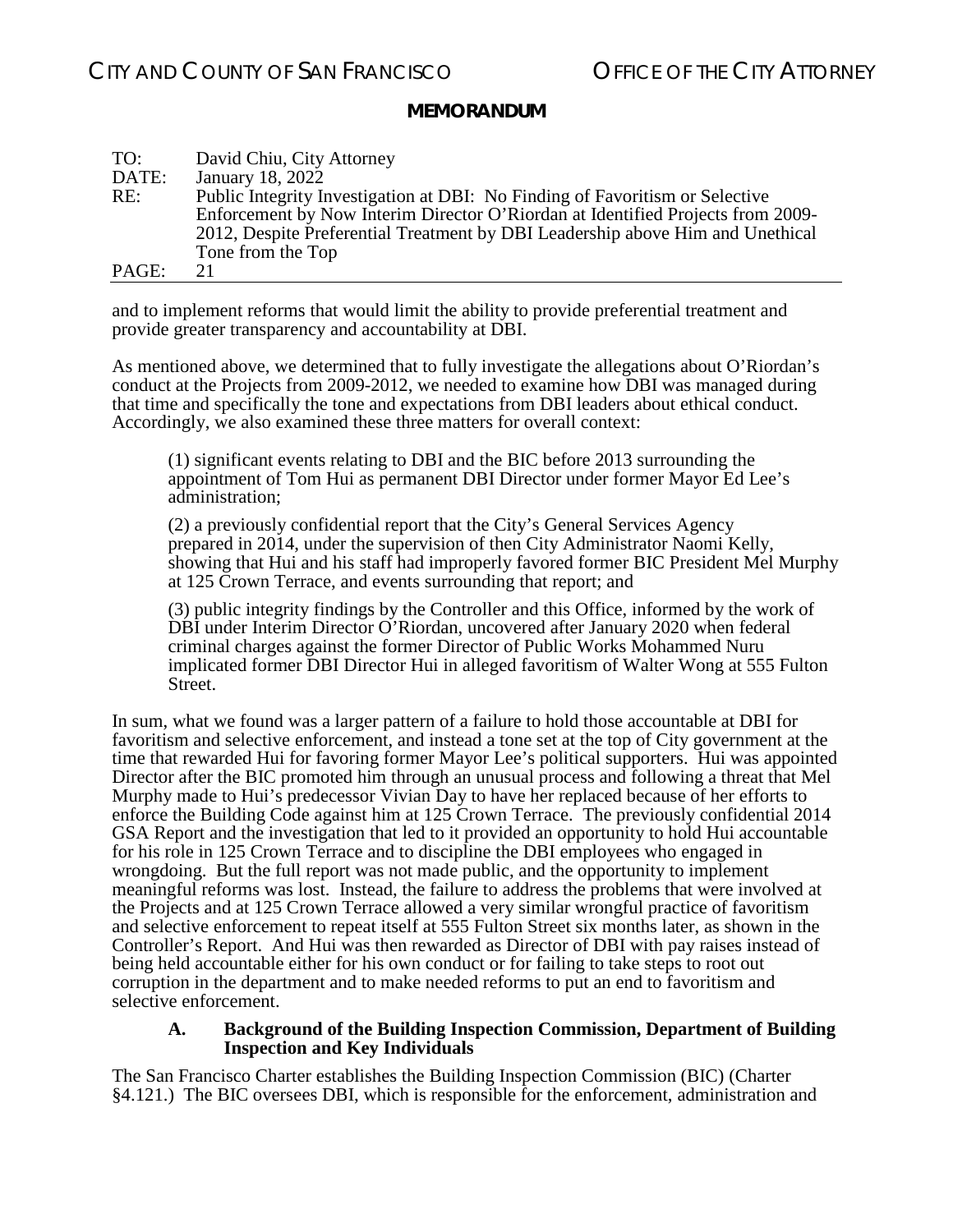and to implement reforms that would limit the ability to provide preferential treatment and provide greater transparency and accountability at DBI.

As mentioned above, we determined that to fully investigate the allegations about O'Riordan's conduct at the Projects from 2009-2012, we needed to examine how DBI was managed during that time and specifically the tone and expectations from DBI leaders about ethical conduct. Accordingly, we also examined these three matters for overall context:

> (1) significant events relating to DBI and the BIC before 2013 surrounding the appointment of Tom Hui as permanent DBI Director under former Mayor Ed Lee's administration;
>
> (2) a previously confidential report that the City's General Services Agency prepared in 2014, under the supervision of then City Administrator Naomi Kelly, showing that Hui and his staff had improperly favored former BIC President Mel Murphy at 125 Crown Terrace, and events surrounding that report; and
>
> (3) public integrity findings by the Controller and this Office, informed by the work of DBI under Interim Director O'Riordan, uncovered after January 2020 when federal criminal charges against the former Director of Public Works Mohammed Nuru implicated former DBI Director Hui in alleged favoritism of Walter Wong at 555 Fulton Street.

In sum, what we found was a larger pattern of a failure to hold those accountable at DBI for favoritism and selective enforcement, and instead a tone set at the top of City government at the time that rewarded Hui for favoring former Mayor Lee's political supporters. Hui was appointed Director after the BIC promoted him through an unusual process and following a threat that Mel Murphy made to Hui's predecessor Vivian Day to have her replaced because of her efforts to enforce the Building Code against him at 125 Crown Terrace. The previously confidential 2014 GSA Report and the investigation that led to it provided an opportunity to hold Hui accountable for his role in 125 Crown Terrace and to discipline the DBI employees who engaged in wrongdoing. But the full report was not made public, and the opportunity to implement meaningful reforms was lost. Instead, the failure to address the problems that were involved at the Projects and at 125 Crown Terrace allowed a very similar wrongful practice of favoritism and selective enforcement to repeat itself at 555 Fulton Street six months later, as shown in the Controller's Report. And Hui was then rewarded as Director of DBI with pay raises instead of being held accountable either for his own conduct or for failing to take steps to root out corruption in the department and to make needed reforms to put an end to favoritism and selective enforcement.

### A. Background of the Building Inspection Commission, Department of Building Inspection and Key Individuals

The San Francisco Charter establishes the Building Inspection Commission (BIC) (Charter §4.121.) The BIC oversees DBI, which is responsible for the enforcement, administration and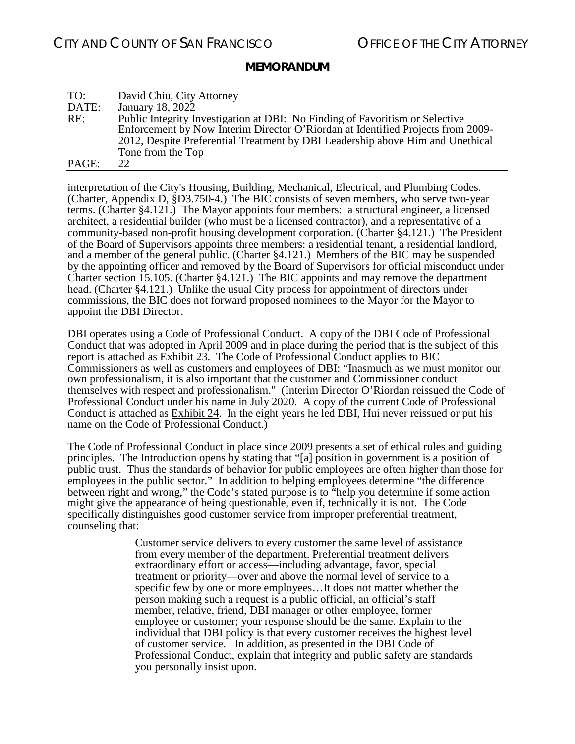interpretation of the City's Housing, Building, Mechanical, Electrical, and Plumbing Codes. (Charter, Appendix D, §D3.750-4.) The BIC consists of seven members, who serve two-year terms. (Charter §4.121.) The Mayor appoints four members: a structural engineer, a licensed architect, a residential builder (who must be a licensed contractor), and a representative of a community-based non-profit housing development corporation. (Charter §4.121.) The President of the Board of Supervisors appoints three members: a residential tenant, a residential landlord, and a member of the general public. (Charter §4.121.) Members of the BIC may be suspended by the appointing officer and removed by the Board of Supervisors for official misconduct under Charter section 15.105. (Charter §4.121.) The BIC appoints and may remove the department head. (Charter §4.121.) Unlike the usual City process for appointment of directors under commissions, the BIC does not forward proposed nominees to the Mayor for the Mayor to appoint the DBI Director.

DBI operates using a Code of Professional Conduct. A copy of the DBI Code of Professional Conduct that was adopted in April 2009 and in place during the period that is the subject of this report is attached as Exhibit 23. The Code of Professional Conduct applies to BIC Commissioners as well as customers and employees of DBI: "Inasmuch as we must monitor our own professionalism, it is also important that the customer and Commissioner conduct themselves with respect and professionalism." (Interim Director O'Riordan reissued the Code of Professional Conduct under his name in July 2020. A copy of the current Code of Professional Conduct is attached as Exhibit 24. In the eight years he led DBI, Hui never reissued or put his name on the Code of Professional Conduct.)

The Code of Professional Conduct in place since 2009 presents a set of ethical rules and guiding principles. The Introduction opens by stating that "[a] position in government is a position of public trust. Thus the standards of behavior for public employees are often higher than those for employees in the public sector." In addition to helping employees determine "the difference between right and wrong," the Code's stated purpose is to "help you determine if some action might give the appearance of being questionable, even if, technically it is not. The Code specifically distinguishes good customer service from improper preferential treatment, counseling that:

> Customer service delivers to every customer the same level of assistance from every member of the department. Preferential treatment delivers extraordinary effort or access—including advantage, favor, special treatment or priority—over and above the normal level of service to a specific few by one or more employees…It does not matter whether the person making such a request is a public official, an official's staff member, relative, friend, DBI manager or other employee, former employee or customer; your response should be the same. Explain to the individual that DBI policy is that every customer receives the highest level of customer service. In addition, as presented in the DBI Code of Professional Conduct, explain that integrity and public safety are standards you personally insist upon.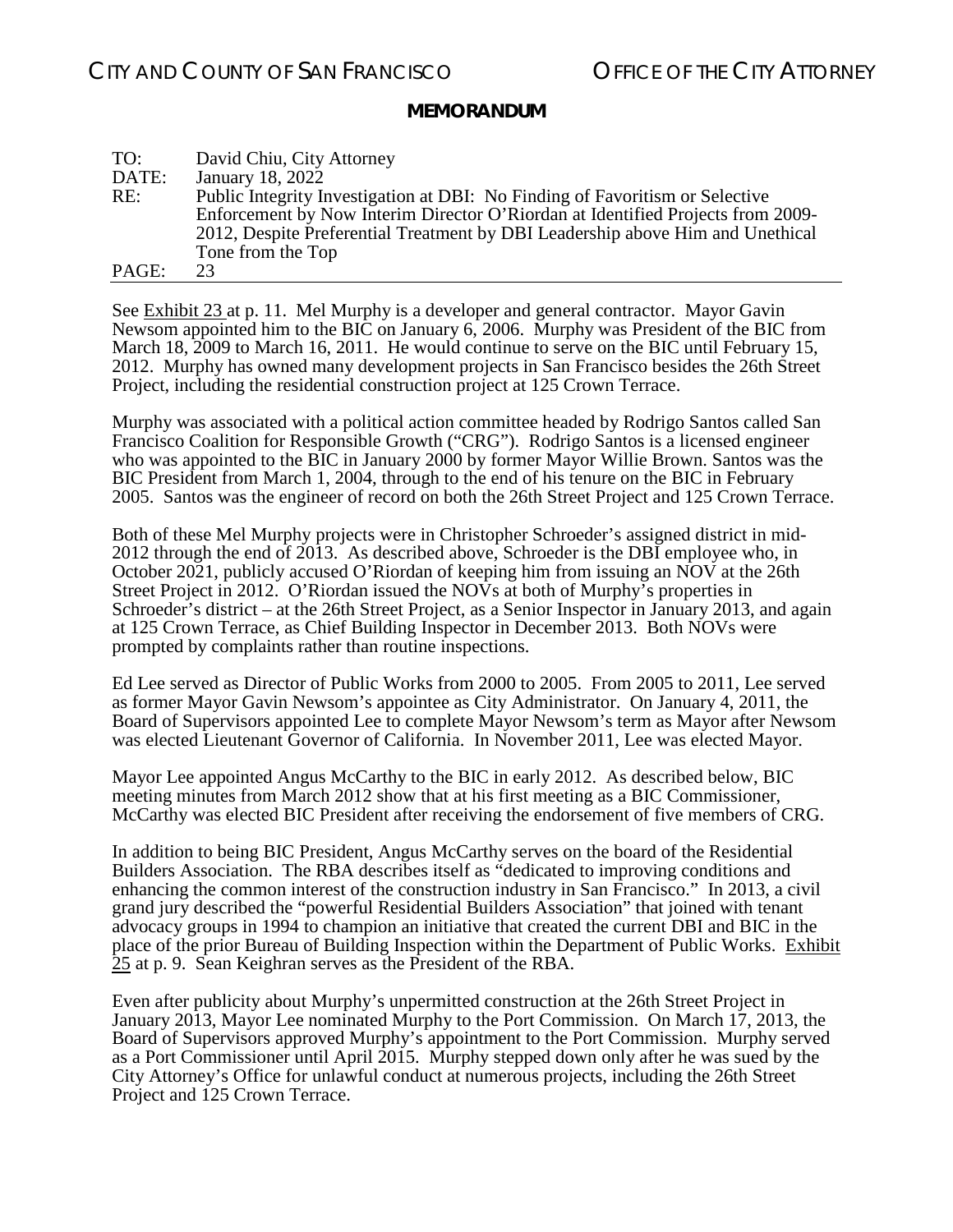See Exhibit 23 at p. 11. Mel Murphy is a developer and general contractor. Mayor Gavin Newsom appointed him to the BIC on January 6, 2006. Murphy was President of the BIC from March 18, 2009 to March 16, 2011. He would continue to serve on the BIC until February 15, 2012. Murphy has owned many development projects in San Francisco besides the 26th Street Project, including the residential construction project at 125 Crown Terrace.

Murphy was associated with a political action committee headed by Rodrigo Santos called San Francisco Coalition for Responsible Growth ("CRG"). Rodrigo Santos is a licensed engineer who was appointed to the BIC in January 2000 by former Mayor Willie Brown. Santos was the BIC President from March 1, 2004, through to the end of his tenure on the BIC in February 2005. Santos was the engineer of record on both the 26th Street Project and 125 Crown Terrace.

Both of these Mel Murphy projects were in Christopher Schroeder's assigned district in mid-2012 through the end of 2013. As described above, Schroeder is the DBI employee who, in October 2021, publicly accused O'Riordan of keeping him from issuing an NOV at the 26th Street Project in 2012. O'Riordan issued the NOVs at both of Murphy's properties in Schroeder's district – at the 26th Street Project, as a Senior Inspector in January 2013, and again at 125 Crown Terrace, as Chief Building Inspector in December 2013. Both NOVs were prompted by complaints rather than routine inspections.

Ed Lee served as Director of Public Works from 2000 to 2005. From 2005 to 2011, Lee served as former Mayor Gavin Newsom's appointee as City Administrator. On January 4, 2011, the Board of Supervisors appointed Lee to complete Mayor Newsom's term as Mayor after Newsom was elected Lieutenant Governor of California. In November 2011, Lee was elected Mayor.

Mayor Lee appointed Angus McCarthy to the BIC in early 2012. As described below, BIC meeting minutes from March 2012 show that at his first meeting as a BIC Commissioner, McCarthy was elected BIC President after receiving the endorsement of five members of CRG.

In addition to being BIC President, Angus McCarthy serves on the board of the Residential Builders Association. The RBA describes itself as "dedicated to improving conditions and enhancing the common interest of the construction industry in San Francisco." In 2013, a civil grand jury described the "powerful Residential Builders Association" that joined with tenant advocacy groups in 1994 to champion an initiative that created the current DBI and BIC in the place of the prior Bureau of Building Inspection within the Department of Public Works. Exhibit 25 at p. 9. Sean Keighran serves as the President of the RBA.

Even after publicity about Murphy's unpermitted construction at the 26th Street Project in January 2013, Mayor Lee nominated Murphy to the Port Commission. On March 17, 2013, the Board of Supervisors approved Murphy's appointment to the Port Commission. Murphy served as a Port Commissioner until April 2015. Murphy stepped down only after he was sued by the City Attorney's Office for unlawful conduct at numerous projects, including the 26th Street Project and 125 Crown Terrace.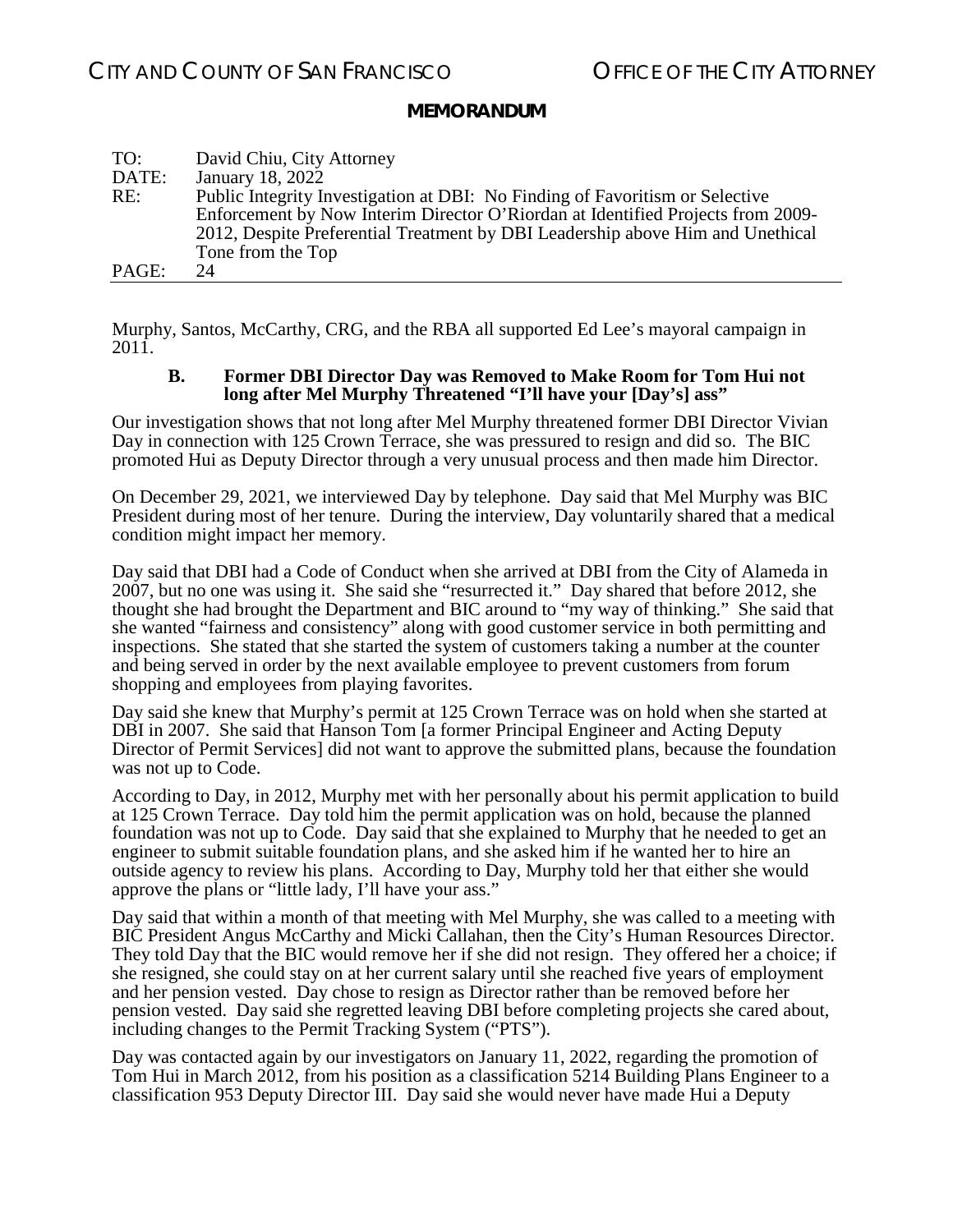Murphy, Santos, McCarthy, CRG, and the RBA all supported Ed Lee's mayoral campaign in 2011.

### B. Former DBI Director Day was Removed to Make Room for Tom Hui not long after Mel Murphy Threatened "I'll have your [Day's] ass"

Our investigation shows that not long after Mel Murphy threatened former DBI Director Vivian Day in connection with 125 Crown Terrace, she was pressured to resign and did so. The BIC promoted Hui as Deputy Director through a very unusual process and then made him Director.

On December 29, 2021, we interviewed Day by telephone. Day said that Mel Murphy was BIC President during most of her tenure. During the interview, Day voluntarily shared that a medical condition might impact her memory.

Day said that DBI had a Code of Conduct when she arrived at DBI from the City of Alameda in 2007, but no one was using it. She said she "resurrected it." Day shared that before 2012, she thought she had brought the Department and BIC around to "my way of thinking." She said that she wanted "fairness and consistency" along with good customer service in both permitting and inspections. She stated that she started the system of customers taking a number at the counter and being served in order by the next available employee to prevent customers from forum shopping and employees from playing favorites.

Day said she knew that Murphy's permit at 125 Crown Terrace was on hold when she started at DBI in 2007. She said that Hanson Tom [a former Principal Engineer and Acting Deputy Director of Permit Services] did not want to approve the submitted plans, because the foundation was not up to Code.

According to Day, in 2012, Murphy met with her personally about his permit application to build at 125 Crown Terrace. Day told him the permit application was on hold, because the planned foundation was not up to Code. Day said that she explained to Murphy that he needed to get an engineer to submit suitable foundation plans, and she asked him if he wanted her to hire an outside agency to review his plans. According to Day, Murphy told her that either she would approve the plans or "little lady, I'll have your ass."

Day said that within a month of that meeting with Mel Murphy, she was called to a meeting with BIC President Angus McCarthy and Micki Callahan, then the City's Human Resources Director. They told Day that the BIC would remove her if she did not resign. They offered her a choice; if she resigned, she could stay on at her current salary until she reached five years of employment and her pension vested. Day chose to resign as Director rather than be removed before her pension vested. Day said she regretted leaving DBI before completing projects she cared about, including changes to the Permit Tracking System ("PTS").

Day was contacted again by our investigators on January 11, 2022, regarding the promotion of Tom Hui in March 2012, from his position as a classification 5214 Building Plans Engineer to a classification 953 Deputy Director III. Day said she would never have made Hui a Deputy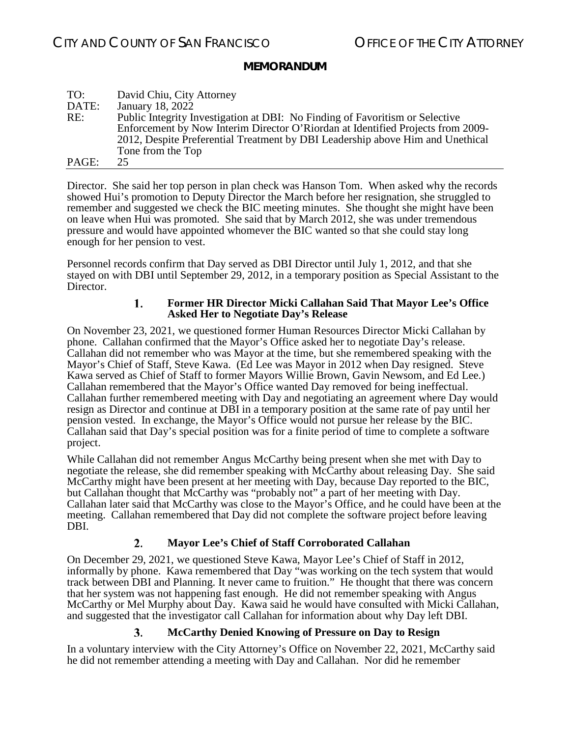Director. She said her top person in plan check was Hanson Tom. When asked why the records showed Hui's promotion to Deputy Director the March before her resignation, she struggled to remember and suggested we check the BIC meeting minutes. She thought she might have been on leave when Hui was promoted. She said that by March 2012, she was under tremendous pressure and would have appointed whomever the BIC wanted so that she could stay long enough for her pension to vest.

Personnel records confirm that Day served as DBI Director until July 1, 2012, and that she stayed on with DBI until September 29, 2012, in a temporary position as Special Assistant to the Director.

### 1. Former HR Director Micki Callahan Said That Mayor Lee's Office Asked Her to Negotiate Day's Release

On November 23, 2021, we questioned former Human Resources Director Micki Callahan by phone. Callahan confirmed that the Mayor's Office asked her to negotiate Day's release. Callahan did not remember who was Mayor at the time, but she remembered speaking with the Mayor's Chief of Staff, Steve Kawa. (Ed Lee was Mayor in 2012 when Day resigned. Steve Kawa served as Chief of Staff to former Mayors Willie Brown, Gavin Newsom, and Ed Lee.) Callahan remembered that the Mayor's Office wanted Day removed for being ineffectual. Callahan further remembered meeting with Day and negotiating an agreement where Day would resign as Director and continue at DBI in a temporary position at the same rate of pay until her pension vested. In exchange, the Mayor's Office would not pursue her release by the BIC. Callahan said that Day's special position was for a finite period of time to complete a software project.

While Callahan did not remember Angus McCarthy being present when she met with Day to negotiate the release, she did remember speaking with McCarthy about releasing Day. She said McCarthy might have been present at her meeting with Day, because Day reported to the BIC, but Callahan thought that McCarthy was "probably not" a part of her meeting with Day. Callahan later said that McCarthy was close to the Mayor's Office, and he could have been at the meeting. Callahan remembered that Day did not complete the software project before leaving DBI.

### 2. Mayor Lee's Chief of Staff Corroborated Callahan

On December 29, 2021, we questioned Steve Kawa, Mayor Lee's Chief of Staff in 2012, informally by phone. Kawa remembered that Day "was working on the tech system that would track between DBI and Planning. It never came to fruition." He thought that there was concern that her system was not happening fast enough. He did not remember speaking with Angus McCarthy or Mel Murphy about Day. Kawa said he would have consulted with Micki Callahan, and suggested that the investigator call Callahan for information about why Day left DBI.

### 3. McCarthy Denied Knowing of Pressure on Day to Resign

In a voluntary interview with the City Attorney's Office on November 22, 2021, McCarthy said he did not remember attending a meeting with Day and Callahan. Nor did he remember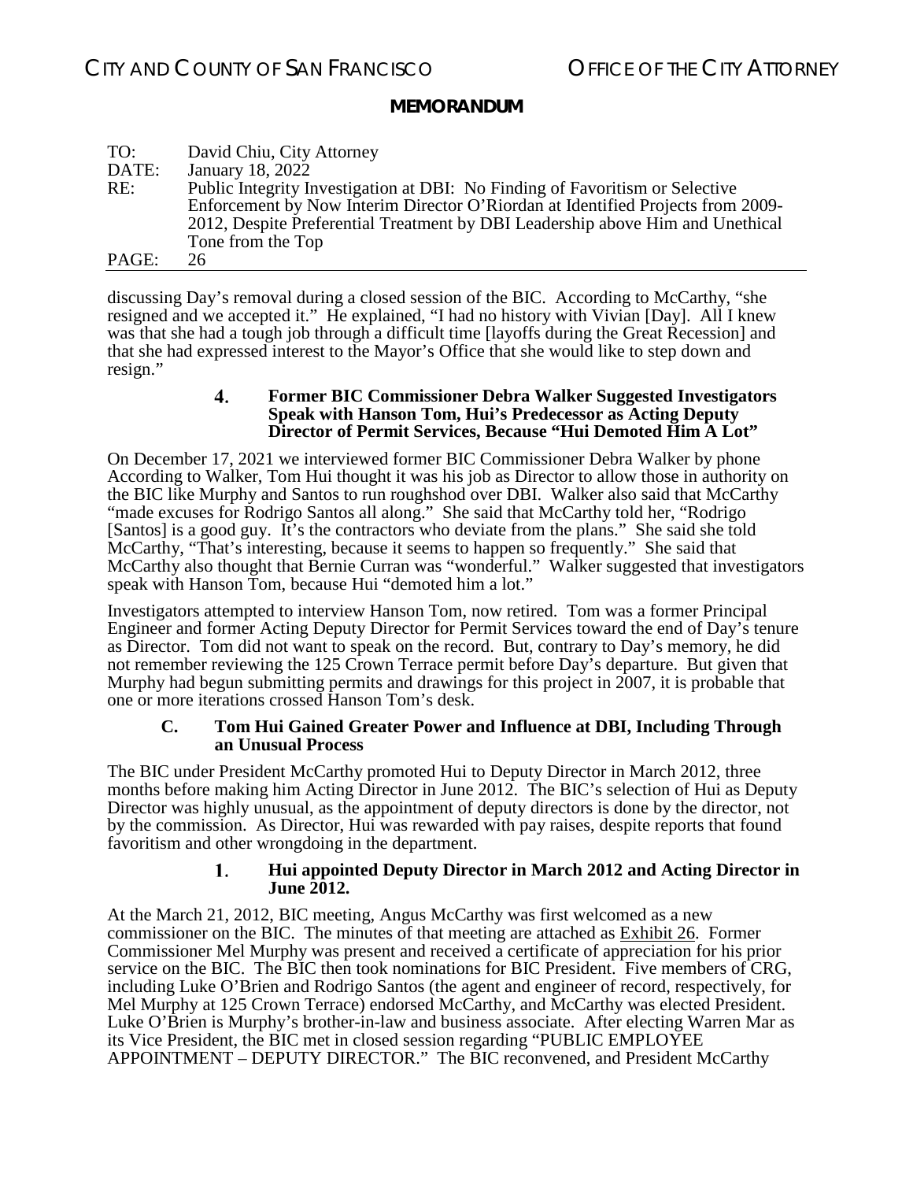discussing Day's removal during a closed session of the BIC. According to McCarthy, "she resigned and we accepted it." He explained, "I had no history with Vivian [Day]. All I knew was that she had a tough job through a difficult time [layoffs during the Great Recession] and that she had expressed interest to the Mayor's Office that she would like to step down and resign."

#### 4. Former BIC Commissioner Debra Walker Suggested Investigators Speak with Hanson Tom, Hui's Predecessor as Acting Deputy Director of Permit Services, Because "Hui Demoted Him A Lot"

On December 17, 2021 we interviewed former BIC Commissioner Debra Walker by phone According to Walker, Tom Hui thought it was his job as Director to allow those in authority on the BIC like Murphy and Santos to run roughshod over DBI. Walker also said that McCarthy "made excuses for Rodrigo Santos all along." She said that McCarthy told her, "Rodrigo [Santos] is a good guy. It's the contractors who deviate from the plans." She said she told McCarthy, "That's interesting, because it seems to happen so frequently." She said that McCarthy also thought that Bernie Curran was "wonderful." Walker suggested that investigators speak with Hanson Tom, because Hui "demoted him a lot."

Investigators attempted to interview Hanson Tom, now retired. Tom was a former Principal Engineer and former Acting Deputy Director for Permit Services toward the end of Day's tenure as Director. Tom did not want to speak on the record. But, contrary to Day's memory, he did not remember reviewing the 125 Crown Terrace permit before Day's departure. But given that Murphy had begun submitting permits and drawings for this project in 2007, it is probable that one or more iterations crossed Hanson Tom's desk.

### C. Tom Hui Gained Greater Power and Influence at DBI, Including Through an Unusual Process

The BIC under President McCarthy promoted Hui to Deputy Director in March 2012, three months before making him Acting Director in June 2012. The BIC's selection of Hui as Deputy Director was highly unusual, as the appointment of deputy directors is done by the director, not by the commission. As Director, Hui was rewarded with pay raises, despite reports that found favoritism and other wrongdoing in the department.

#### 1. Hui appointed Deputy Director in March 2012 and Acting Director in June 2012.

At the March 21, 2012, BIC meeting, Angus McCarthy was first welcomed as a new commissioner on the BIC. The minutes of that meeting are attached as Exhibit 26. Former Commissioner Mel Murphy was present and received a certificate of appreciation for his prior service on the BIC. The BIC then took nominations for BIC President. Five members of CRG, including Luke O'Brien and Rodrigo Santos (the agent and engineer of record, respectively, for Mel Murphy at 125 Crown Terrace) endorsed McCarthy, and McCarthy was elected President. Luke O'Brien is Murphy's brother-in-law and business associate. After electing Warren Mar as its Vice President, the BIC met in closed session regarding "PUBLIC EMPLOYEE APPOINTMENT – DEPUTY DIRECTOR." The BIC reconvened, and President McCarthy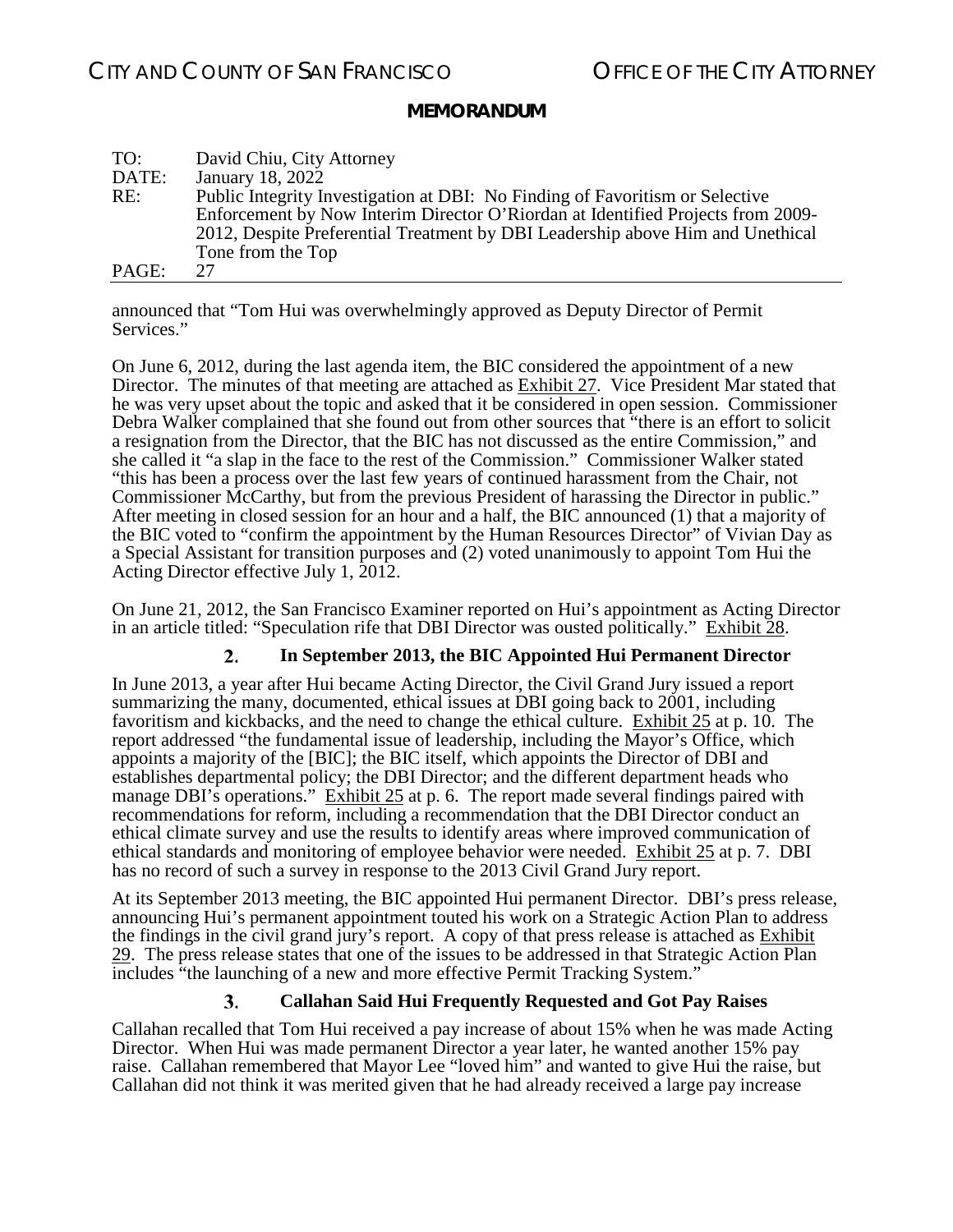announced that "Tom Hui was overwhelmingly approved as Deputy Director of Permit Services."

On June 6, 2012, during the last agenda item, the BIC considered the appointment of a new Director. The minutes of that meeting are attached as Exhibit 27. Vice President Mar stated that he was very upset about the topic and asked that it be considered in open session. Commissioner Debra Walker complained that she found out from other sources that "there is an effort to solicit a resignation from the Director, that the BIC has not discussed as the entire Commission," and she called it "a slap in the face to the rest of the Commission." Commissioner Walker stated "this has been a process over the last few years of continued harassment from the Chair, not Commissioner McCarthy, but from the previous President of harassing the Director in public." After meeting in closed session for an hour and a half, the BIC announced (1) that a majority of the BIC voted to "confirm the appointment by the Human Resources Director" of Vivian Day as a Special Assistant for transition purposes and (2) voted unanimously to appoint Tom Hui the Acting Director effective July 1, 2012.

On June 21, 2012, the San Francisco Examiner reported on Hui's appointment as Acting Director in an article titled: "Speculation rife that DBI Director was ousted politically." Exhibit 28.

### 2. In September 2013, the BIC Appointed Hui Permanent Director

In June 2013, a year after Hui became Acting Director, the Civil Grand Jury issued a report summarizing the many, documented, ethical issues at DBI going back to 2001, including favoritism and kickbacks, and the need to change the ethical culture. Exhibit 25 at p. 10. The report addressed "the fundamental issue of leadership, including the Mayor's Office, which appoints a majority of the [BIC]; the BIC itself, which appoints the Director of DBI and establishes departmental policy; the DBI Director; and the different department heads who manage DBI's operations." Exhibit 25 at p. 6. The report made several findings paired with recommendations for reform, including a recommendation that the DBI Director conduct an ethical climate survey and use the results to identify areas where improved communication of ethical standards and monitoring of employee behavior were needed. Exhibit 25 at p. 7. DBI has no record of such a survey in response to the 2013 Civil Grand Jury report.

At its September 2013 meeting, the BIC appointed Hui permanent Director. DBI's press release, announcing Hui's permanent appointment touted his work on a Strategic Action Plan to address the findings in the civil grand jury's report. A copy of that press release is attached as Exhibit 29. The press release states that one of the issues to be addressed in that Strategic Action Plan includes "the launching of a new and more effective Permit Tracking System."

### 3. Callahan Said Hui Frequently Requested and Got Pay Raises

Callahan recalled that Tom Hui received a pay increase of about 15% when he was made Acting Director. When Hui was made permanent Director a year later, he wanted another 15% pay raise. Callahan remembered that Mayor Lee "loved him" and wanted to give Hui the raise, but Callahan did not think it was merited given that he had already received a large pay increase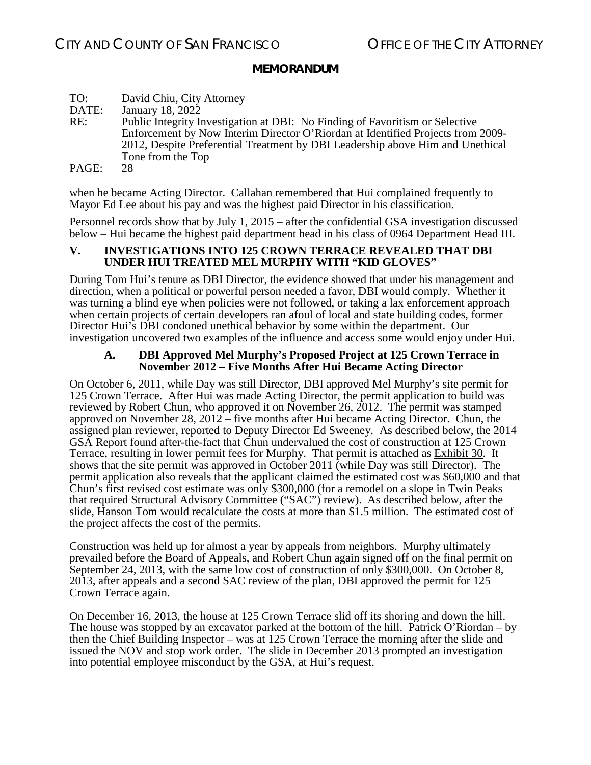when he became Acting Director. Callahan remembered that Hui complained frequently to Mayor Ed Lee about his pay and was the highest paid Director in his classification.

Personnel records show that by July 1, 2015 – after the confidential GSA investigation discussed below – Hui became the highest paid department head in his class of 0964 Department Head III.

## V. INVESTIGATIONS INTO 125 CROWN TERRACE REVEALED THAT DBI UNDER HUI TREATED MEL MURPHY WITH "KID GLOVES"

During Tom Hui's tenure as DBI Director, the evidence showed that under his management and direction, when a political or powerful person needed a favor, DBI would comply. Whether it was turning a blind eye when policies were not followed, or taking a lax enforcement approach when certain projects of certain developers ran afoul of local and state building codes, former Director Hui's DBI condoned unethical behavior by some within the department. Our investigation uncovered two examples of the influence and access some would enjoy under Hui.

### A. DBI Approved Mel Murphy's Proposed Project at 125 Crown Terrace in November 2012 – Five Months After Hui Became Acting Director

On October 6, 2011, while Day was still Director, DBI approved Mel Murphy's site permit for 125 Crown Terrace. After Hui was made Acting Director, the permit application to build was reviewed by Robert Chun, who approved it on November 26, 2012. The permit was stamped approved on November 28, 2012 – five months after Hui became Acting Director. Chun, the assigned plan reviewer, reported to Deputy Director Ed Sweeney. As described below, the 2014 GSA Report found after-the-fact that Chun undervalued the cost of construction at 125 Crown Terrace, resulting in lower permit fees for Murphy. That permit is attached as Exhibit 30. It shows that the site permit was approved in October 2011 (while Day was still Director). The permit application also reveals that the applicant claimed the estimated cost was $60,000 and that Chun's first revised cost estimate was only $300,000 (for a remodel on a slope in Twin Peaks that required Structural Advisory Committee ("SAC") review). As described below, after the slide, Hanson Tom would recalculate the costs at more than $1.5 million. The estimated cost of the project affects the cost of the permits.

Construction was held up for almost a year by appeals from neighbors. Murphy ultimately prevailed before the Board of Appeals, and Robert Chun again signed off on the final permit on September 24, 2013, with the same low cost of construction of only $300,000. On October 8, 2013, after appeals and a second SAC review of the plan, DBI approved the permit for 125 Crown Terrace again.

On December 16, 2013, the house at 125 Crown Terrace slid off its shoring and down the hill. The house was stopped by an excavator parked at the bottom of the hill. Patrick O'Riordan – by then the Chief Building Inspector – was at 125 Crown Terrace the morning after the slide and issued the NOV and stop work order. The slide in December 2013 prompted an investigation into potential employee misconduct by the GSA, at Hui's request.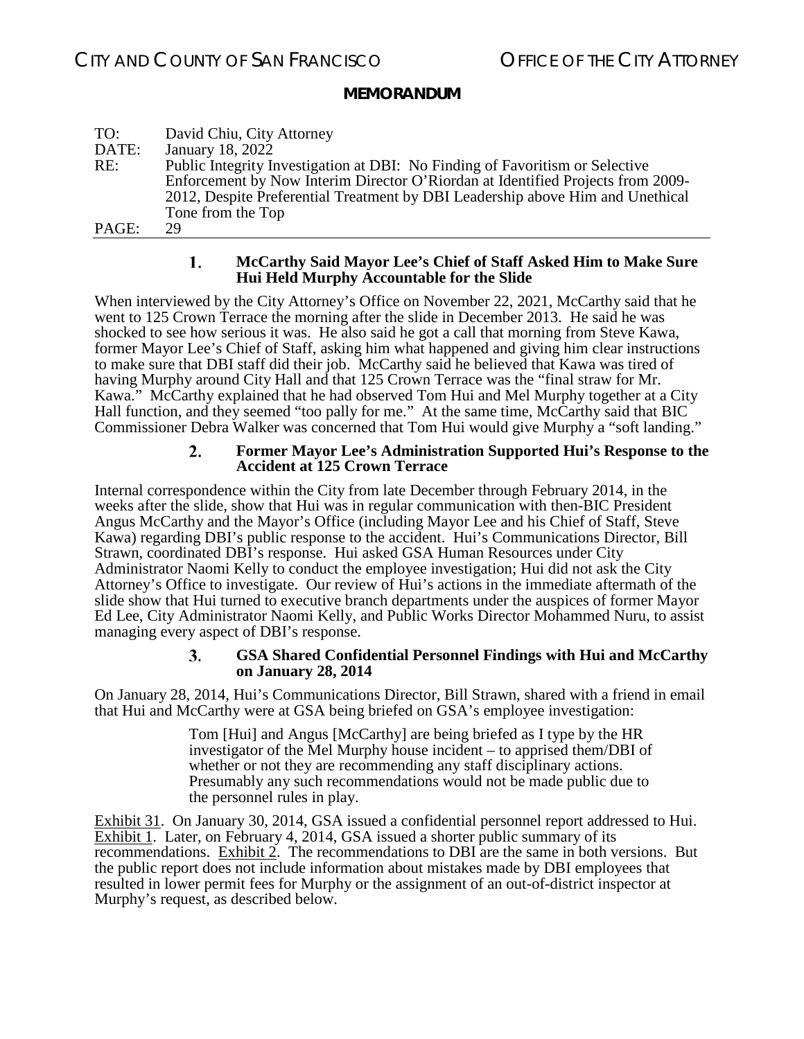### 1. McCarthy Said Mayor Lee's Chief of Staff Asked Him to Make Sure Hui Held Murphy Accountable for the Slide

When interviewed by the City Attorney's Office on November 22, 2021, McCarthy said that he went to 125 Crown Terrace the morning after the slide in December 2013. He said he was shocked to see how serious it was. He also said he got a call that morning from Steve Kawa, former Mayor Lee's Chief of Staff, asking him what happened and giving him clear instructions to make sure that DBI staff did their job. McCarthy said he believed that Kawa was tired of having Murphy around City Hall and that 125 Crown Terrace was the "final straw for Mr. Kawa." McCarthy explained that he had observed Tom Hui and Mel Murphy together at a City Hall function, and they seemed "too pally for me." At the same time, McCarthy said that BIC Commissioner Debra Walker was concerned that Tom Hui would give Murphy a "soft landing."

### 2. Former Mayor Lee's Administration Supported Hui's Response to the Accident at 125 Crown Terrace

Internal correspondence within the City from late December through February 2014, in the weeks after the slide, show that Hui was in regular communication with then-BIC President Angus McCarthy and the Mayor's Office (including Mayor Lee and his Chief of Staff, Steve Kawa) regarding DBI's public response to the accident. Hui's Communications Director, Bill Strawn, coordinated DBI's response. Hui asked GSA Human Resources under City Administrator Naomi Kelly to conduct the employee investigation; Hui did not ask the City Attorney's Office to investigate. Our review of Hui's actions in the immediate aftermath of the slide show that Hui turned to executive branch departments under the auspices of former Mayor Ed Lee, City Administrator Naomi Kelly, and Public Works Director Mohammed Nuru, to assist managing every aspect of DBI's response.

### 3. GSA Shared Confidential Personnel Findings with Hui and McCarthy on January 28, 2014

On January 28, 2014, Hui's Communications Director, Bill Strawn, shared with a friend in email that Hui and McCarthy were at GSA being briefed on GSA's employee investigation:

> Tom [Hui] and Angus [McCarthy] are being briefed as I type by the HR investigator of the Mel Murphy house incident – to apprised them/DBI of whether or not they are recommending any staff disciplinary actions. Presumably any such recommendations would not be made public due to the personnel rules in play.

Exhibit 31. On January 30, 2014, GSA issued a confidential personnel report addressed to Hui. Exhibit 1. Later, on February 4, 2014, GSA issued a shorter public summary of its recommendations. Exhibit 2. The recommendations to DBI are the same in both versions. But the public report does not include information about mistakes made by DBI employees that resulted in lower permit fees for Murphy or the assignment of an out-of-district inspector at Murphy's request, as described below.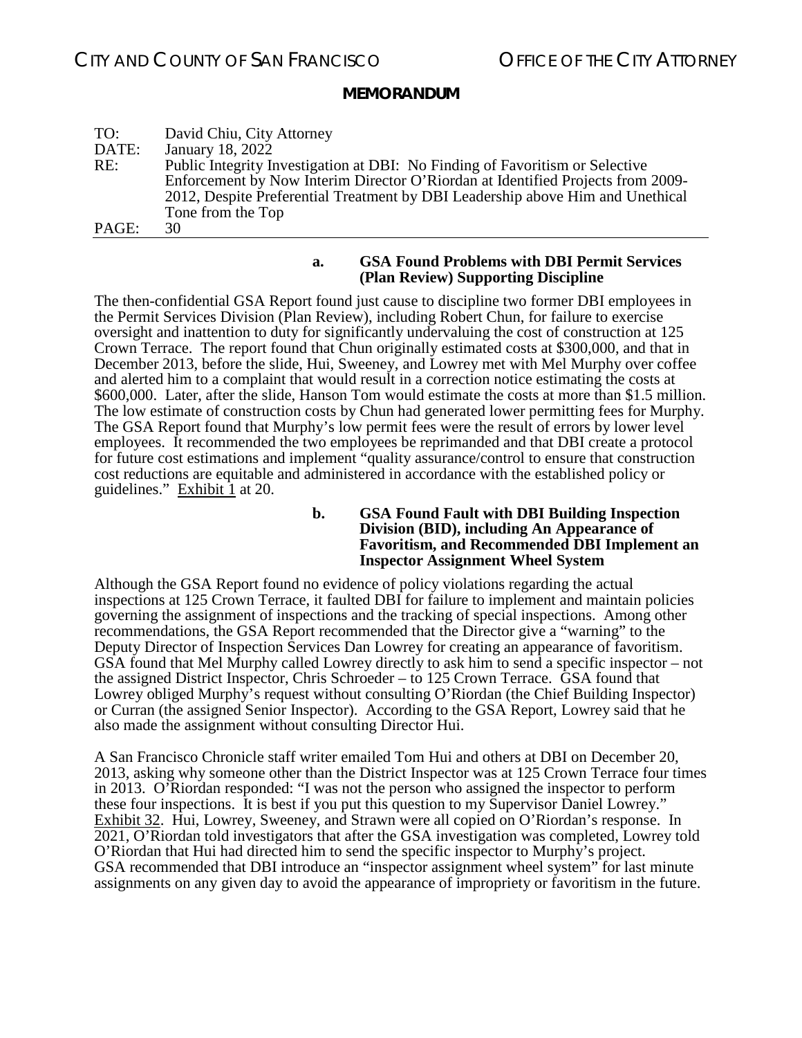**a. GSA Found Problems with DBI Permit Services (Plan Review) Supporting Discipline**

The then-confidential GSA Report found just cause to discipline two former DBI employees in the Permit Services Division (Plan Review), including Robert Chun, for failure to exercise oversight and inattention to duty for significantly undervaluing the cost of construction at 125 Crown Terrace. The report found that Chun originally estimated costs at $300,000, and that in December 2013, before the slide, Hui, Sweeney, and Lowrey met with Mel Murphy over coffee and alerted him to a complaint that would result in a correction notice estimating the costs at $600,000. Later, after the slide, Hanson Tom would estimate the costs at more than $1.5 million. The low estimate of construction costs by Chun had generated lower permitting fees for Murphy. The GSA Report found that Murphy's low permit fees were the result of errors by lower level employees. It recommended the two employees be reprimanded and that DBI create a protocol for future cost estimations and implement "quality assurance/control to ensure that construction cost reductions are equitable and administered in accordance with the established policy or guidelines." Exhibit 1 at 20.

**b. GSA Found Fault with DBI Building Inspection Division (BID), including An Appearance of Favoritism, and Recommended DBI Implement an Inspector Assignment Wheel System**

Although the GSA Report found no evidence of policy violations regarding the actual inspections at 125 Crown Terrace, it faulted DBI for failure to implement and maintain policies governing the assignment of inspections and the tracking of special inspections. Among other recommendations, the GSA Report recommended that the Director give a "warning" to the Deputy Director of Inspection Services Dan Lowrey for creating an appearance of favoritism. GSA found that Mel Murphy called Lowrey directly to ask him to send a specific inspector – not the assigned District Inspector, Chris Schroeder – to 125 Crown Terrace. GSA found that Lowrey obliged Murphy's request without consulting O'Riordan (the Chief Building Inspector) or Curran (the assigned Senior Inspector). According to the GSA Report, Lowrey said that he also made the assignment without consulting Director Hui.

A San Francisco Chronicle staff writer emailed Tom Hui and others at DBI on December 20, 2013, asking why someone other than the District Inspector was at 125 Crown Terrace four times in 2013. O'Riordan responded: "I was not the person who assigned the inspector to perform these four inspections. It is best if you put this question to my Supervisor Daniel Lowrey." Exhibit 32. Hui, Lowrey, Sweeney, and Strawn were all copied on O'Riordan's response. In 2021, O'Riordan told investigators that after the GSA investigation was completed, Lowrey told O'Riordan that Hui had directed him to send the specific inspector to Murphy's project. GSA recommended that DBI introduce an "inspector assignment wheel system" for last minute assignments on any given day to avoid the appearance of impropriety or favoritism in the future.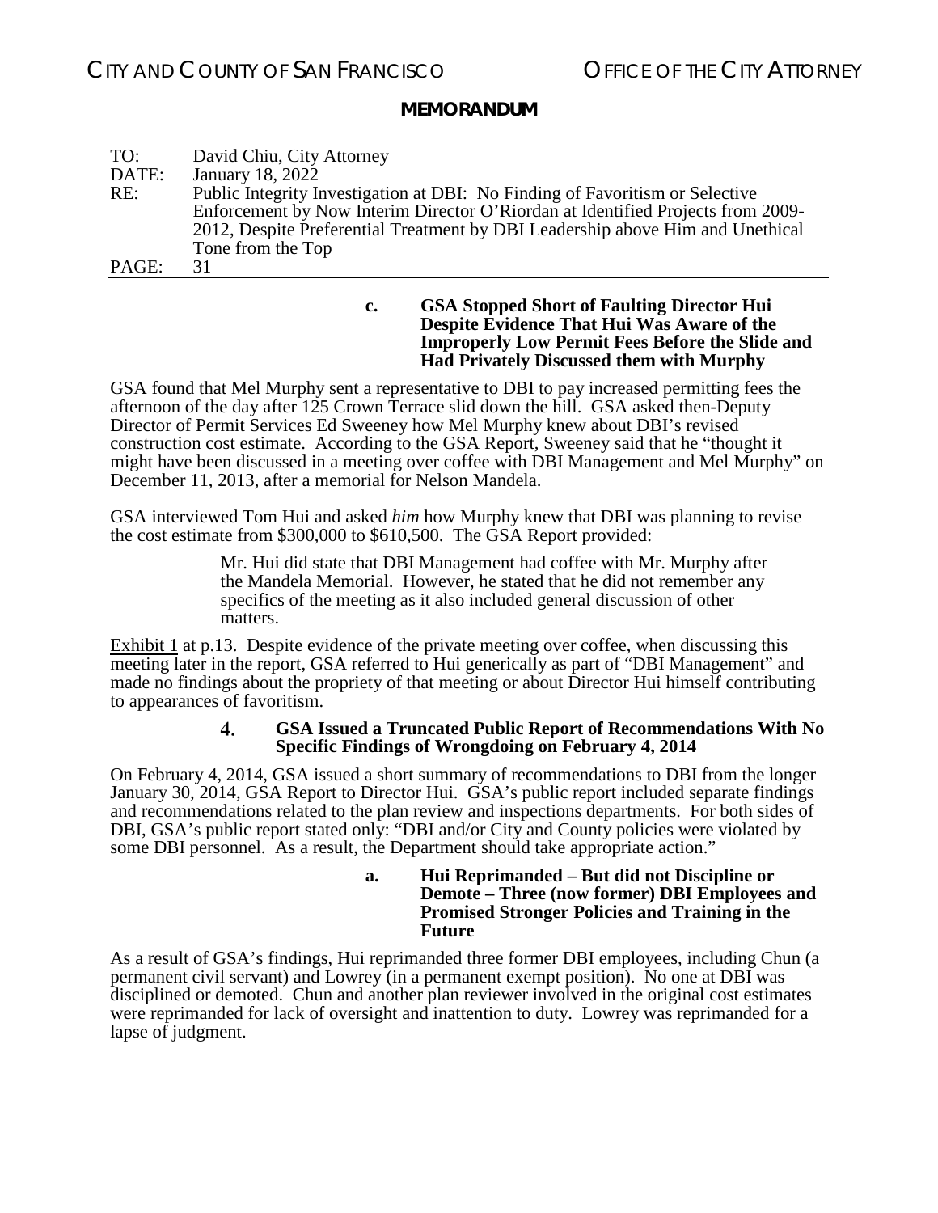#### c. GSA Stopped Short of Faulting Director Hui Despite Evidence That Hui Was Aware of the Improperly Low Permit Fees Before the Slide and Had Privately Discussed them with Murphy

GSA found that Mel Murphy sent a representative to DBI to pay increased permitting fees the afternoon of the day after 125 Crown Terrace slid down the hill. GSA asked then-Deputy Director of Permit Services Ed Sweeney how Mel Murphy knew about DBI's revised construction cost estimate. According to the GSA Report, Sweeney said that he "thought it might have been discussed in a meeting over coffee with DBI Management and Mel Murphy" on December 11, 2013, after a memorial for Nelson Mandela.

GSA interviewed Tom Hui and asked *him* how Murphy knew that DBI was planning to revise the cost estimate from \$300,000 to \$610,500. The GSA Report provided:

> Mr. Hui did state that DBI Management had coffee with Mr. Murphy after the Mandela Memorial. However, he stated that he did not remember any specifics of the meeting as it also included general discussion of other matters.

Exhibit 1 at p.13. Despite evidence of the private meeting over coffee, when discussing this meeting later in the report, GSA referred to Hui generically as part of "DBI Management" and made no findings about the propriety of that meeting or about Director Hui himself contributing to appearances of favoritism.

### 4. GSA Issued a Truncated Public Report of Recommendations With No Specific Findings of Wrongdoing on February 4, 2014

On February 4, 2014, GSA issued a short summary of recommendations to DBI from the longer January 30, 2014, GSA Report to Director Hui. GSA's public report included separate findings and recommendations related to the plan review and inspections departments. For both sides of DBI, GSA's public report stated only: "DBI and/or City and County policies were violated by some DBI personnel. As a result, the Department should take appropriate action."

#### a. Hui Reprimanded – But did not Discipline or Demote – Three (now former) DBI Employees and Promised Stronger Policies and Training in the Future

As a result of GSA's findings, Hui reprimanded three former DBI employees, including Chun (a permanent civil servant) and Lowrey (in a permanent exempt position). No one at DBI was disciplined or demoted. Chun and another plan reviewer involved in the original cost estimates were reprimanded for lack of oversight and inattention to duty. Lowrey was reprimanded for a lapse of judgment.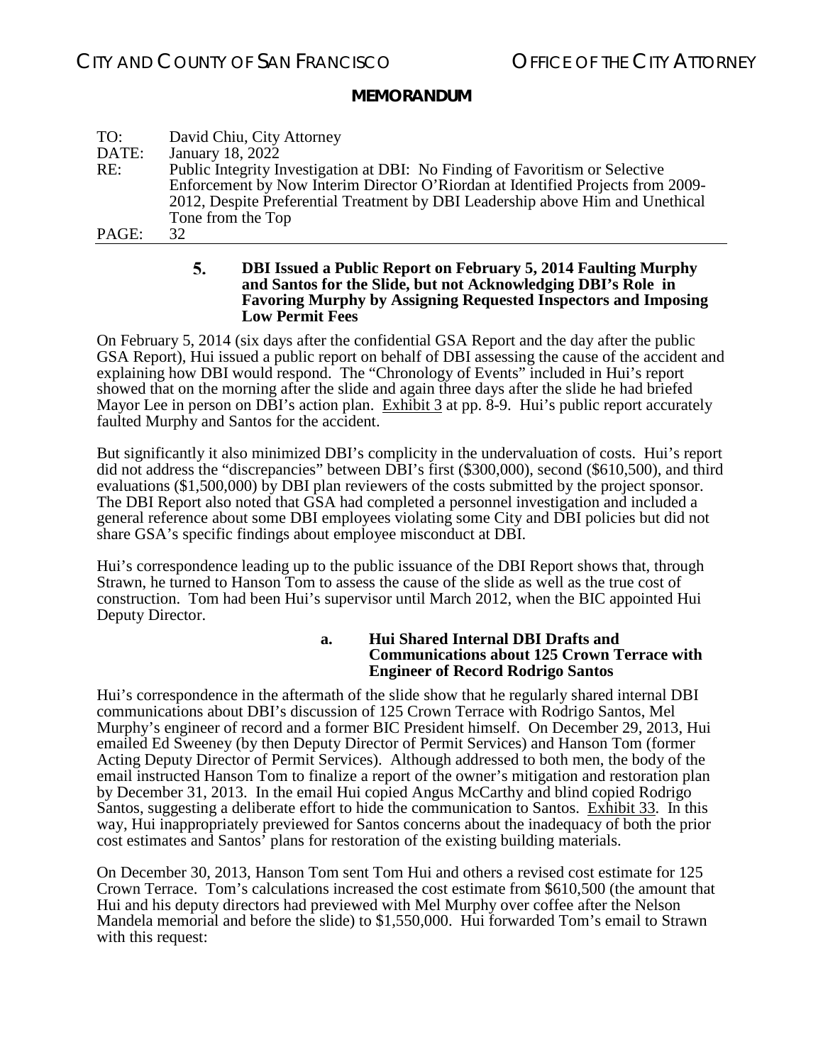**5. DBI Issued a Public Report on February 5, 2014 Faulting Murphy and Santos for the Slide, but not Acknowledging DBI's Role in Favoring Murphy by Assigning Requested Inspectors and Imposing Low Permit Fees**

On February 5, 2014 (six days after the confidential GSA Report and the day after the public GSA Report), Hui issued a public report on behalf of DBI assessing the cause of the accident and explaining how DBI would respond. The "Chronology of Events" included in Hui's report showed that on the morning after the slide and again three days after the slide he had briefed Mayor Lee in person on DBI's action plan. Exhibit 3 at pp. 8-9. Hui's public report accurately faulted Murphy and Santos for the accident.

But significantly it also minimized DBI's complicity in the undervaluation of costs. Hui's report did not address the "discrepancies" between DBI's first ($300,000), second ($610,500), and third evaluations ($1,500,000) by DBI plan reviewers of the costs submitted by the project sponsor. The DBI Report also noted that GSA had completed a personnel investigation and included a general reference about some DBI employees violating some City and DBI policies but did not share GSA's specific findings about employee misconduct at DBI.

Hui's correspondence leading up to the public issuance of the DBI Report shows that, through Strawn, he turned to Hanson Tom to assess the cause of the slide as well as the true cost of construction. Tom had been Hui's supervisor until March 2012, when the BIC appointed Hui Deputy Director.

**a. Hui Shared Internal DBI Drafts and Communications about 125 Crown Terrace with Engineer of Record Rodrigo Santos**

Hui's correspondence in the aftermath of the slide show that he regularly shared internal DBI communications about DBI's discussion of 125 Crown Terrace with Rodrigo Santos, Mel Murphy's engineer of record and a former BIC President himself. On December 29, 2013, Hui emailed Ed Sweeney (by then Deputy Director of Permit Services) and Hanson Tom (former Acting Deputy Director of Permit Services). Although addressed to both men, the body of the email instructed Hanson Tom to finalize a report of the owner's mitigation and restoration plan by December 31, 2013. In the email Hui copied Angus McCarthy and blind copied Rodrigo Santos, suggesting a deliberate effort to hide the communication to Santos. Exhibit 33. In this way, Hui inappropriately previewed for Santos concerns about the inadequacy of both the prior cost estimates and Santos' plans for restoration of the existing building materials.

On December 30, 2013, Hanson Tom sent Tom Hui and others a revised cost estimate for 125 Crown Terrace. Tom's calculations increased the cost estimate from $610,500 (the amount that Hui and his deputy directors had previewed with Mel Murphy over coffee after the Nelson Mandela memorial and before the slide) to $1,550,000. Hui forwarded Tom's email to Strawn with this request: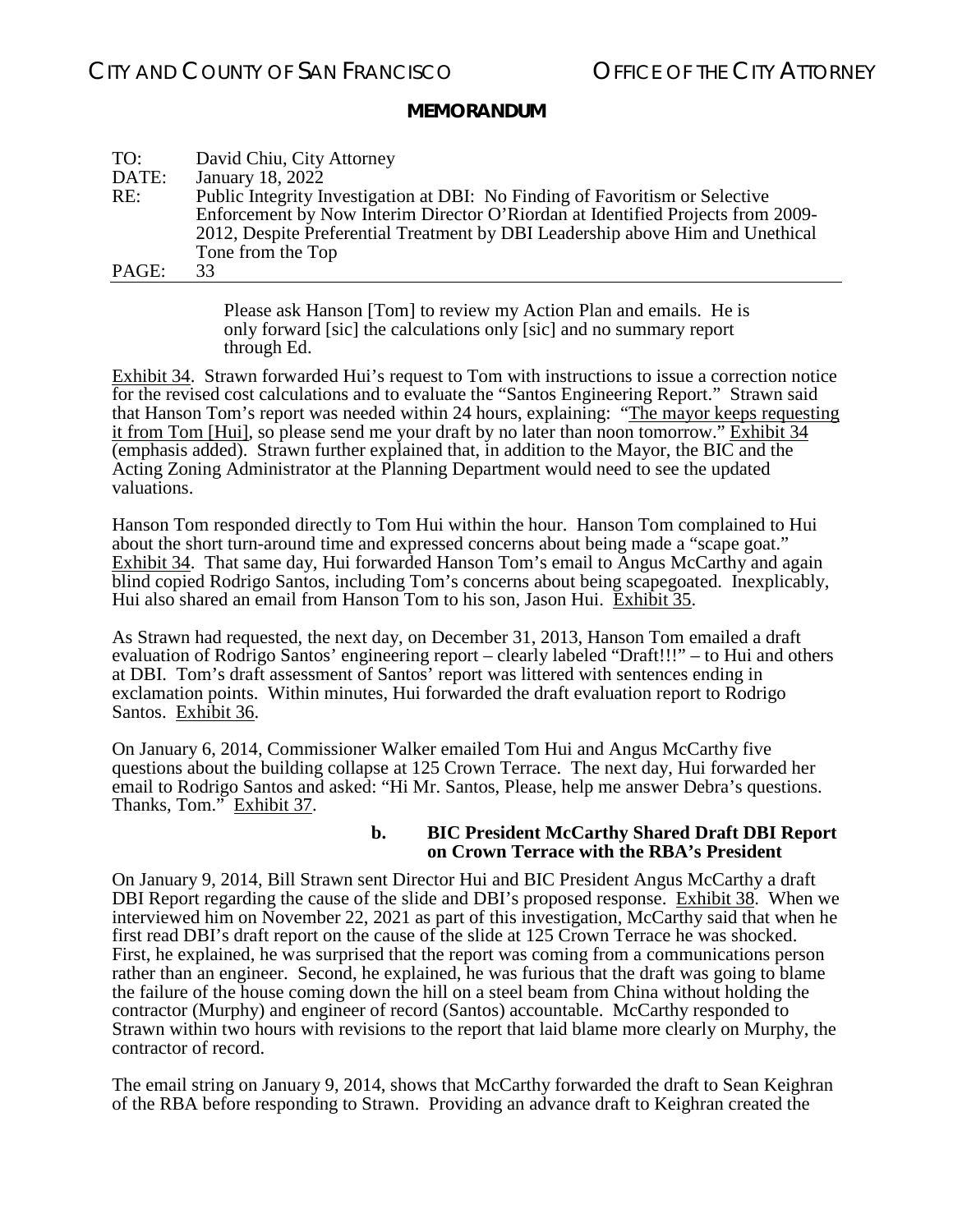Please ask Hanson [Tom] to review my Action Plan and emails. He is only forward [sic] the calculations only [sic] and no summary report through Ed.

Exhibit 34. Strawn forwarded Hui's request to Tom with instructions to issue a correction notice for the revised cost calculations and to evaluate the "Santos Engineering Report." Strawn said that Hanson Tom's report was needed within 24 hours, explaining: "The mayor keeps requesting it from Tom [Hui], so please send me your draft by no later than noon tomorrow." Exhibit 34 (emphasis added). Strawn further explained that, in addition to the Mayor, the BIC and the Acting Zoning Administrator at the Planning Department would need to see the updated valuations.

Hanson Tom responded directly to Tom Hui within the hour. Hanson Tom complained to Hui about the short turn-around time and expressed concerns about being made a "scape goat." Exhibit 34. That same day, Hui forwarded Hanson Tom's email to Angus McCarthy and again blind copied Rodrigo Santos, including Tom's concerns about being scapegoated. Inexplicably, Hui also shared an email from Hanson Tom to his son, Jason Hui. Exhibit 35.

As Strawn had requested, the next day, on December 31, 2013, Hanson Tom emailed a draft evaluation of Rodrigo Santos' engineering report – clearly labeled "Draft!!!" – to Hui and others at DBI. Tom's draft assessment of Santos' report was littered with sentences ending in exclamation points. Within minutes, Hui forwarded the draft evaluation report to Rodrigo Santos. Exhibit 36.

On January 6, 2014, Commissioner Walker emailed Tom Hui and Angus McCarthy five questions about the building collapse at 125 Crown Terrace. The next day, Hui forwarded her email to Rodrigo Santos and asked: "Hi Mr. Santos, Please, help me answer Debra's questions. Thanks, Tom." Exhibit 37.

#### b. BIC President McCarthy Shared Draft DBI Report on Crown Terrace with the RBA's President

On January 9, 2014, Bill Strawn sent Director Hui and BIC President Angus McCarthy a draft DBI Report regarding the cause of the slide and DBI's proposed response. Exhibit 38. When we interviewed him on November 22, 2021 as part of this investigation, McCarthy said that when he first read DBI's draft report on the cause of the slide at 125 Crown Terrace he was shocked. First, he explained, he was surprised that the report was coming from a communications person rather than an engineer. Second, he explained, he was furious that the draft was going to blame the failure of the house coming down the hill on a steel beam from China without holding the contractor (Murphy) and engineer of record (Santos) accountable. McCarthy responded to Strawn within two hours with revisions to the report that laid blame more clearly on Murphy, the contractor of record.

The email string on January 9, 2014, shows that McCarthy forwarded the draft to Sean Keighran of the RBA before responding to Strawn. Providing an advance draft to Keighran created the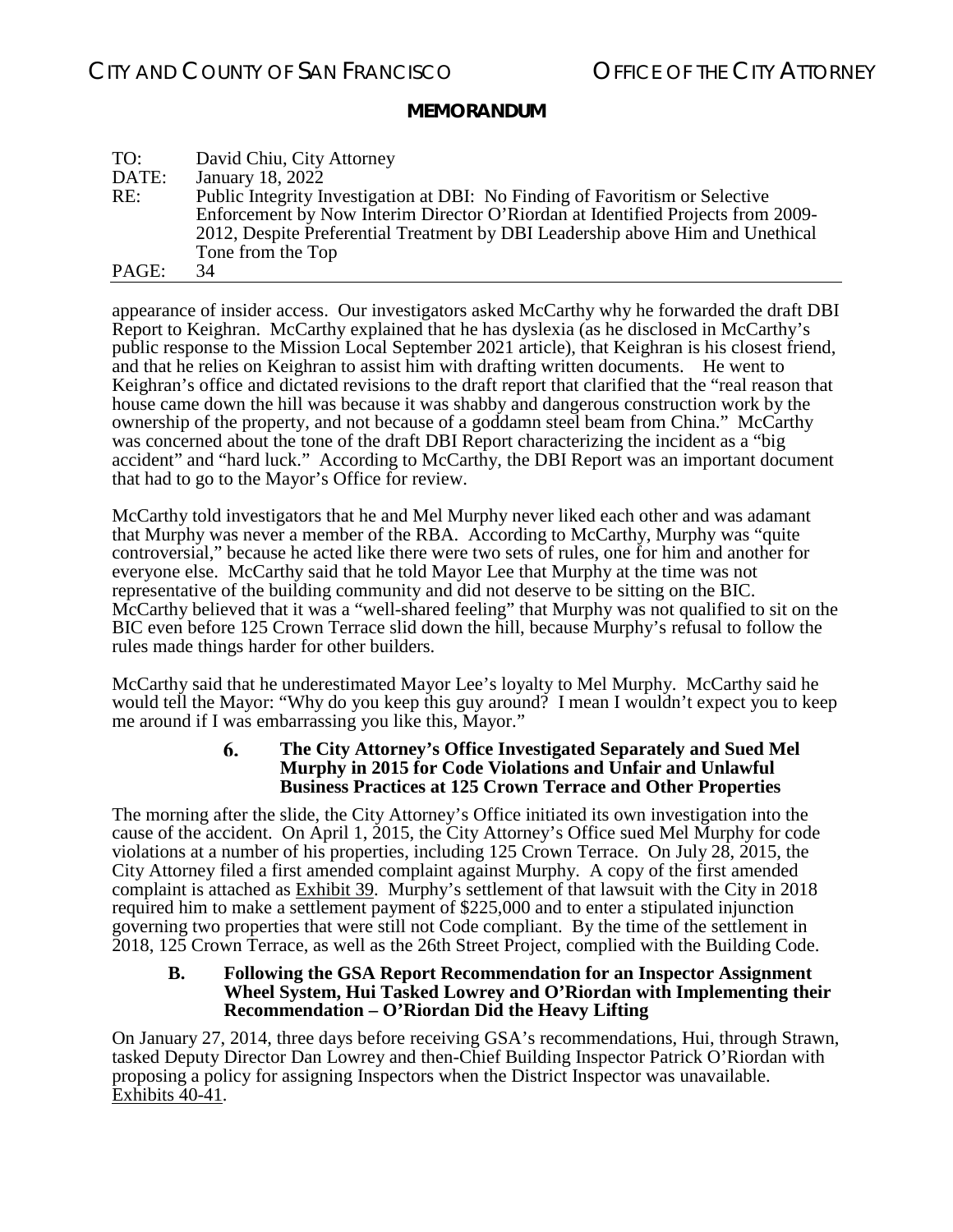appearance of insider access. Our investigators asked McCarthy why he forwarded the draft DBI Report to Keighran. McCarthy explained that he has dyslexia (as he disclosed in McCarthy's public response to the Mission Local September 2021 article), that Keighran is his closest friend, and that he relies on Keighran to assist him with drafting written documents. He went to Keighran's office and dictated revisions to the draft report that clarified that the "real reason that house came down the hill was because it was shabby and dangerous construction work by the ownership of the property, and not because of a goddamn steel beam from China." McCarthy was concerned about the tone of the draft DBI Report characterizing the incident as a "big accident" and "hard luck." According to McCarthy, the DBI Report was an important document that had to go to the Mayor's Office for review.

McCarthy told investigators that he and Mel Murphy never liked each other and was adamant that Murphy was never a member of the RBA. According to McCarthy, Murphy was "quite controversial," because he acted like there were two sets of rules, one for him and another for everyone else. McCarthy said that he told Mayor Lee that Murphy at the time was not representative of the building community and did not deserve to be sitting on the BIC. McCarthy believed that it was a "well-shared feeling" that Murphy was not qualified to sit on the BIC even before 125 Crown Terrace slid down the hill, because Murphy's refusal to follow the rules made things harder for other builders.

McCarthy said that he underestimated Mayor Lee's loyalty to Mel Murphy. McCarthy said he would tell the Mayor: "Why do you keep this guy around? I mean I wouldn't expect you to keep me around if I was embarrassing you like this, Mayor."

#### 6. The City Attorney's Office Investigated Separately and Sued Mel Murphy in 2015 for Code Violations and Unfair and Unlawful Business Practices at 125 Crown Terrace and Other Properties

The morning after the slide, the City Attorney's Office initiated its own investigation into the cause of the accident. On April 1, 2015, the City Attorney's Office sued Mel Murphy for code violations at a number of his properties, including 125 Crown Terrace. On July 28, 2015, the City Attorney filed a first amended complaint against Murphy. A copy of the first amended complaint is attached as Exhibit 39. Murphy's settlement of that lawsuit with the City in 2018 required him to make a settlement payment of $225,000 and to enter a stipulated injunction governing two properties that were still not Code compliant. By the time of the settlement in 2018, 125 Crown Terrace, as well as the 26th Street Project, complied with the Building Code.

### B. Following the GSA Report Recommendation for an Inspector Assignment Wheel System, Hui Tasked Lowrey and O'Riordan with Implementing their Recommendation – O'Riordan Did the Heavy Lifting

On January 27, 2014, three days before receiving GSA's recommendations, Hui, through Strawn, tasked Deputy Director Dan Lowrey and then-Chief Building Inspector Patrick O'Riordan with proposing a policy for assigning Inspectors when the District Inspector was unavailable. Exhibits 40-41.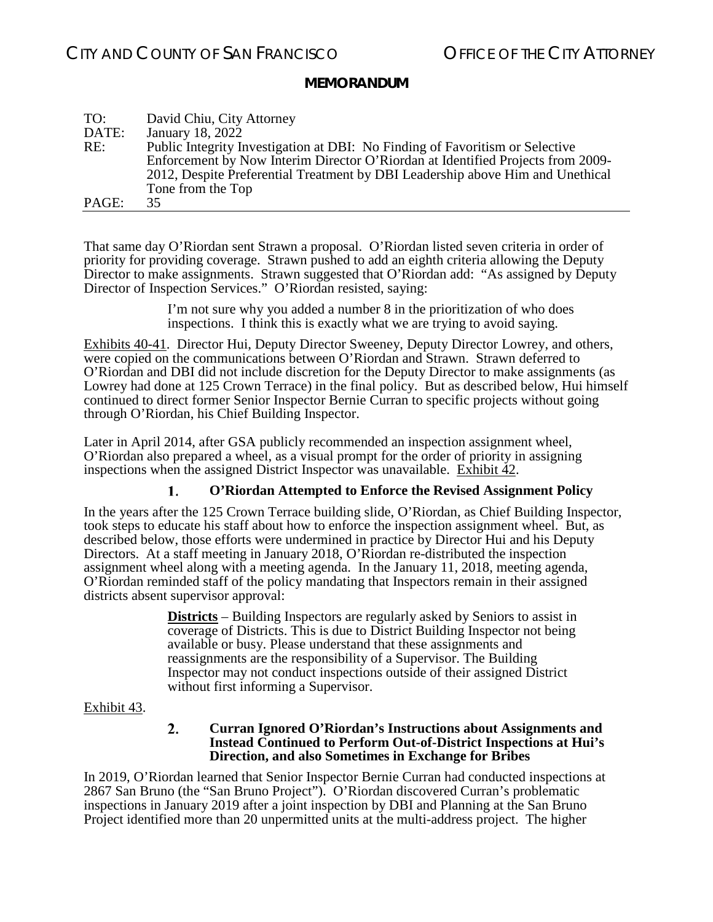That same day O'Riordan sent Strawn a proposal. O'Riordan listed seven criteria in order of priority for providing coverage. Strawn pushed to add an eighth criteria allowing the Deputy Director to make assignments. Strawn suggested that O'Riordan add: "As assigned by Deputy Director of Inspection Services." O'Riordan resisted, saying:

> I'm not sure why you added a number 8 in the prioritization of who does inspections. I think this is exactly what we are trying to avoid saying.

Exhibits 40-41. Director Hui, Deputy Director Sweeney, Deputy Director Lowrey, and others, were copied on the communications between O'Riordan and Strawn. Strawn deferred to O'Riordan and DBI did not include discretion for the Deputy Director to make assignments (as Lowrey had done at 125 Crown Terrace) in the final policy. But as described below, Hui himself continued to direct former Senior Inspector Bernie Curran to specific projects without going through O'Riordan, his Chief Building Inspector.

Later in April 2014, after GSA publicly recommended an inspection assignment wheel, O'Riordan also prepared a wheel, as a visual prompt for the order of priority in assigning inspections when the assigned District Inspector was unavailable. Exhibit 42.

### 1. O'Riordan Attempted to Enforce the Revised Assignment Policy

In the years after the 125 Crown Terrace building slide, O'Riordan, as Chief Building Inspector, took steps to educate his staff about how to enforce the inspection assignment wheel. But, as described below, those efforts were undermined in practice by Director Hui and his Deputy Directors. At a staff meeting in January 2018, O'Riordan re-distributed the inspection assignment wheel along with a meeting agenda. In the January 11, 2018, meeting agenda, O'Riordan reminded staff of the policy mandating that Inspectors remain in their assigned districts absent supervisor approval:

> **Districts** – Building Inspectors are regularly asked by Seniors to assist in coverage of Districts. This is due to District Building Inspector not being available or busy. Please understand that these assignments and reassignments are the responsibility of a Supervisor. The Building Inspector may not conduct inspections outside of their assigned District without first informing a Supervisor.

Exhibit 43.

### 2. Curran Ignored O'Riordan's Instructions about Assignments and Instead Continued to Perform Out-of-District Inspections at Hui's Direction, and also Sometimes in Exchange for Bribes

In 2019, O'Riordan learned that Senior Inspector Bernie Curran had conducted inspections at 2867 San Bruno (the "San Bruno Project"). O'Riordan discovered Curran's problematic inspections in January 2019 after a joint inspection by DBI and Planning at the San Bruno Project identified more than 20 unpermitted units at the multi-address project. The higher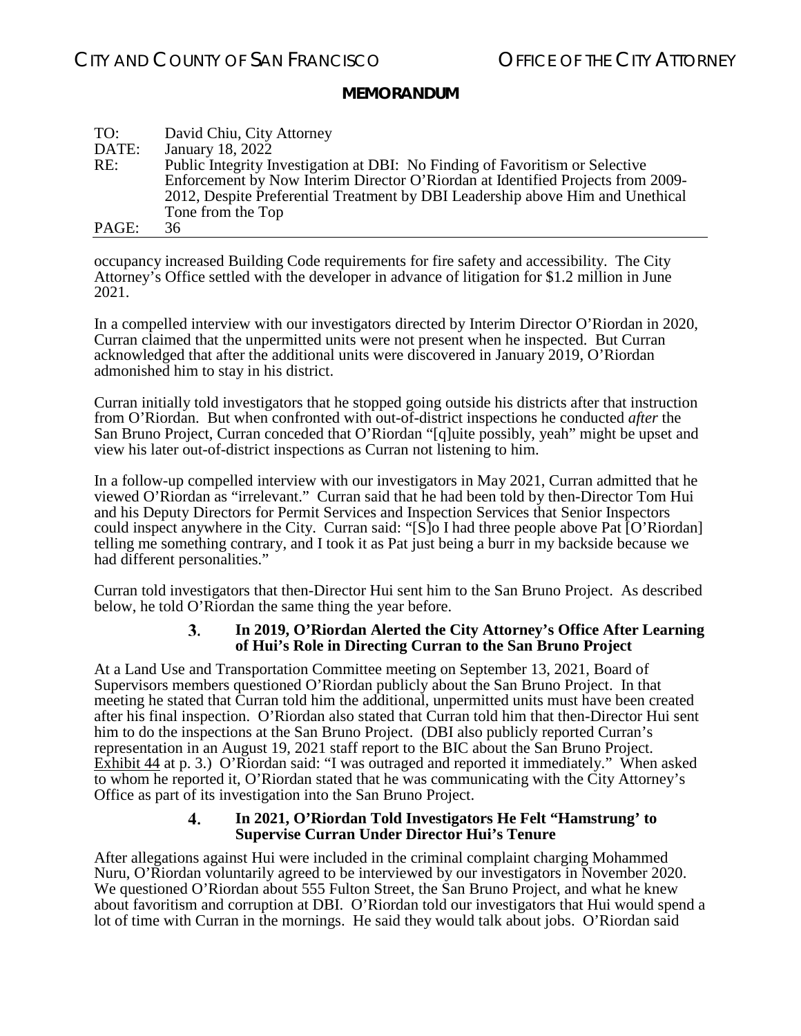occupancy increased Building Code requirements for fire safety and accessibility. The City Attorney's Office settled with the developer in advance of litigation for $1.2 million in June 2021.

In a compelled interview with our investigators directed by Interim Director O'Riordan in 2020, Curran claimed that the unpermitted units were not present when he inspected. But Curran acknowledged that after the additional units were discovered in January 2019, O'Riordan admonished him to stay in his district.

Curran initially told investigators that he stopped going outside his districts after that instruction from O'Riordan. But when confronted with out-of-district inspections he conducted *after* the San Bruno Project, Curran conceded that O'Riordan "[q]uite possibly, yeah" might be upset and view his later out-of-district inspections as Curran not listening to him.

In a follow-up compelled interview with our investigators in May 2021, Curran admitted that he viewed O'Riordan as "irrelevant." Curran said that he had been told by then-Director Tom Hui and his Deputy Directors for Permit Services and Inspection Services that Senior Inspectors could inspect anywhere in the City. Curran said: "[S]o I had three people above Pat [O'Riordan] telling me something contrary, and I took it as Pat just being a burr in my backside because we had different personalities."

Curran told investigators that then-Director Hui sent him to the San Bruno Project. As described below, he told O'Riordan the same thing the year before.

#### 3. In 2019, O'Riordan Alerted the City Attorney's Office After Learning of Hui's Role in Directing Curran to the San Bruno Project

At a Land Use and Transportation Committee meeting on September 13, 2021, Board of Supervisors members questioned O'Riordan publicly about the San Bruno Project. In that meeting he stated that Curran told him the additional, unpermitted units must have been created after his final inspection. O'Riordan also stated that Curran told him that then-Director Hui sent him to do the inspections at the San Bruno Project. (DBI also publicly reported Curran's representation in an August 19, 2021 staff report to the BIC about the San Bruno Project. Exhibit 44 at p. 3.) O'Riordan said: "I was outraged and reported it immediately." When asked to whom he reported it, O'Riordan stated that he was communicating with the City Attorney's Office as part of its investigation into the San Bruno Project.

#### 4. In 2021, O'Riordan Told Investigators He Felt "Hamstrung' to Supervise Curran Under Director Hui's Tenure

After allegations against Hui were included in the criminal complaint charging Mohammed Nuru, O'Riordan voluntarily agreed to be interviewed by our investigators in November 2020. We questioned O'Riordan about 555 Fulton Street, the San Bruno Project, and what he knew about favoritism and corruption at DBI. O'Riordan told our investigators that Hui would spend a lot of time with Curran in the mornings. He said they would talk about jobs. O'Riordan said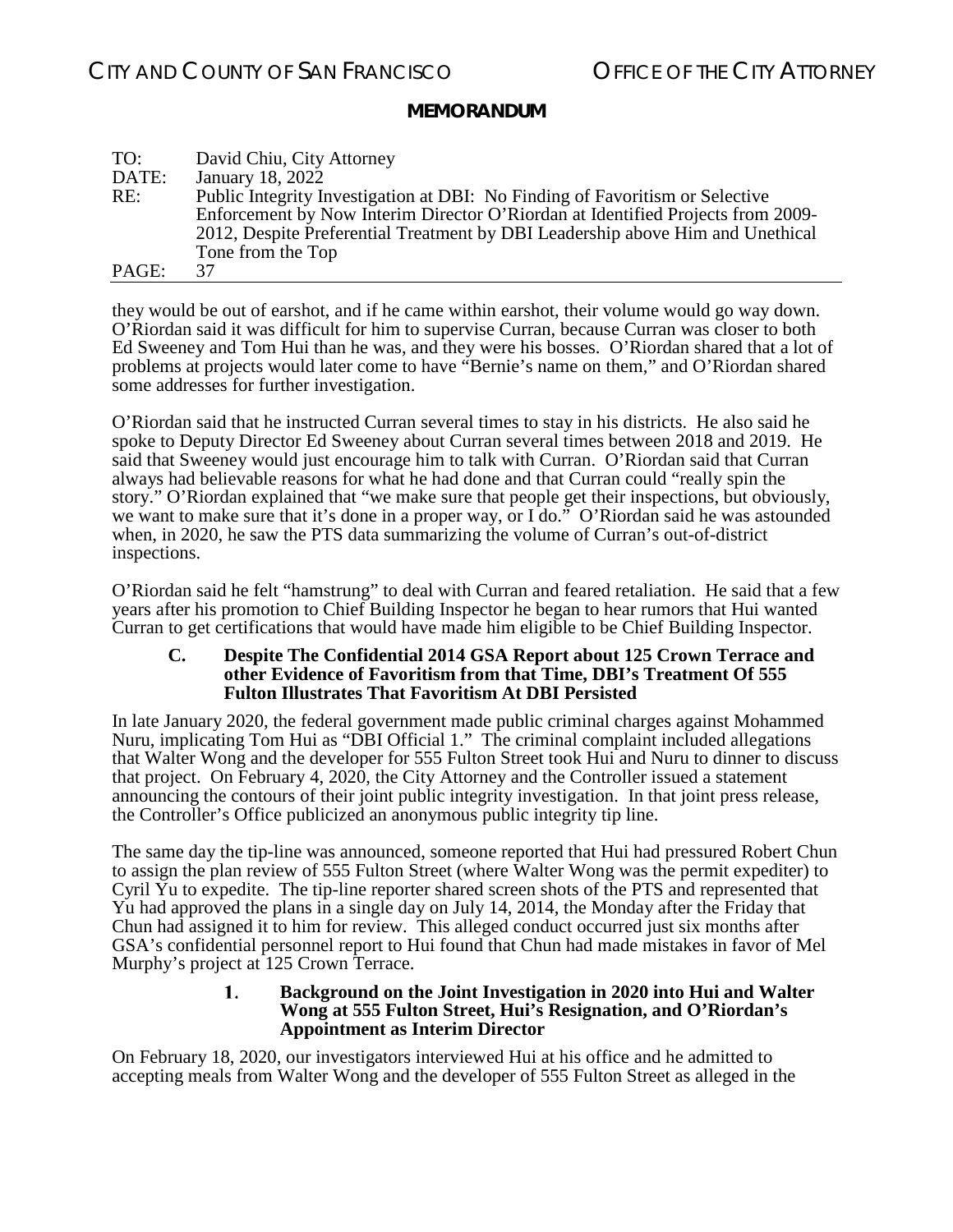they would be out of earshot, and if he came within earshot, their volume would go way down. O'Riordan said it was difficult for him to supervise Curran, because Curran was closer to both Ed Sweeney and Tom Hui than he was, and they were his bosses. O'Riordan shared that a lot of problems at projects would later come to have "Bernie's name on them," and O'Riordan shared some addresses for further investigation.

O'Riordan said that he instructed Curran several times to stay in his districts. He also said he spoke to Deputy Director Ed Sweeney about Curran several times between 2018 and 2019. He said that Sweeney would just encourage him to talk with Curran. O'Riordan said that Curran always had believable reasons for what he had done and that Curran could "really spin the story." O'Riordan explained that "we make sure that people get their inspections, but obviously, we want to make sure that it's done in a proper way, or I do." O'Riordan said he was astounded when, in 2020, he saw the PTS data summarizing the volume of Curran's out-of-district inspections.

O'Riordan said he felt "hamstrung" to deal with Curran and feared retaliation. He said that a few years after his promotion to Chief Building Inspector he began to hear rumors that Hui wanted Curran to get certifications that would have made him eligible to be Chief Building Inspector.

### C. Despite The Confidential 2014 GSA Report about 125 Crown Terrace and other Evidence of Favoritism from that Time, DBI's Treatment Of 555 Fulton Illustrates That Favoritism At DBI Persisted

In late January 2020, the federal government made public criminal charges against Mohammed Nuru, implicating Tom Hui as "DBI Official 1." The criminal complaint included allegations that Walter Wong and the developer for 555 Fulton Street took Hui and Nuru to dinner to discuss that project. On February 4, 2020, the City Attorney and the Controller issued a statement announcing the contours of their joint public integrity investigation. In that joint press release, the Controller's Office publicized an anonymous public integrity tip line.

The same day the tip-line was announced, someone reported that Hui had pressured Robert Chun to assign the plan review of 555 Fulton Street (where Walter Wong was the permit expediter) to Cyril Yu to expedite. The tip-line reporter shared screen shots of the PTS and represented that Yu had approved the plans in a single day on July 14, 2014, the Monday after the Friday that Chun had assigned it to him for review. This alleged conduct occurred just six months after GSA's confidential personnel report to Hui found that Chun had made mistakes in favor of Mel Murphy's project at 125 Crown Terrace.

#### 1. Background on the Joint Investigation in 2020 into Hui and Walter Wong at 555 Fulton Street, Hui's Resignation, and O'Riordan's Appointment as Interim Director

On February 18, 2020, our investigators interviewed Hui at his office and he admitted to accepting meals from Walter Wong and the developer of 555 Fulton Street as alleged in the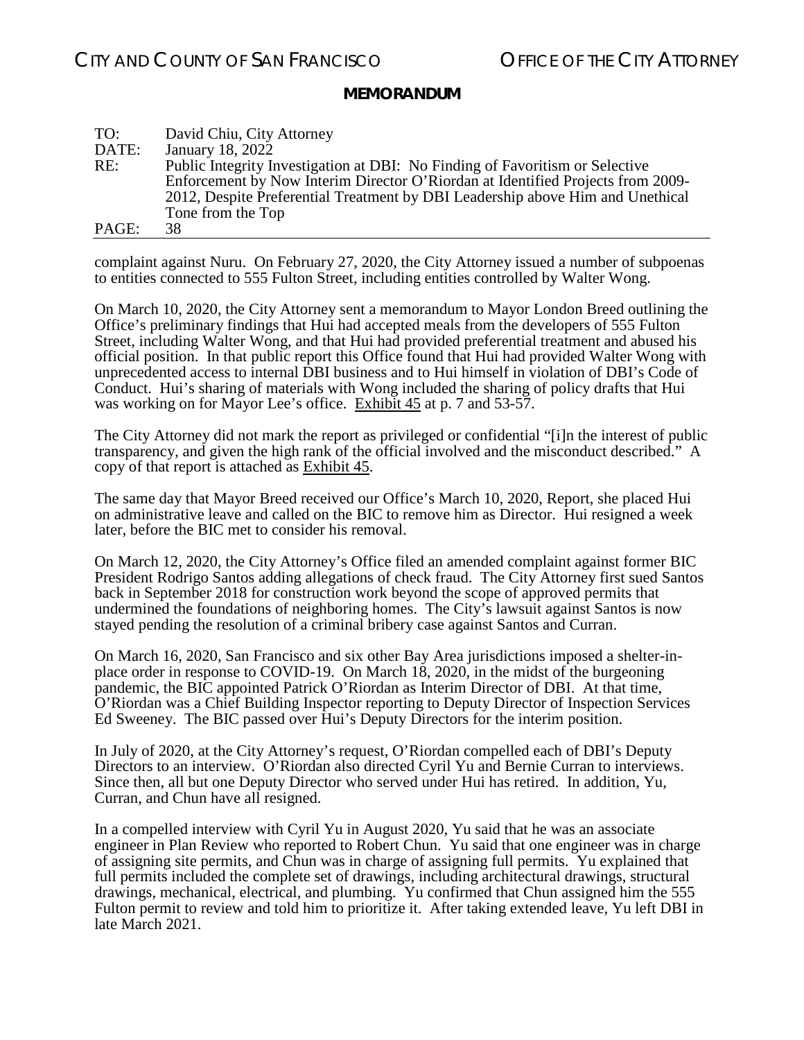complaint against Nuru. On February 27, 2020, the City Attorney issued a number of subpoenas to entities connected to 555 Fulton Street, including entities controlled by Walter Wong.

On March 10, 2020, the City Attorney sent a memorandum to Mayor London Breed outlining the Office's preliminary findings that Hui had accepted meals from the developers of 555 Fulton Street, including Walter Wong, and that Hui had provided preferential treatment and abused his official position. In that public report this Office found that Hui had provided Walter Wong with unprecedented access to internal DBI business and to Hui himself in violation of DBI's Code of Conduct. Hui's sharing of materials with Wong included the sharing of policy drafts that Hui was working on for Mayor Lee's office. Exhibit 45 at p. 7 and 53-57.

The City Attorney did not mark the report as privileged or confidential "[i]n the interest of public transparency, and given the high rank of the official involved and the misconduct described." A copy of that report is attached as Exhibit 45.

The same day that Mayor Breed received our Office's March 10, 2020, Report, she placed Hui on administrative leave and called on the BIC to remove him as Director. Hui resigned a week later, before the BIC met to consider his removal.

On March 12, 2020, the City Attorney's Office filed an amended complaint against former BIC President Rodrigo Santos adding allegations of check fraud. The City Attorney first sued Santos back in September 2018 for construction work beyond the scope of approved permits that undermined the foundations of neighboring homes. The City's lawsuit against Santos is now stayed pending the resolution of a criminal bribery case against Santos and Curran.

On March 16, 2020, San Francisco and six other Bay Area jurisdictions imposed a shelter-in-place order in response to COVID-19. On March 18, 2020, in the midst of the burgeoning pandemic, the BIC appointed Patrick O'Riordan as Interim Director of DBI. At that time, O'Riordan was a Chief Building Inspector reporting to Deputy Director of Inspection Services Ed Sweeney. The BIC passed over Hui's Deputy Directors for the interim position.

In July of 2020, at the City Attorney's request, O'Riordan compelled each of DBI's Deputy Directors to an interview. O'Riordan also directed Cyril Yu and Bernie Curran to interviews. Since then, all but one Deputy Director who served under Hui has retired. In addition, Yu, Curran, and Chun have all resigned.

In a compelled interview with Cyril Yu in August 2020, Yu said that he was an associate engineer in Plan Review who reported to Robert Chun. Yu said that one engineer was in charge of assigning site permits, and Chun was in charge of assigning full permits. Yu explained that full permits included the complete set of drawings, including architectural drawings, structural drawings, mechanical, electrical, and plumbing. Yu confirmed that Chun assigned him the 555 Fulton permit to review and told him to prioritize it. After taking extended leave, Yu left DBI in late March 2021.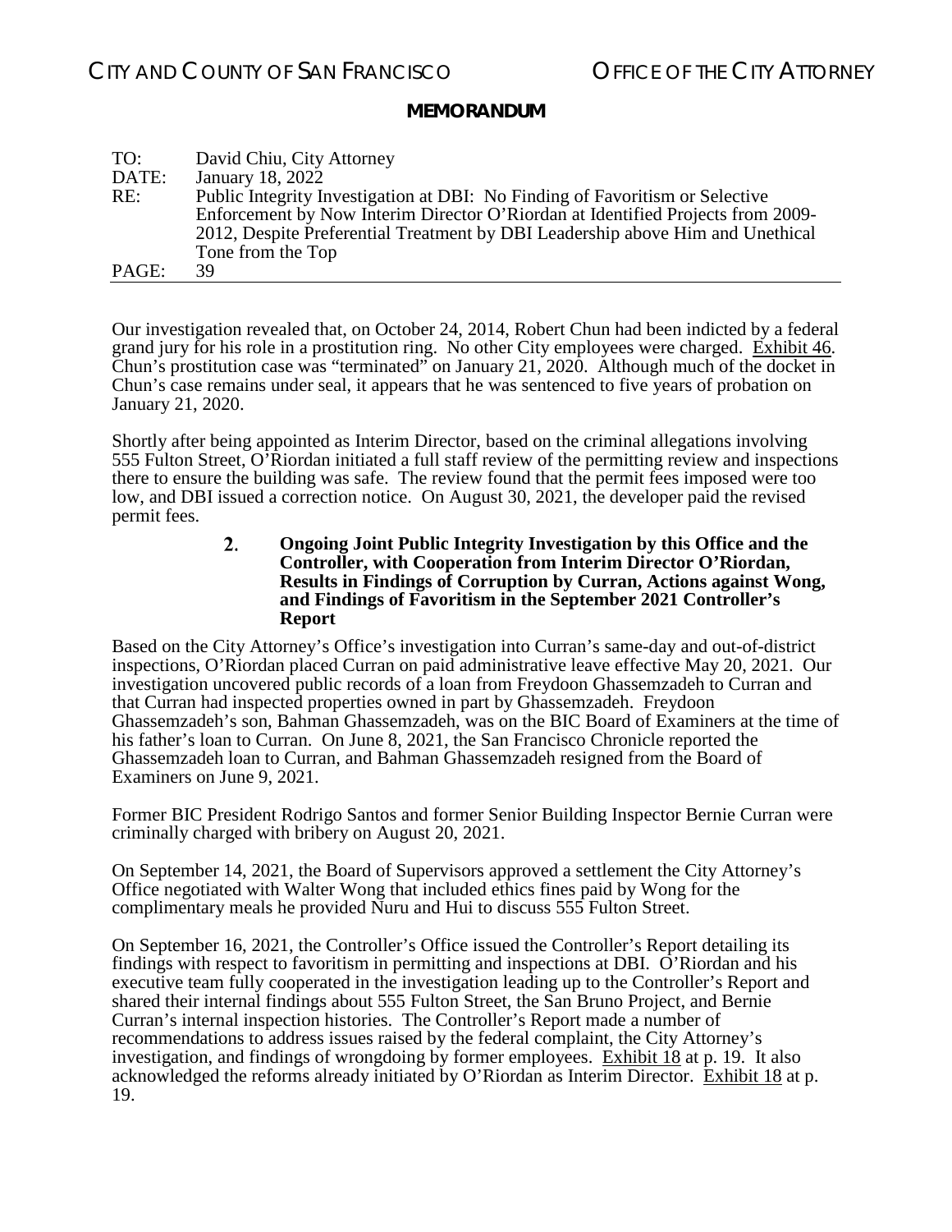Our investigation revealed that, on October 24, 2014, Robert Chun had been indicted by a federal grand jury for his role in a prostitution ring. No other City employees were charged. Exhibit 46. Chun's prostitution case was "terminated" on January 21, 2020. Although much of the docket in Chun's case remains under seal, it appears that he was sentenced to five years of probation on January 21, 2020.

Shortly after being appointed as Interim Director, based on the criminal allegations involving 555 Fulton Street, O'Riordan initiated a full staff review of the permitting review and inspections there to ensure the building was safe. The review found that the permit fees imposed were too low, and DBI issued a correction notice. On August 30, 2021, the developer paid the revised permit fees.

### 2. Ongoing Joint Public Integrity Investigation by this Office and the Controller, with Cooperation from Interim Director O'Riordan, Results in Findings of Corruption by Curran, Actions against Wong, and Findings of Favoritism in the September 2021 Controller's Report

Based on the City Attorney's Office's investigation into Curran's same-day and out-of-district inspections, O'Riordan placed Curran on paid administrative leave effective May 20, 2021. Our investigation uncovered public records of a loan from Freydoon Ghassemzadeh to Curran and that Curran had inspected properties owned in part by Ghassemzadeh. Freydoon Ghassemzadeh's son, Bahman Ghassemzadeh, was on the BIC Board of Examiners at the time of his father's loan to Curran. On June 8, 2021, the San Francisco Chronicle reported the Ghassemzadeh loan to Curran, and Bahman Ghassemzadeh resigned from the Board of Examiners on June 9, 2021.

Former BIC President Rodrigo Santos and former Senior Building Inspector Bernie Curran were criminally charged with bribery on August 20, 2021.

On September 14, 2021, the Board of Supervisors approved a settlement the City Attorney's Office negotiated with Walter Wong that included ethics fines paid by Wong for the complimentary meals he provided Nuru and Hui to discuss 555 Fulton Street.

On September 16, 2021, the Controller's Office issued the Controller's Report detailing its findings with respect to favoritism in permitting and inspections at DBI. O'Riordan and his executive team fully cooperated in the investigation leading up to the Controller's Report and shared their internal findings about 555 Fulton Street, the San Bruno Project, and Bernie Curran's internal inspection histories. The Controller's Report made a number of recommendations to address issues raised by the federal complaint, the City Attorney's investigation, and findings of wrongdoing by former employees. Exhibit 18 at p. 19. It also acknowledged the reforms already initiated by O'Riordan as Interim Director. Exhibit 18 at p. 19.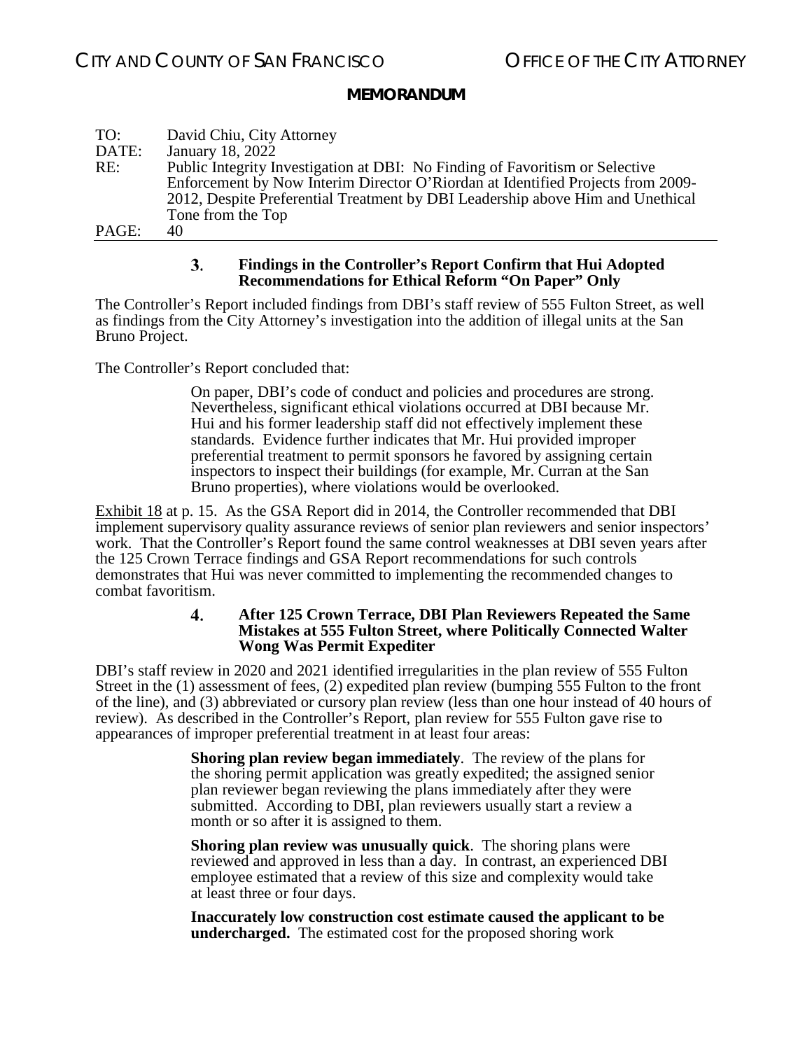### 3. Findings in the Controller's Report Confirm that Hui Adopted Recommendations for Ethical Reform "On Paper" Only

The Controller's Report included findings from DBI's staff review of 555 Fulton Street, as well as findings from the City Attorney's investigation into the addition of illegal units at the San Bruno Project.

The Controller's Report concluded that:

> On paper, DBI's code of conduct and policies and procedures are strong. Nevertheless, significant ethical violations occurred at DBI because Mr. Hui and his former leadership staff did not effectively implement these standards. Evidence further indicates that Mr. Hui provided improper preferential treatment to permit sponsors he favored by assigning certain inspectors to inspect their buildings (for example, Mr. Curran at the San Bruno properties), where violations would be overlooked.

Exhibit 18 at p. 15. As the GSA Report did in 2014, the Controller recommended that DBI implement supervisory quality assurance reviews of senior plan reviewers and senior inspectors' work. That the Controller's Report found the same control weaknesses at DBI seven years after the 125 Crown Terrace findings and GSA Report recommendations for such controls demonstrates that Hui was never committed to implementing the recommended changes to combat favoritism.

### 4. After 125 Crown Terrace, DBI Plan Reviewers Repeated the Same Mistakes at 555 Fulton Street, where Politically Connected Walter Wong Was Permit Expediter

DBI's staff review in 2020 and 2021 identified irregularities in the plan review of 555 Fulton Street in the (1) assessment of fees, (2) expedited plan review (bumping 555 Fulton to the front of the line), and (3) abbreviated or cursory plan review (less than one hour instead of 40 hours of review). As described in the Controller's Report, plan review for 555 Fulton gave rise to appearances of improper preferential treatment in at least four areas:

> **Shoring plan review began immediately**. The review of the plans for the shoring permit application was greatly expedited; the assigned senior plan reviewer began reviewing the plans immediately after they were submitted. According to DBI, plan reviewers usually start a review a month or so after it is assigned to them.
>
> **Shoring plan review was unusually quick**. The shoring plans were reviewed and approved in less than a day. In contrast, an experienced DBI employee estimated that a review of this size and complexity would take at least three or four days.
>
> **Inaccurately low construction cost estimate caused the applicant to be undercharged.** The estimated cost for the proposed shoring work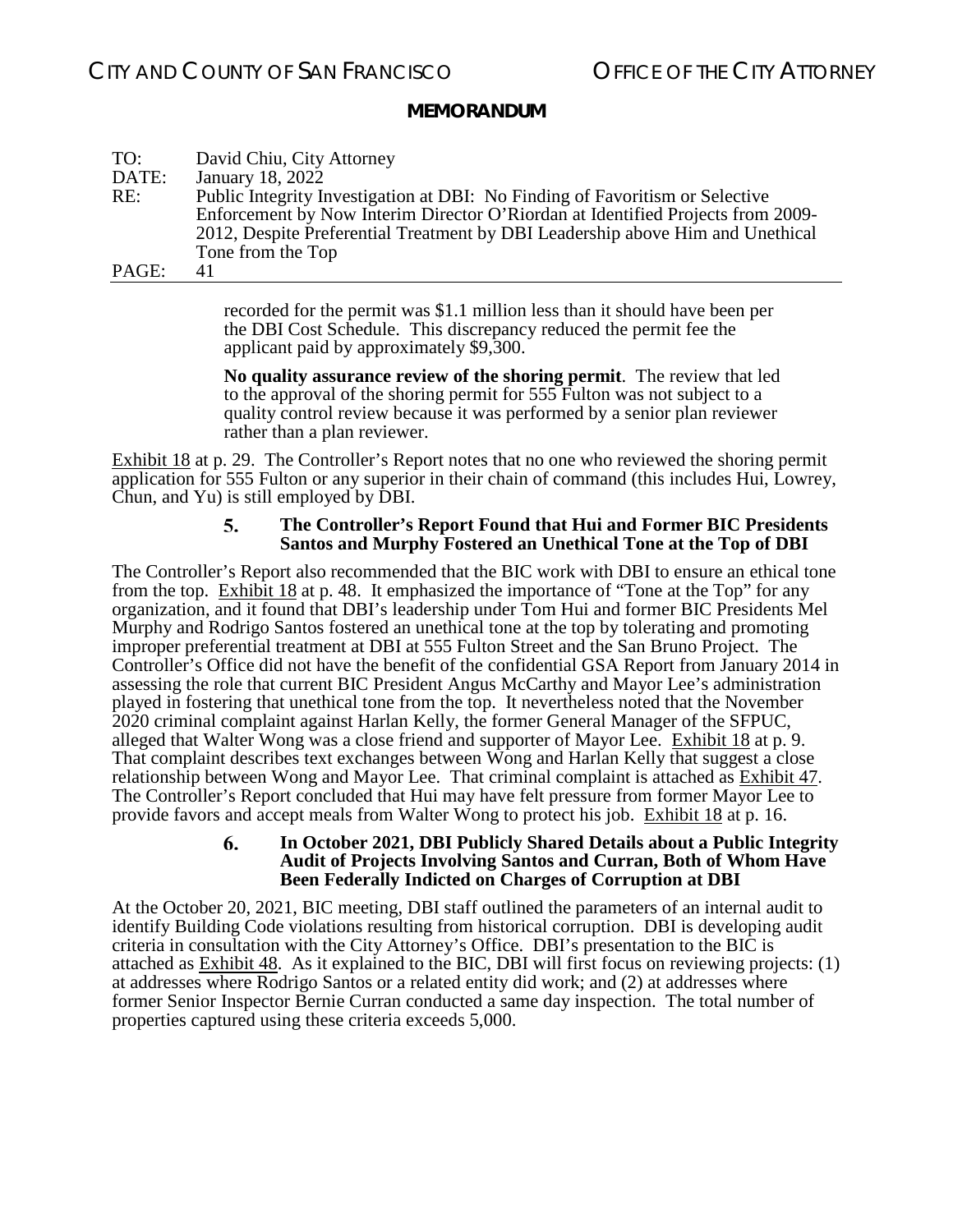recorded for the permit was $1.1 million less than it should have been per the DBI Cost Schedule. This discrepancy reduced the permit fee the applicant paid by approximately $9,300.

> **No quality assurance review of the shoring permit**. The review that led to the approval of the shoring permit for 555 Fulton was not subject to a quality control review because it was performed by a senior plan reviewer rather than a plan reviewer.

Exhibit 18 at p. 29. The Controller's Report notes that no one who reviewed the shoring permit application for 555 Fulton or any superior in their chain of command (this includes Hui, Lowrey, Chun, and Yu) is still employed by DBI.

### 5. The Controller's Report Found that Hui and Former BIC Presidents Santos and Murphy Fostered an Unethical Tone at the Top of DBI

The Controller's Report also recommended that the BIC work with DBI to ensure an ethical tone from the top. Exhibit 18 at p. 48. It emphasized the importance of "Tone at the Top" for any organization, and it found that DBI's leadership under Tom Hui and former BIC Presidents Mel Murphy and Rodrigo Santos fostered an unethical tone at the top by tolerating and promoting improper preferential treatment at DBI at 555 Fulton Street and the San Bruno Project. The Controller's Office did not have the benefit of the confidential GSA Report from January 2014 in assessing the role that current BIC President Angus McCarthy and Mayor Lee's administration played in fostering that unethical tone from the top. It nevertheless noted that the November 2020 criminal complaint against Harlan Kelly, the former General Manager of the SFPUC, alleged that Walter Wong was a close friend and supporter of Mayor Lee. Exhibit 18 at p. 9. That complaint describes text exchanges between Wong and Harlan Kelly that suggest a close relationship between Wong and Mayor Lee. That criminal complaint is attached as Exhibit 47. The Controller's Report concluded that Hui may have felt pressure from former Mayor Lee to provide favors and accept meals from Walter Wong to protect his job. Exhibit 18 at p. 16.

### 6. In October 2021, DBI Publicly Shared Details about a Public Integrity Audit of Projects Involving Santos and Curran, Both of Whom Have Been Federally Indicted on Charges of Corruption at DBI

At the October 20, 2021, BIC meeting, DBI staff outlined the parameters of an internal audit to identify Building Code violations resulting from historical corruption. DBI is developing audit criteria in consultation with the City Attorney's Office. DBI's presentation to the BIC is attached as Exhibit 48. As it explained to the BIC, DBI will first focus on reviewing projects: (1) at addresses where Rodrigo Santos or a related entity did work; and (2) at addresses where former Senior Inspector Bernie Curran conducted a same day inspection. The total number of properties captured using these criteria exceeds 5,000.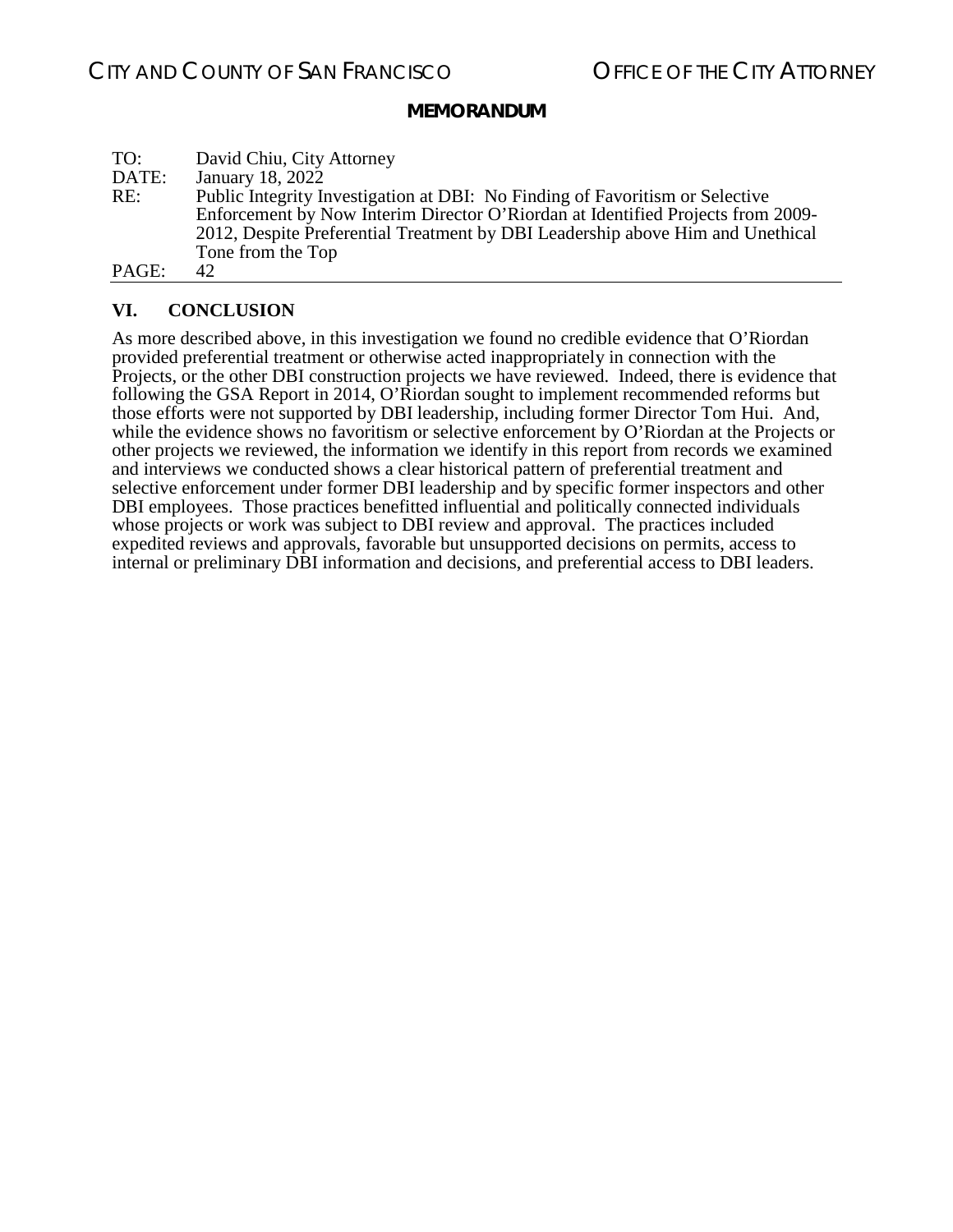## VI. CONCLUSION

As more described above, in this investigation we found no credible evidence that O'Riordan provided preferential treatment or otherwise acted inappropriately in connection with the Projects, or the other DBI construction projects we have reviewed. Indeed, there is evidence that following the GSA Report in 2014, O'Riordan sought to implement recommended reforms but those efforts were not supported by DBI leadership, including former Director Tom Hui. And, while the evidence shows no favoritism or selective enforcement by O'Riordan at the Projects or other projects we reviewed, the information we identify in this report from records we examined and interviews we conducted shows a clear historical pattern of preferential treatment and selective enforcement under former DBI leadership and by specific former inspectors and other DBI employees. Those practices benefitted influential and politically connected individuals whose projects or work was subject to DBI review and approval. The practices included expedited reviews and approvals, favorable but unsupported decisions on permits, access to internal or preliminary DBI information and decisions, and preferential access to DBI leaders.